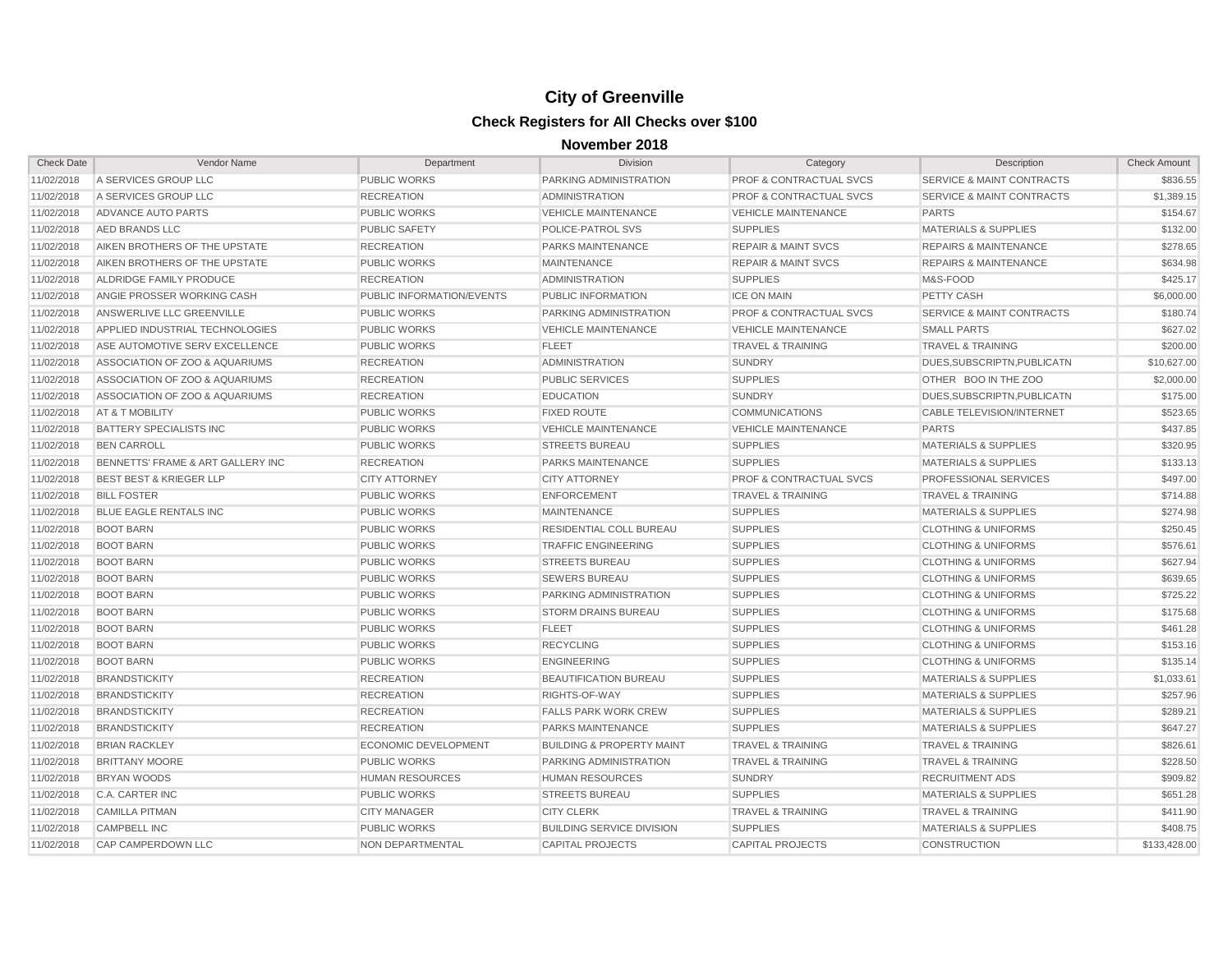# City of Greenville

## Check Registers for All Checks over $100

### November 2018

| Check Date | Vendor Name | Department | Division | Category | Description | Check Amount |
|---|---|---|---|---|---|---|
| 11/02/2018 | A SERVICES GROUP LLC | PUBLIC WORKS | PARKING ADMINISTRATION | PROF & CONTRACTUAL SVCS | SERVICE & MAINT CONTRACTS | $836.55 |
| 11/02/2018 | A SERVICES GROUP LLC | RECREATION | ADMINISTRATION | PROF & CONTRACTUAL SVCS | SERVICE & MAINT CONTRACTS | $1,389.15 |
| 11/02/2018 | ADVANCE AUTO PARTS | PUBLIC WORKS | VEHICLE MAINTENANCE | VEHICLE MAINTENANCE | PARTS | $154.67 |
| 11/02/2018 | AED BRANDS LLC | PUBLIC SAFETY | POLICE-PATROL SVS | SUPPLIES | MATERIALS & SUPPLIES | $132.00 |
| 11/02/2018 | AIKEN BROTHERS OF THE UPSTATE | RECREATION | PARKS MAINTENANCE | REPAIR & MAINT SVCS | REPAIRS & MAINTENANCE | $278.65 |
| 11/02/2018 | AIKEN BROTHERS OF THE UPSTATE | PUBLIC WORKS | MAINTENANCE | REPAIR & MAINT SVCS | REPAIRS & MAINTENANCE | $634.98 |
| 11/02/2018 | ALDRIDGE FAMILY PRODUCE | RECREATION | ADMINISTRATION | SUPPLIES | M&S-FOOD | $425.17 |
| 11/02/2018 | ANGIE PROSSER WORKING CASH | PUBLIC INFORMATION/EVENTS | PUBLIC INFORMATION | ICE ON MAIN | PETTY CASH | $6,000.00 |
| 11/02/2018 | ANSWERLIVE LLC GREENVILLE | PUBLIC WORKS | PARKING ADMINISTRATION | PROF & CONTRACTUAL SVCS | SERVICE & MAINT CONTRACTS | $180.74 |
| 11/02/2018 | APPLIED INDUSTRIAL TECHNOLOGIES | PUBLIC WORKS | VEHICLE MAINTENANCE | VEHICLE MAINTENANCE | SMALL PARTS | $627.02 |
| 11/02/2018 | ASE AUTOMOTIVE SERV EXCELLENCE | PUBLIC WORKS | FLEET | TRAVEL & TRAINING | TRAVEL & TRAINING | $200.00 |
| 11/02/2018 | ASSOCIATION OF ZOO & AQUARIUMS | RECREATION | ADMINISTRATION | SUNDRY | DUES,SUBSCRIPTN,PUBLICATN | $10,627.00 |
| 11/02/2018 | ASSOCIATION OF ZOO & AQUARIUMS | RECREATION | PUBLIC SERVICES | SUPPLIES | OTHER BOO IN THE ZOO | $2,000.00 |
| 11/02/2018 | ASSOCIATION OF ZOO & AQUARIUMS | RECREATION | EDUCATION | SUNDRY | DUES,SUBSCRIPTN,PUBLICATN | $175.00 |
| 11/02/2018 | AT & T MOBILITY | PUBLIC WORKS | FIXED ROUTE | COMMUNICATIONS | CABLE TELEVISION/INTERNET | $523.65 |
| 11/02/2018 | BATTERY SPECIALISTS INC | PUBLIC WORKS | VEHICLE MAINTENANCE | VEHICLE MAINTENANCE | PARTS | $437.85 |
| 11/02/2018 | BEN CARROLL | PUBLIC WORKS | STREETS BUREAU | SUPPLIES | MATERIALS & SUPPLIES | $320.95 |
| 11/02/2018 | BENNETTS' FRAME & ART GALLERY INC | RECREATION | PARKS MAINTENANCE | SUPPLIES | MATERIALS & SUPPLIES | $133.13 |
| 11/02/2018 | BEST BEST & KRIEGER LLP | CITY ATTORNEY | CITY ATTORNEY | PROF & CONTRACTUAL SVCS | PROFESSIONAL SERVICES | $497.00 |
| 11/02/2018 | BILL FOSTER | PUBLIC WORKS | ENFORCEMENT | TRAVEL & TRAINING | TRAVEL & TRAINING | $714.88 |
| 11/02/2018 | BLUE EAGLE RENTALS INC | PUBLIC WORKS | MAINTENANCE | SUPPLIES | MATERIALS & SUPPLIES | $274.98 |
| 11/02/2018 | BOOT BARN | PUBLIC WORKS | RESIDENTIAL COLL BUREAU | SUPPLIES | CLOTHING & UNIFORMS | $250.45 |
| 11/02/2018 | BOOT BARN | PUBLIC WORKS | TRAFFIC ENGINEERING | SUPPLIES | CLOTHING & UNIFORMS | $576.61 |
| 11/02/2018 | BOOT BARN | PUBLIC WORKS | STREETS BUREAU | SUPPLIES | CLOTHING & UNIFORMS | $627.94 |
| 11/02/2018 | BOOT BARN | PUBLIC WORKS | SEWERS BUREAU | SUPPLIES | CLOTHING & UNIFORMS | $639.65 |
| 11/02/2018 | BOOT BARN | PUBLIC WORKS | PARKING ADMINISTRATION | SUPPLIES | CLOTHING & UNIFORMS | $725.22 |
| 11/02/2018 | BOOT BARN | PUBLIC WORKS | STORM DRAINS BUREAU | SUPPLIES | CLOTHING & UNIFORMS | $175.68 |
| 11/02/2018 | BOOT BARN | PUBLIC WORKS | FLEET | SUPPLIES | CLOTHING & UNIFORMS | $461.28 |
| 11/02/2018 | BOOT BARN | PUBLIC WORKS | RECYCLING | SUPPLIES | CLOTHING & UNIFORMS | $153.16 |
| 11/02/2018 | BOOT BARN | PUBLIC WORKS | ENGINEERING | SUPPLIES | CLOTHING & UNIFORMS | $135.14 |
| 11/02/2018 | BRANDSTICKITY | RECREATION | BEAUTIFICATION BUREAU | SUPPLIES | MATERIALS & SUPPLIES | $1,033.61 |
| 11/02/2018 | BRANDSTICKITY | RECREATION | RIGHTS-OF-WAY | SUPPLIES | MATERIALS & SUPPLIES | $257.96 |
| 11/02/2018 | BRANDSTICKITY | RECREATION | FALLS PARK WORK CREW | SUPPLIES | MATERIALS & SUPPLIES | $289.21 |
| 11/02/2018 | BRANDSTICKITY | RECREATION | PARKS MAINTENANCE | SUPPLIES | MATERIALS & SUPPLIES | $647.27 |
| 11/02/2018 | BRIAN RACKLEY | ECONOMIC DEVELOPMENT | BUILDING & PROPERTY MAINT | TRAVEL & TRAINING | TRAVEL & TRAINING | $826.61 |
| 11/02/2018 | BRITTANY MOORE | PUBLIC WORKS | PARKING ADMINISTRATION | TRAVEL & TRAINING | TRAVEL & TRAINING | $228.50 |
| 11/02/2018 | BRYAN WOODS | HUMAN RESOURCES | HUMAN RESOURCES | SUNDRY | RECRUITMENT ADS | $909.82 |
| 11/02/2018 | C.A. CARTER INC | PUBLIC WORKS | STREETS BUREAU | SUPPLIES | MATERIALS & SUPPLIES | $651.28 |
| 11/02/2018 | CAMILLA PITMAN | CITY MANAGER | CITY CLERK | TRAVEL & TRAINING | TRAVEL & TRAINING | $411.90 |
| 11/02/2018 | CAMPBELL INC | PUBLIC WORKS | BUILDING SERVICE DIVISION | SUPPLIES | MATERIALS & SUPPLIES | $408.75 |
| 11/02/2018 | CAP CAMPERDOWN LLC | NON DEPARTMENTAL | CAPITAL PROJECTS | CAPITAL PROJECTS | CONSTRUCTION | $133,428.00 |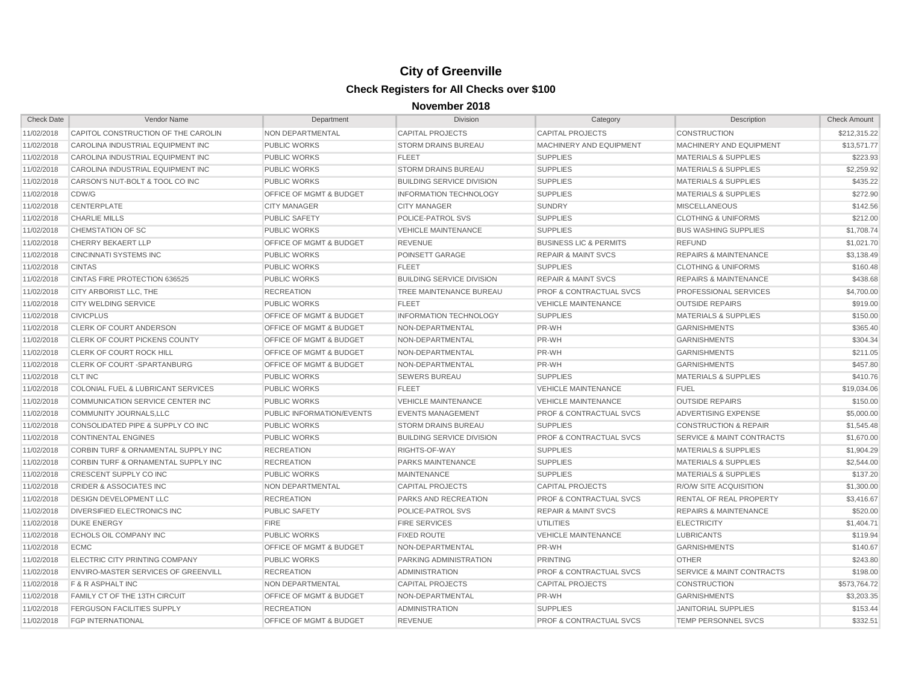# City of Greenville

## Check Registers for All Checks over $100

### November 2018

| Check Date | Vendor Name | Department | Division | Category | Description | Check Amount |
|---|---|---|---|---|---|---|
| 11/02/2018 | CAPITOL CONSTRUCTION OF THE CAROLIN | NON DEPARTMENTAL | CAPITAL PROJECTS | CAPITAL PROJECTS | CONSTRUCTION | $212,315.22 |
| 11/02/2018 | CAROLINA INDUSTRIAL EQUIPMENT INC | PUBLIC WORKS | STORM DRAINS BUREAU | MACHINERY AND EQUIPMENT | MACHINERY AND EQUIPMENT | $13,571.77 |
| 11/02/2018 | CAROLINA INDUSTRIAL EQUIPMENT INC | PUBLIC WORKS | FLEET | SUPPLIES | MATERIALS & SUPPLIES | $223.93 |
| 11/02/2018 | CAROLINA INDUSTRIAL EQUIPMENT INC | PUBLIC WORKS | STORM DRAINS BUREAU | SUPPLIES | MATERIALS & SUPPLIES | $2,259.92 |
| 11/02/2018 | CARSON'S NUT-BOLT & TOOL CO INC | PUBLIC WORKS | BUILDING SERVICE DIVISION | SUPPLIES | MATERIALS & SUPPLIES | $435.22 |
| 11/02/2018 | CDW/G | OFFICE OF MGMT & BUDGET | INFORMATION TECHNOLOGY | SUPPLIES | MATERIALS & SUPPLIES | $272.90 |
| 11/02/2018 | CENTERPLATE | CITY MANAGER | CITY MANAGER | SUNDRY | MISCELLANEOUS | $142.56 |
| 11/02/2018 | CHARLIE MILLS | PUBLIC SAFETY | POLICE-PATROL SVS | SUPPLIES | CLOTHING & UNIFORMS | $212.00 |
| 11/02/2018 | CHEMSTATION OF SC | PUBLIC WORKS | VEHICLE MAINTENANCE | SUPPLIES | BUS WASHING SUPPLIES | $1,708.74 |
| 11/02/2018 | CHERRY BEKAERT LLP | OFFICE OF MGMT & BUDGET | REVENUE | BUSINESS LIC & PERMITS | REFUND | $1,021.70 |
| 11/02/2018 | CINCINNATI SYSTEMS INC | PUBLIC WORKS | POINSETT GARAGE | REPAIR & MAINT SVCS | REPAIRS & MAINTENANCE | $3,138.49 |
| 11/02/2018 | CINTAS | PUBLIC WORKS | FLEET | SUPPLIES | CLOTHING & UNIFORMS | $160.48 |
| 11/02/2018 | CINTAS FIRE PROTECTION 636525 | PUBLIC WORKS | BUILDING SERVICE DIVISION | REPAIR & MAINT SVCS | REPAIRS & MAINTENANCE | $438.68 |
| 11/02/2018 | CITY ARBORIST LLC, THE | RECREATION | TREE MAINTENANCE BUREAU | PROF & CONTRACTUAL SVCS | PROFESSIONAL SERVICES | $4,700.00 |
| 11/02/2018 | CITY WELDING SERVICE | PUBLIC WORKS | FLEET | VEHICLE MAINTENANCE | OUTSIDE REPAIRS | $919.00 |
| 11/02/2018 | CIVICPLUS | OFFICE OF MGMT & BUDGET | INFORMATION TECHNOLOGY | SUPPLIES | MATERIALS & SUPPLIES | $150.00 |
| 11/02/2018 | CLERK OF COURT ANDERSON | OFFICE OF MGMT & BUDGET | NON-DEPARTMENTAL | PR-WH | GARNISHMENTS | $365.40 |
| 11/02/2018 | CLERK OF COURT PICKENS COUNTY | OFFICE OF MGMT & BUDGET | NON-DEPARTMENTAL | PR-WH | GARNISHMENTS | $304.34 |
| 11/02/2018 | CLERK OF COURT ROCK HILL | OFFICE OF MGMT & BUDGET | NON-DEPARTMENTAL | PR-WH | GARNISHMENTS | $211.05 |
| 11/02/2018 | CLERK OF COURT -SPARTANBURG | OFFICE OF MGMT & BUDGET | NON-DEPARTMENTAL | PR-WH | GARNISHMENTS | $457.80 |
| 11/02/2018 | CLT INC | PUBLIC WORKS | SEWERS BUREAU | SUPPLIES | MATERIALS & SUPPLIES | $410.76 |
| 11/02/2018 | COLONIAL FUEL & LUBRICANT SERVICES | PUBLIC WORKS | FLEET | VEHICLE MAINTENANCE | FUEL | $19,034.06 |
| 11/02/2018 | COMMUNICATION SERVICE CENTER INC | PUBLIC WORKS | VEHICLE MAINTENANCE | VEHICLE MAINTENANCE | OUTSIDE REPAIRS | $150.00 |
| 11/02/2018 | COMMUNITY JOURNALS,LLC | PUBLIC INFORMATION/EVENTS | EVENTS MANAGEMENT | PROF & CONTRACTUAL SVCS | ADVERTISING EXPENSE | $5,000.00 |
| 11/02/2018 | CONSOLIDATED PIPE & SUPPLY CO INC | PUBLIC WORKS | STORM DRAINS BUREAU | SUPPLIES | CONSTRUCTION & REPAIR | $1,545.48 |
| 11/02/2018 | CONTINENTAL ENGINES | PUBLIC WORKS | BUILDING SERVICE DIVISION | PROF & CONTRACTUAL SVCS | SERVICE & MAINT CONTRACTS | $1,670.00 |
| 11/02/2018 | CORBIN TURF & ORNAMENTAL SUPPLY INC | RECREATION | RIGHTS-OF-WAY | SUPPLIES | MATERIALS & SUPPLIES | $1,904.29 |
| 11/02/2018 | CORBIN TURF & ORNAMENTAL SUPPLY INC | RECREATION | PARKS MAINTENANCE | SUPPLIES | MATERIALS & SUPPLIES | $2,544.00 |
| 11/02/2018 | CRESCENT SUPPLY CO INC | PUBLIC WORKS | MAINTENANCE | SUPPLIES | MATERIALS & SUPPLIES | $137.20 |
| 11/02/2018 | CRIDER & ASSOCIATES INC | NON DEPARTMENTAL | CAPITAL PROJECTS | CAPITAL PROJECTS | R/O/W SITE ACQUISITION | $1,300.00 |
| 11/02/2018 | DESIGN DEVELOPMENT LLC | RECREATION | PARKS AND RECREATION | PROF & CONTRACTUAL SVCS | RENTAL OF REAL PROPERTY | $3,416.67 |
| 11/02/2018 | DIVERSIFIED ELECTRONICS INC | PUBLIC SAFETY | POLICE-PATROL SVS | REPAIR & MAINT SVCS | REPAIRS & MAINTENANCE | $520.00 |
| 11/02/2018 | DUKE ENERGY | FIRE | FIRE SERVICES | UTILITIES | ELECTRICITY | $1,404.71 |
| 11/02/2018 | ECHOLS OIL COMPANY INC | PUBLIC WORKS | FIXED ROUTE | VEHICLE MAINTENANCE | LUBRICANTS | $119.94 |
| 11/02/2018 | ECMC | OFFICE OF MGMT & BUDGET | NON-DEPARTMENTAL | PR-WH | GARNISHMENTS | $140.67 |
| 11/02/2018 | ELECTRIC CITY PRINTING COMPANY | PUBLIC WORKS | PARKING ADMINISTRATION | PRINTING | OTHER | $243.80 |
| 11/02/2018 | ENVIRO-MASTER SERVICES OF GREENVILL | RECREATION | ADMINISTRATION | PROF & CONTRACTUAL SVCS | SERVICE & MAINT CONTRACTS | $198.00 |
| 11/02/2018 | F & R ASPHALT INC | NON DEPARTMENTAL | CAPITAL PROJECTS | CAPITAL PROJECTS | CONSTRUCTION | $573,764.72 |
| 11/02/2018 | FAMILY CT OF THE 13TH CIRCUIT | OFFICE OF MGMT & BUDGET | NON-DEPARTMENTAL | PR-WH | GARNISHMENTS | $3,203.35 |
| 11/02/2018 | FERGUSON FACILITIES SUPPLY | RECREATION | ADMINISTRATION | SUPPLIES | JANITORIAL SUPPLIES | $153.44 |
| 11/02/2018 | FGP INTERNATIONAL | OFFICE OF MGMT & BUDGET | REVENUE | PROF & CONTRACTUAL SVCS | TEMP PERSONNEL SVCS | $332.51 |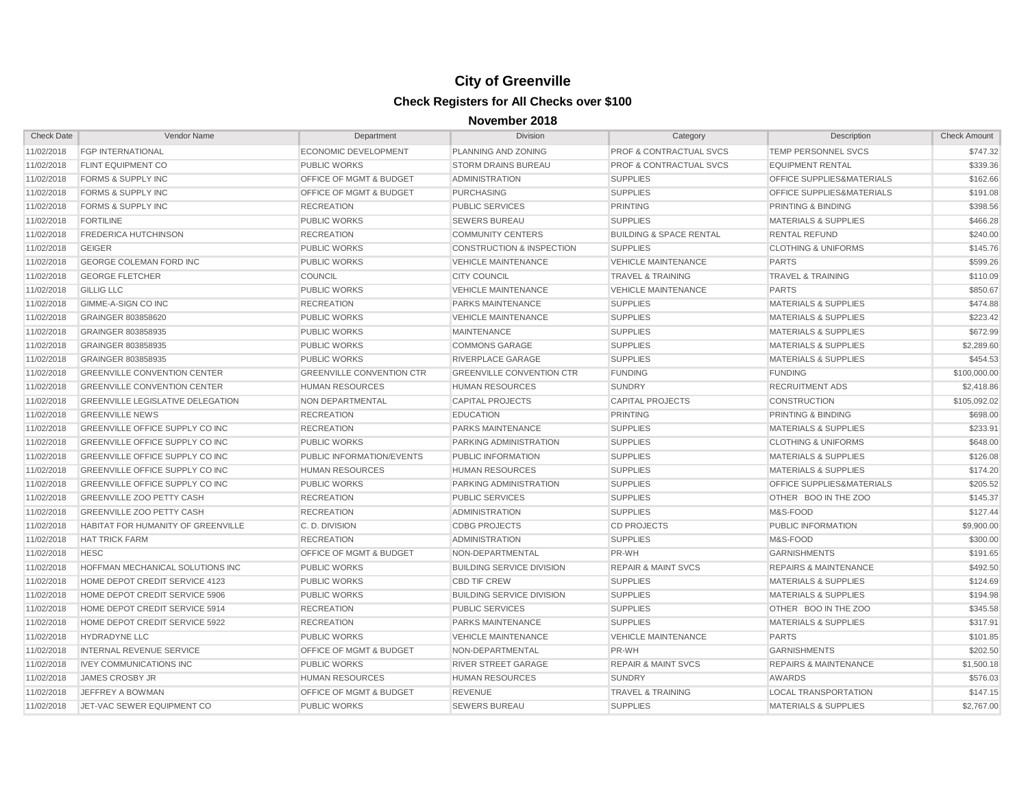# City of Greenville

## Check Registers for All Checks over $100

### November 2018

| Check Date | Vendor Name | Department | Division | Category | Description | Check Amount |
|---|---|---|---|---|---|---|
| 11/02/2018 | FGP INTERNATIONAL | ECONOMIC DEVELOPMENT | PLANNING AND ZONING | PROF & CONTRACTUAL SVCS | TEMP PERSONNEL SVCS | $747.32 |
| 11/02/2018 | FLINT EQUIPMENT CO | PUBLIC WORKS | STORM DRAINS BUREAU | PROF & CONTRACTUAL SVCS | EQUIPMENT RENTAL | $339.36 |
| 11/02/2018 | FORMS & SUPPLY INC | OFFICE OF MGMT & BUDGET | ADMINISTRATION | SUPPLIES | OFFICE SUPPLIES&MATERIALS | $162.66 |
| 11/02/2018 | FORMS & SUPPLY INC | OFFICE OF MGMT & BUDGET | PURCHASING | SUPPLIES | OFFICE SUPPLIES&MATERIALS | $191.08 |
| 11/02/2018 | FORMS & SUPPLY INC | RECREATION | PUBLIC SERVICES | PRINTING | PRINTING & BINDING | $398.56 |
| 11/02/2018 | FORTILINE | PUBLIC WORKS | SEWERS BUREAU | SUPPLIES | MATERIALS & SUPPLIES | $466.28 |
| 11/02/2018 | FREDERICA HUTCHINSON | RECREATION | COMMUNITY CENTERS | BUILDING & SPACE RENTAL | RENTAL REFUND | $240.00 |
| 11/02/2018 | GEIGER | PUBLIC WORKS | CONSTRUCTION & INSPECTION | SUPPLIES | CLOTHING & UNIFORMS | $145.76 |
| 11/02/2018 | GEORGE COLEMAN FORD INC | PUBLIC WORKS | VEHICLE MAINTENANCE | VEHICLE MAINTENANCE | PARTS | $599.26 |
| 11/02/2018 | GEORGE FLETCHER | COUNCIL | CITY COUNCIL | TRAVEL & TRAINING | TRAVEL & TRAINING | $110.09 |
| 11/02/2018 | GILLIG LLC | PUBLIC WORKS | VEHICLE MAINTENANCE | VEHICLE MAINTENANCE | PARTS | $850.67 |
| 11/02/2018 | GIMME-A-SIGN CO INC | RECREATION | PARKS MAINTENANCE | SUPPLIES | MATERIALS & SUPPLIES | $474.88 |
| 11/02/2018 | GRAINGER 803858620 | PUBLIC WORKS | VEHICLE MAINTENANCE | SUPPLIES | MATERIALS & SUPPLIES | $223.42 |
| 11/02/2018 | GRAINGER 803858935 | PUBLIC WORKS | MAINTENANCE | SUPPLIES | MATERIALS & SUPPLIES | $672.99 |
| 11/02/2018 | GRAINGER 803858935 | PUBLIC WORKS | COMMONS GARAGE | SUPPLIES | MATERIALS & SUPPLIES | $2,289.60 |
| 11/02/2018 | GRAINGER 803858935 | PUBLIC WORKS | RIVERPLACE GARAGE | SUPPLIES | MATERIALS & SUPPLIES | $454.53 |
| 11/02/2018 | GREENVILLE CONVENTION CENTER | GREENVILLE CONVENTION CTR | GREENVILLE CONVENTION CTR | FUNDING | FUNDING | $100,000.00 |
| 11/02/2018 | GREENVILLE CONVENTION CENTER | HUMAN RESOURCES | HUMAN RESOURCES | SUNDRY | RECRUITMENT ADS | $2,418.86 |
| 11/02/2018 | GREENVILLE LEGISLATIVE DELEGATION | NON DEPARTMENTAL | CAPITAL PROJECTS | CAPITAL PROJECTS | CONSTRUCTION | $105,092.02 |
| 11/02/2018 | GREENVILLE NEWS | RECREATION | EDUCATION | PRINTING | PRINTING & BINDING | $698.00 |
| 11/02/2018 | GREENVILLE OFFICE SUPPLY CO INC | RECREATION | PARKS MAINTENANCE | SUPPLIES | MATERIALS & SUPPLIES | $233.91 |
| 11/02/2018 | GREENVILLE OFFICE SUPPLY CO INC | PUBLIC WORKS | PARKING ADMINISTRATION | SUPPLIES | CLOTHING & UNIFORMS | $648.00 |
| 11/02/2018 | GREENVILLE OFFICE SUPPLY CO INC | PUBLIC INFORMATION/EVENTS | PUBLIC INFORMATION | SUPPLIES | MATERIALS & SUPPLIES | $126.08 |
| 11/02/2018 | GREENVILLE OFFICE SUPPLY CO INC | HUMAN RESOURCES | HUMAN RESOURCES | SUPPLIES | MATERIALS & SUPPLIES | $174.20 |
| 11/02/2018 | GREENVILLE OFFICE SUPPLY CO INC | PUBLIC WORKS | PARKING ADMINISTRATION | SUPPLIES | OFFICE SUPPLIES&MATERIALS | $205.52 |
| 11/02/2018 | GREENVILLE ZOO PETTY CASH | RECREATION | PUBLIC SERVICES | SUPPLIES | OTHER BOO IN THE ZOO | $145.37 |
| 11/02/2018 | GREENVILLE ZOO PETTY CASH | RECREATION | ADMINISTRATION | SUPPLIES | M&S-FOOD | $127.44 |
| 11/02/2018 | HABITAT FOR HUMANITY OF GREENVILLE | C. D. DIVISION | CDBG PROJECTS | CD PROJECTS | PUBLIC INFORMATION | $9,900.00 |
| 11/02/2018 | HAT TRICK FARM | RECREATION | ADMINISTRATION | SUPPLIES | M&S-FOOD | $300.00 |
| 11/02/2018 | HESC | OFFICE OF MGMT & BUDGET | NON-DEPARTMENTAL | PR-WH | GARNISHMENTS | $191.65 |
| 11/02/2018 | HOFFMAN MECHANICAL SOLUTIONS INC | PUBLIC WORKS | BUILDING SERVICE DIVISION | REPAIR & MAINT SVCS | REPAIRS & MAINTENANCE | $492.50 |
| 11/02/2018 | HOME DEPOT CREDIT SERVICE 4123 | PUBLIC WORKS | CBD TIF CREW | SUPPLIES | MATERIALS & SUPPLIES | $124.69 |
| 11/02/2018 | HOME DEPOT CREDIT SERVICE 5906 | PUBLIC WORKS | BUILDING SERVICE DIVISION | SUPPLIES | MATERIALS & SUPPLIES | $194.98 |
| 11/02/2018 | HOME DEPOT CREDIT SERVICE 5914 | RECREATION | PUBLIC SERVICES | SUPPLIES | OTHER BOO IN THE ZOO | $345.58 |
| 11/02/2018 | HOME DEPOT CREDIT SERVICE 5922 | RECREATION | PARKS MAINTENANCE | SUPPLIES | MATERIALS & SUPPLIES | $317.91 |
| 11/02/2018 | HYDRADYNE LLC | PUBLIC WORKS | VEHICLE MAINTENANCE | VEHICLE MAINTENANCE | PARTS | $101.85 |
| 11/02/2018 | INTERNAL REVENUE SERVICE | OFFICE OF MGMT & BUDGET | NON-DEPARTMENTAL | PR-WH | GARNISHMENTS | $202.50 |
| 11/02/2018 | IVEY COMMUNICATIONS INC | PUBLIC WORKS | RIVER STREET GARAGE | REPAIR & MAINT SVCS | REPAIRS & MAINTENANCE | $1,500.18 |
| 11/02/2018 | JAMES CROSBY JR | HUMAN RESOURCES | HUMAN RESOURCES | SUNDRY | AWARDS | $576.03 |
| 11/02/2018 | JEFFREY A BOWMAN | OFFICE OF MGMT & BUDGET | REVENUE | TRAVEL & TRAINING | LOCAL TRANSPORTATION | $147.15 |
| 11/02/2018 | JET-VAC SEWER EQUIPMENT CO | PUBLIC WORKS | SEWERS BUREAU | SUPPLIES | MATERIALS & SUPPLIES | $2,767.00 |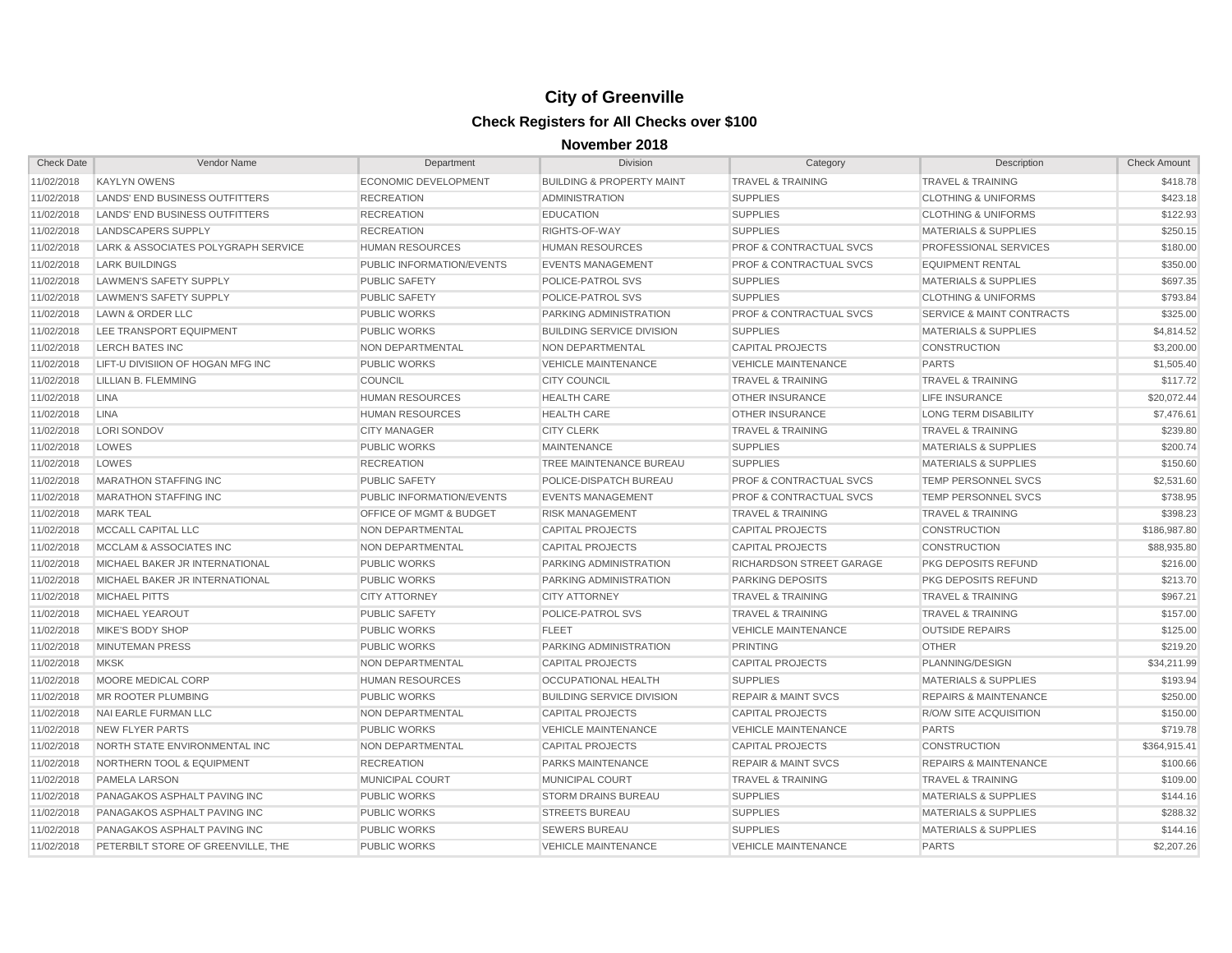# City of Greenville

## Check Registers for All Checks over $100

### November 2018

| Check Date | Vendor Name | Department | Division | Category | Description | Check Amount |
|---|---|---|---|---|---|---|
| 11/02/2018 | KAYLYN OWENS | ECONOMIC DEVELOPMENT | BUILDING & PROPERTY MAINT | TRAVEL & TRAINING | TRAVEL & TRAINING | $418.78 |
| 11/02/2018 | LANDS' END BUSINESS OUTFITTERS | RECREATION | ADMINISTRATION | SUPPLIES | CLOTHING & UNIFORMS | $423.18 |
| 11/02/2018 | LANDS' END BUSINESS OUTFITTERS | RECREATION | EDUCATION | SUPPLIES | CLOTHING & UNIFORMS | $122.93 |
| 11/02/2018 | LANDSCAPERS SUPPLY | RECREATION | RIGHTS-OF-WAY | SUPPLIES | MATERIALS & SUPPLIES | $250.15 |
| 11/02/2018 | LARK & ASSOCIATES POLYGRAPH SERVICE | HUMAN RESOURCES | HUMAN RESOURCES | PROF & CONTRACTUAL SVCS | PROFESSIONAL SERVICES | $180.00 |
| 11/02/2018 | LARK BUILDINGS | PUBLIC INFORMATION/EVENTS | EVENTS MANAGEMENT | PROF & CONTRACTUAL SVCS | EQUIPMENT RENTAL | $350.00 |
| 11/02/2018 | LAWMEN'S SAFETY SUPPLY | PUBLIC SAFETY | POLICE-PATROL SVS | SUPPLIES | MATERIALS & SUPPLIES | $697.35 |
| 11/02/2018 | LAWMEN'S SAFETY SUPPLY | PUBLIC SAFETY | POLICE-PATROL SVS | SUPPLIES | CLOTHING & UNIFORMS | $793.84 |
| 11/02/2018 | LAWN & ORDER LLC | PUBLIC WORKS | PARKING ADMINISTRATION | PROF & CONTRACTUAL SVCS | SERVICE & MAINT CONTRACTS | $325.00 |
| 11/02/2018 | LEE TRANSPORT EQUIPMENT | PUBLIC WORKS | BUILDING SERVICE DIVISION | SUPPLIES | MATERIALS & SUPPLIES | $4,814.52 |
| 11/02/2018 | LERCH BATES INC | NON DEPARTMENTAL | NON DEPARTMENTAL | CAPITAL PROJECTS | CONSTRUCTION | $3,200.00 |
| 11/02/2018 | LIFT-U DIVISIION OF HOGAN MFG INC | PUBLIC WORKS | VEHICLE MAINTENANCE | VEHICLE MAINTENANCE | PARTS | $1,505.40 |
| 11/02/2018 | LILLIAN B. FLEMMING | COUNCIL | CITY COUNCIL | TRAVEL & TRAINING | TRAVEL & TRAINING | $117.72 |
| 11/02/2018 | LINA | HUMAN RESOURCES | HEALTH CARE | OTHER INSURANCE | LIFE INSURANCE | $20,072.44 |
| 11/02/2018 | LINA | HUMAN RESOURCES | HEALTH CARE | OTHER INSURANCE | LONG TERM DISABILITY | $7,476.61 |
| 11/02/2018 | LORI SONDOV | CITY MANAGER | CITY CLERK | TRAVEL & TRAINING | TRAVEL & TRAINING | $239.80 |
| 11/02/2018 | LOWES | PUBLIC WORKS | MAINTENANCE | SUPPLIES | MATERIALS & SUPPLIES | $200.74 |
| 11/02/2018 | LOWES | RECREATION | TREE MAINTENANCE BUREAU | SUPPLIES | MATERIALS & SUPPLIES | $150.60 |
| 11/02/2018 | MARATHON STAFFING INC | PUBLIC SAFETY | POLICE-DISPATCH BUREAU | PROF & CONTRACTUAL SVCS | TEMP PERSONNEL SVCS | $2,531.60 |
| 11/02/2018 | MARATHON STAFFING INC | PUBLIC INFORMATION/EVENTS | EVENTS MANAGEMENT | PROF & CONTRACTUAL SVCS | TEMP PERSONNEL SVCS | $738.95 |
| 11/02/2018 | MARK TEAL | OFFICE OF MGMT & BUDGET | RISK MANAGEMENT | TRAVEL & TRAINING | TRAVEL & TRAINING | $398.23 |
| 11/02/2018 | MCCALL CAPITAL LLC | NON DEPARTMENTAL | CAPITAL PROJECTS | CAPITAL PROJECTS | CONSTRUCTION | $186,987.80 |
| 11/02/2018 | MCCLAM & ASSOCIATES INC | NON DEPARTMENTAL | CAPITAL PROJECTS | CAPITAL PROJECTS | CONSTRUCTION | $88,935.80 |
| 11/02/2018 | MICHAEL BAKER JR INTERNATIONAL | PUBLIC WORKS | PARKING ADMINISTRATION | RICHARDSON STREET GARAGE | PKG DEPOSITS REFUND | $216.00 |
| 11/02/2018 | MICHAEL BAKER JR INTERNATIONAL | PUBLIC WORKS | PARKING ADMINISTRATION | PARKING DEPOSITS | PKG DEPOSITS REFUND | $213.70 |
| 11/02/2018 | MICHAEL PITTS | CITY ATTORNEY | CITY ATTORNEY | TRAVEL & TRAINING | TRAVEL & TRAINING | $967.21 |
| 11/02/2018 | MICHAEL YEAROUT | PUBLIC SAFETY | POLICE-PATROL SVS | TRAVEL & TRAINING | TRAVEL & TRAINING | $157.00 |
| 11/02/2018 | MIKE'S BODY SHOP | PUBLIC WORKS | FLEET | VEHICLE MAINTENANCE | OUTSIDE REPAIRS | $125.00 |
| 11/02/2018 | MINUTEMAN PRESS | PUBLIC WORKS | PARKING ADMINISTRATION | PRINTING | OTHER | $219.20 |
| 11/02/2018 | MKSK | NON DEPARTMENTAL | CAPITAL PROJECTS | CAPITAL PROJECTS | PLANNING/DESIGN | $34,211.99 |
| 11/02/2018 | MOORE MEDICAL CORP | HUMAN RESOURCES | OCCUPATIONAL HEALTH | SUPPLIES | MATERIALS & SUPPLIES | $193.94 |
| 11/02/2018 | MR ROOTER PLUMBING | PUBLIC WORKS | BUILDING SERVICE DIVISION | REPAIR & MAINT SVCS | REPAIRS & MAINTENANCE | $250.00 |
| 11/02/2018 | NAI EARLE FURMAN LLC | NON DEPARTMENTAL | CAPITAL PROJECTS | CAPITAL PROJECTS | R/O/W SITE ACQUISITION | $150.00 |
| 11/02/2018 | NEW FLYER PARTS | PUBLIC WORKS | VEHICLE MAINTENANCE | VEHICLE MAINTENANCE | PARTS | $719.78 |
| 11/02/2018 | NORTH STATE ENVIRONMENTAL INC | NON DEPARTMENTAL | CAPITAL PROJECTS | CAPITAL PROJECTS | CONSTRUCTION | $364,915.41 |
| 11/02/2018 | NORTHERN TOOL & EQUIPMENT | RECREATION | PARKS MAINTENANCE | REPAIR & MAINT SVCS | REPAIRS & MAINTENANCE | $100.66 |
| 11/02/2018 | PAMELA LARSON | MUNICIPAL COURT | MUNICIPAL COURT | TRAVEL & TRAINING | TRAVEL & TRAINING | $109.00 |
| 11/02/2018 | PANAGAKOS ASPHALT PAVING INC | PUBLIC WORKS | STORM DRAINS BUREAU | SUPPLIES | MATERIALS & SUPPLIES | $144.16 |
| 11/02/2018 | PANAGAKOS ASPHALT PAVING INC | PUBLIC WORKS | STREETS BUREAU | SUPPLIES | MATERIALS & SUPPLIES | $288.32 |
| 11/02/2018 | PANAGAKOS ASPHALT PAVING INC | PUBLIC WORKS | SEWERS BUREAU | SUPPLIES | MATERIALS & SUPPLIES | $144.16 |
| 11/02/2018 | PETERBILT STORE OF GREENVILLE, THE | PUBLIC WORKS | VEHICLE MAINTENANCE | VEHICLE MAINTENANCE | PARTS | $2,207.26 |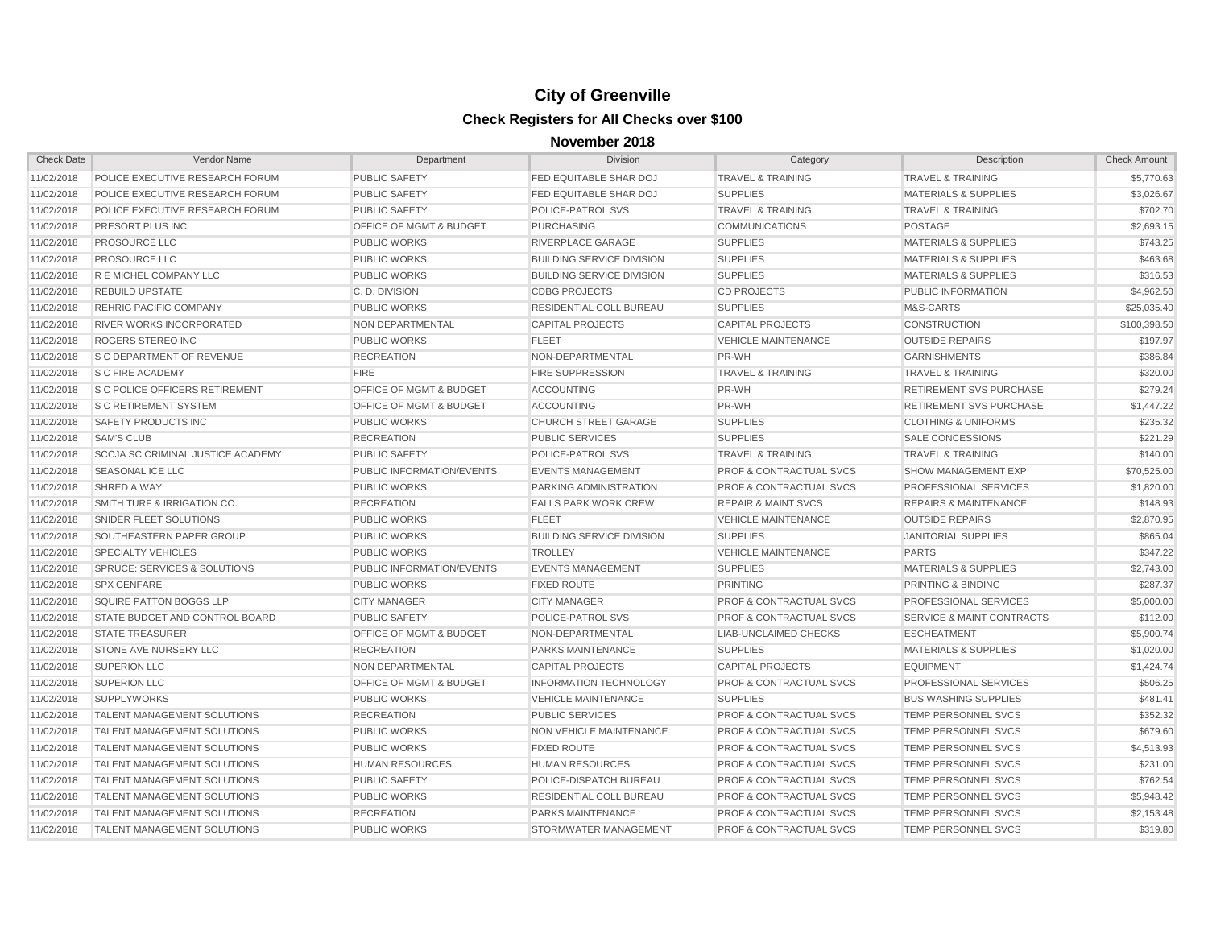# City of Greenville

## Check Registers for All Checks over $100

### November 2018

| Check Date | Vendor Name | Department | Division | Category | Description | Check Amount |
|---|---|---|---|---|---|---|
| 11/02/2018 | POLICE EXECUTIVE RESEARCH FORUM | PUBLIC SAFETY | FED EQUITABLE SHAR DOJ | TRAVEL & TRAINING | TRAVEL & TRAINING | $5,770.63 |
| 11/02/2018 | POLICE EXECUTIVE RESEARCH FORUM | PUBLIC SAFETY | FED EQUITABLE SHAR DOJ | SUPPLIES | MATERIALS & SUPPLIES | $3,026.67 |
| 11/02/2018 | POLICE EXECUTIVE RESEARCH FORUM | PUBLIC SAFETY | POLICE-PATROL SVS | TRAVEL & TRAINING | TRAVEL & TRAINING | $702.70 |
| 11/02/2018 | PRESORT PLUS INC | OFFICE OF MGMT & BUDGET | PURCHASING | COMMUNICATIONS | POSTAGE | $2,693.15 |
| 11/02/2018 | PROSOURCE LLC | PUBLIC WORKS | RIVERPLACE GARAGE | SUPPLIES | MATERIALS & SUPPLIES | $743.25 |
| 11/02/2018 | PROSOURCE LLC | PUBLIC WORKS | BUILDING SERVICE DIVISION | SUPPLIES | MATERIALS & SUPPLIES | $463.68 |
| 11/02/2018 | R E MICHEL COMPANY LLC | PUBLIC WORKS | BUILDING SERVICE DIVISION | SUPPLIES | MATERIALS & SUPPLIES | $316.53 |
| 11/02/2018 | REBUILD UPSTATE | C. D. DIVISION | CDBG PROJECTS | CD PROJECTS | PUBLIC INFORMATION | $4,962.50 |
| 11/02/2018 | REHRIG PACIFIC COMPANY | PUBLIC WORKS | RESIDENTIAL COLL BUREAU | SUPPLIES | M&S-CARTS | $25,035.40 |
| 11/02/2018 | RIVER WORKS INCORPORATED | NON DEPARTMENTAL | CAPITAL PROJECTS | CAPITAL PROJECTS | CONSTRUCTION | $100,398.50 |
| 11/02/2018 | ROGERS STEREO INC | PUBLIC WORKS | FLEET | VEHICLE MAINTENANCE | OUTSIDE REPAIRS | $197.97 |
| 11/02/2018 | S C DEPARTMENT OF REVENUE | RECREATION | NON-DEPARTMENTAL | PR-WH | GARNISHMENTS | $386.84 |
| 11/02/2018 | S C FIRE ACADEMY | FIRE | FIRE SUPPRESSION | TRAVEL & TRAINING | TRAVEL & TRAINING | $320.00 |
| 11/02/2018 | S C POLICE OFFICERS RETIREMENT | OFFICE OF MGMT & BUDGET | ACCOUNTING | PR-WH | RETIREMENT SVS PURCHASE | $279.24 |
| 11/02/2018 | S C RETIREMENT SYSTEM | OFFICE OF MGMT & BUDGET | ACCOUNTING | PR-WH | RETIREMENT SVS PURCHASE | $1,447.22 |
| 11/02/2018 | SAFETY PRODUCTS INC | PUBLIC WORKS | CHURCH STREET GARAGE | SUPPLIES | CLOTHING & UNIFORMS | $235.32 |
| 11/02/2018 | SAM'S CLUB | RECREATION | PUBLIC SERVICES | SUPPLIES | SALE CONCESSIONS | $221.29 |
| 11/02/2018 | SCCJA SC CRIMINAL JUSTICE ACADEMY | PUBLIC SAFETY | POLICE-PATROL SVS | TRAVEL & TRAINING | TRAVEL & TRAINING | $140.00 |
| 11/02/2018 | SEASONAL ICE LLC | PUBLIC INFORMATION/EVENTS | EVENTS MANAGEMENT | PROF & CONTRACTUAL SVCS | SHOW MANAGEMENT EXP | $70,525.00 |
| 11/02/2018 | SHRED A WAY | PUBLIC WORKS | PARKING ADMINISTRATION | PROF & CONTRACTUAL SVCS | PROFESSIONAL SERVICES | $1,820.00 |
| 11/02/2018 | SMITH TURF & IRRIGATION CO. | RECREATION | FALLS PARK WORK CREW | REPAIR & MAINT SVCS | REPAIRS & MAINTENANCE | $148.93 |
| 11/02/2018 | SNIDER FLEET SOLUTIONS | PUBLIC WORKS | FLEET | VEHICLE MAINTENANCE | OUTSIDE REPAIRS | $2,870.95 |
| 11/02/2018 | SOUTHEASTERN PAPER GROUP | PUBLIC WORKS | BUILDING SERVICE DIVISION | SUPPLIES | JANITORIAL SUPPLIES | $865.04 |
| 11/02/2018 | SPECIALTY VEHICLES | PUBLIC WORKS | TROLLEY | VEHICLE MAINTENANCE | PARTS | $347.22 |
| 11/02/2018 | SPRUCE: SERVICES & SOLUTIONS | PUBLIC INFORMATION/EVENTS | EVENTS MANAGEMENT | SUPPLIES | MATERIALS & SUPPLIES | $2,743.00 |
| 11/02/2018 | SPX GENFARE | PUBLIC WORKS | FIXED ROUTE | PRINTING | PRINTING & BINDING | $287.37 |
| 11/02/2018 | SQUIRE PATTON BOGGS LLP | CITY MANAGER | CITY MANAGER | PROF & CONTRACTUAL SVCS | PROFESSIONAL SERVICES | $5,000.00 |
| 11/02/2018 | STATE BUDGET AND CONTROL BOARD | PUBLIC SAFETY | POLICE-PATROL SVS | PROF & CONTRACTUAL SVCS | SERVICE & MAINT CONTRACTS | $112.00 |
| 11/02/2018 | STATE TREASURER | OFFICE OF MGMT & BUDGET | NON-DEPARTMENTAL | LIAB-UNCLAIMED CHECKS | ESCHEATMENT | $5,900.74 |
| 11/02/2018 | STONE AVE NURSERY LLC | RECREATION | PARKS MAINTENANCE | SUPPLIES | MATERIALS & SUPPLIES | $1,020.00 |
| 11/02/2018 | SUPERION LLC | NON DEPARTMENTAL | CAPITAL PROJECTS | CAPITAL PROJECTS | EQUIPMENT | $1,424.74 |
| 11/02/2018 | SUPERION LLC | OFFICE OF MGMT & BUDGET | INFORMATION TECHNOLOGY | PROF & CONTRACTUAL SVCS | PROFESSIONAL SERVICES | $506.25 |
| 11/02/2018 | SUPPLYWORKS | PUBLIC WORKS | VEHICLE MAINTENANCE | SUPPLIES | BUS WASHING SUPPLIES | $481.41 |
| 11/02/2018 | TALENT MANAGEMENT SOLUTIONS | RECREATION | PUBLIC SERVICES | PROF & CONTRACTUAL SVCS | TEMP PERSONNEL SVCS | $352.32 |
| 11/02/2018 | TALENT MANAGEMENT SOLUTIONS | PUBLIC WORKS | NON VEHICLE MAINTENANCE | PROF & CONTRACTUAL SVCS | TEMP PERSONNEL SVCS | $679.60 |
| 11/02/2018 | TALENT MANAGEMENT SOLUTIONS | PUBLIC WORKS | FIXED ROUTE | PROF & CONTRACTUAL SVCS | TEMP PERSONNEL SVCS | $4,513.93 |
| 11/02/2018 | TALENT MANAGEMENT SOLUTIONS | HUMAN RESOURCES | HUMAN RESOURCES | PROF & CONTRACTUAL SVCS | TEMP PERSONNEL SVCS | $231.00 |
| 11/02/2018 | TALENT MANAGEMENT SOLUTIONS | PUBLIC SAFETY | POLICE-DISPATCH BUREAU | PROF & CONTRACTUAL SVCS | TEMP PERSONNEL SVCS | $762.54 |
| 11/02/2018 | TALENT MANAGEMENT SOLUTIONS | PUBLIC WORKS | RESIDENTIAL COLL BUREAU | PROF & CONTRACTUAL SVCS | TEMP PERSONNEL SVCS | $5,948.42 |
| 11/02/2018 | TALENT MANAGEMENT SOLUTIONS | RECREATION | PARKS MAINTENANCE | PROF & CONTRACTUAL SVCS | TEMP PERSONNEL SVCS | $2,153.48 |
| 11/02/2018 | TALENT MANAGEMENT SOLUTIONS | PUBLIC WORKS | STORMWATER MANAGEMENT | PROF & CONTRACTUAL SVCS | TEMP PERSONNEL SVCS | $319.80 |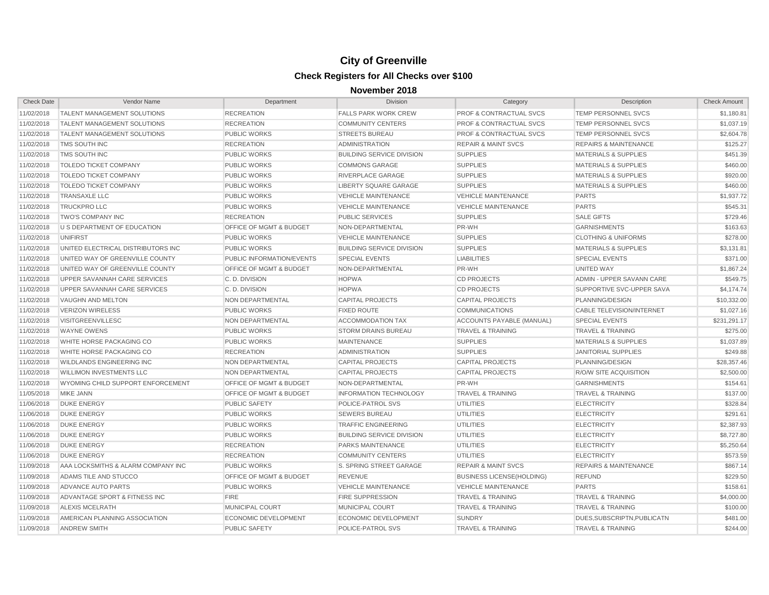# City of Greenville

## Check Registers for All Checks over $100

### November 2018

| Check Date | Vendor Name | Department | Division | Category | Description | Check Amount |
|---|---|---|---|---|---|---|
| 11/02/2018 | TALENT MANAGEMENT SOLUTIONS | RECREATION | FALLS PARK WORK CREW | PROF & CONTRACTUAL SVCS | TEMP PERSONNEL SVCS | $1,180.81 |
| 11/02/2018 | TALENT MANAGEMENT SOLUTIONS | RECREATION | COMMUNITY CENTERS | PROF & CONTRACTUAL SVCS | TEMP PERSONNEL SVCS | $1,037.19 |
| 11/02/2018 | TALENT MANAGEMENT SOLUTIONS | PUBLIC WORKS | STREETS BUREAU | PROF & CONTRACTUAL SVCS | TEMP PERSONNEL SVCS | $2,604.78 |
| 11/02/2018 | TMS SOUTH INC | RECREATION | ADMINISTRATION | REPAIR & MAINT SVCS | REPAIRS & MAINTENANCE | $125.27 |
| 11/02/2018 | TMS SOUTH INC | PUBLIC WORKS | BUILDING SERVICE DIVISION | SUPPLIES | MATERIALS & SUPPLIES | $451.39 |
| 11/02/2018 | TOLEDO TICKET COMPANY | PUBLIC WORKS | COMMONS GARAGE | SUPPLIES | MATERIALS & SUPPLIES | $460.00 |
| 11/02/2018 | TOLEDO TICKET COMPANY | PUBLIC WORKS | RIVERPLACE GARAGE | SUPPLIES | MATERIALS & SUPPLIES | $920.00 |
| 11/02/2018 | TOLEDO TICKET COMPANY | PUBLIC WORKS | LIBERTY SQUARE GARAGE | SUPPLIES | MATERIALS & SUPPLIES | $460.00 |
| 11/02/2018 | TRANSAXLE LLC | PUBLIC WORKS | VEHICLE MAINTENANCE | VEHICLE MAINTENANCE | PARTS | $1,937.72 |
| 11/02/2018 | TRUCKPRO LLC | PUBLIC WORKS | VEHICLE MAINTENANCE | VEHICLE MAINTENANCE | PARTS | $545.31 |
| 11/02/2018 | TWO'S COMPANY INC | RECREATION | PUBLIC SERVICES | SUPPLIES | SALE GIFTS | $729.46 |
| 11/02/2018 | U S DEPARTMENT OF EDUCATION | OFFICE OF MGMT & BUDGET | NON-DEPARTMENTAL | PR-WH | GARNISHMENTS | $163.63 |
| 11/02/2018 | UNIFIRST | PUBLIC WORKS | VEHICLE MAINTENANCE | SUPPLIES | CLOTHING & UNIFORMS | $278.00 |
| 11/02/2018 | UNITED ELECTRICAL DISTRIBUTORS INC | PUBLIC WORKS | BUILDING SERVICE DIVISION | SUPPLIES | MATERIALS & SUPPLIES | $3,131.81 |
| 11/02/2018 | UNITED WAY OF GREENVILLE COUNTY | PUBLIC INFORMATION/EVENTS | SPECIAL EVENTS | LIABILITIES | SPECIAL EVENTS | $371.00 |
| 11/02/2018 | UNITED WAY OF GREENVILLE COUNTY | OFFICE OF MGMT & BUDGET | NON-DEPARTMENTAL | PR-WH | UNITED WAY | $1,867.24 |
| 11/02/2018 | UPPER SAVANNAH CARE SERVICES | C. D. DIVISION | HOPWA | CD PROJECTS | ADMIN - UPPER SAVANN CARE | $549.75 |
| 11/02/2018 | UPPER SAVANNAH CARE SERVICES | C. D. DIVISION | HOPWA | CD PROJECTS | SUPPORTIVE SVC-UPPER SAVA | $4,174.74 |
| 11/02/2018 | VAUGHN AND MELTON | NON DEPARTMENTAL | CAPITAL PROJECTS | CAPITAL PROJECTS | PLANNING/DESIGN | $10,332.00 |
| 11/02/2018 | VERIZON WIRELESS | PUBLIC WORKS | FIXED ROUTE | COMMUNICATIONS | CABLE TELEVISION/INTERNET | $1,027.16 |
| 11/02/2018 | VISITGREENVILLESC | NON DEPARTMENTAL | ACCOMMODATION TAX | ACCOUNTS PAYABLE (MANUAL) | SPECIAL EVENTS | $231,291.17 |
| 11/02/2018 | WAYNE OWENS | PUBLIC WORKS | STORM DRAINS BUREAU | TRAVEL & TRAINING | TRAVEL & TRAINING | $275.00 |
| 11/02/2018 | WHITE HORSE PACKAGING CO | PUBLIC WORKS | MAINTENANCE | SUPPLIES | MATERIALS & SUPPLIES | $1,037.89 |
| 11/02/2018 | WHITE HORSE PACKAGING CO | RECREATION | ADMINISTRATION | SUPPLIES | JANITORIAL SUPPLIES | $249.88 |
| 11/02/2018 | WILDLANDS ENGINEERING INC | NON DEPARTMENTAL | CAPITAL PROJECTS | CAPITAL PROJECTS | PLANNING/DESIGN | $28,357.46 |
| 11/02/2018 | WILLIMON INVESTMENTS LLC | NON DEPARTMENTAL | CAPITAL PROJECTS | CAPITAL PROJECTS | R/O/W SITE ACQUISITION | $2,500.00 |
| 11/02/2018 | WYOMING CHILD SUPPORT ENFORCEMENT | OFFICE OF MGMT & BUDGET | NON-DEPARTMENTAL | PR-WH | GARNISHMENTS | $154.61 |
| 11/05/2018 | MIKE JANN | OFFICE OF MGMT & BUDGET | INFORMATION TECHNOLOGY | TRAVEL & TRAINING | TRAVEL & TRAINING | $137.00 |
| 11/06/2018 | DUKE ENERGY | PUBLIC SAFETY | POLICE-PATROL SVS | UTILITIES | ELECTRICITY | $328.84 |
| 11/06/2018 | DUKE ENERGY | PUBLIC WORKS | SEWERS BUREAU | UTILITIES | ELECTRICITY | $291.61 |
| 11/06/2018 | DUKE ENERGY | PUBLIC WORKS | TRAFFIC ENGINEERING | UTILITIES | ELECTRICITY | $2,387.93 |
| 11/06/2018 | DUKE ENERGY | PUBLIC WORKS | BUILDING SERVICE DIVISION | UTILITIES | ELECTRICITY | $8,727.80 |
| 11/06/2018 | DUKE ENERGY | RECREATION | PARKS MAINTENANCE | UTILITIES | ELECTRICITY | $5,250.64 |
| 11/06/2018 | DUKE ENERGY | RECREATION | COMMUNITY CENTERS | UTILITIES | ELECTRICITY | $573.59 |
| 11/09/2018 | AAA LOCKSMITHS & ALARM COMPANY INC | PUBLIC WORKS | S. SPRING STREET GARAGE | REPAIR & MAINT SVCS | REPAIRS & MAINTENANCE | $867.14 |
| 11/09/2018 | ADAMS TILE AND STUCCO | OFFICE OF MGMT & BUDGET | REVENUE | BUSINESS LICENSE(HOLDING) | REFUND | $229.50 |
| 11/09/2018 | ADVANCE AUTO PARTS | PUBLIC WORKS | VEHICLE MAINTENANCE | VEHICLE MAINTENANCE | PARTS | $158.61 |
| 11/09/2018 | ADVANTAGE SPORT & FITNESS INC | FIRE | FIRE SUPPRESSION | TRAVEL & TRAINING | TRAVEL & TRAINING | $4,000.00 |
| 11/09/2018 | ALEXIS MCELRATH | MUNICIPAL COURT | MUNICIPAL COURT | TRAVEL & TRAINING | TRAVEL & TRAINING | $100.00 |
| 11/09/2018 | AMERICAN PLANNING ASSOCIATION | ECONOMIC DEVELOPMENT | ECONOMIC DEVELOPMENT | SUNDRY | DUES,SUBSCRIPTN,PUBLICATN | $481.00 |
| 11/09/2018 | ANDREW SMITH | PUBLIC SAFETY | POLICE-PATROL SVS | TRAVEL & TRAINING | TRAVEL & TRAINING | $244.00 |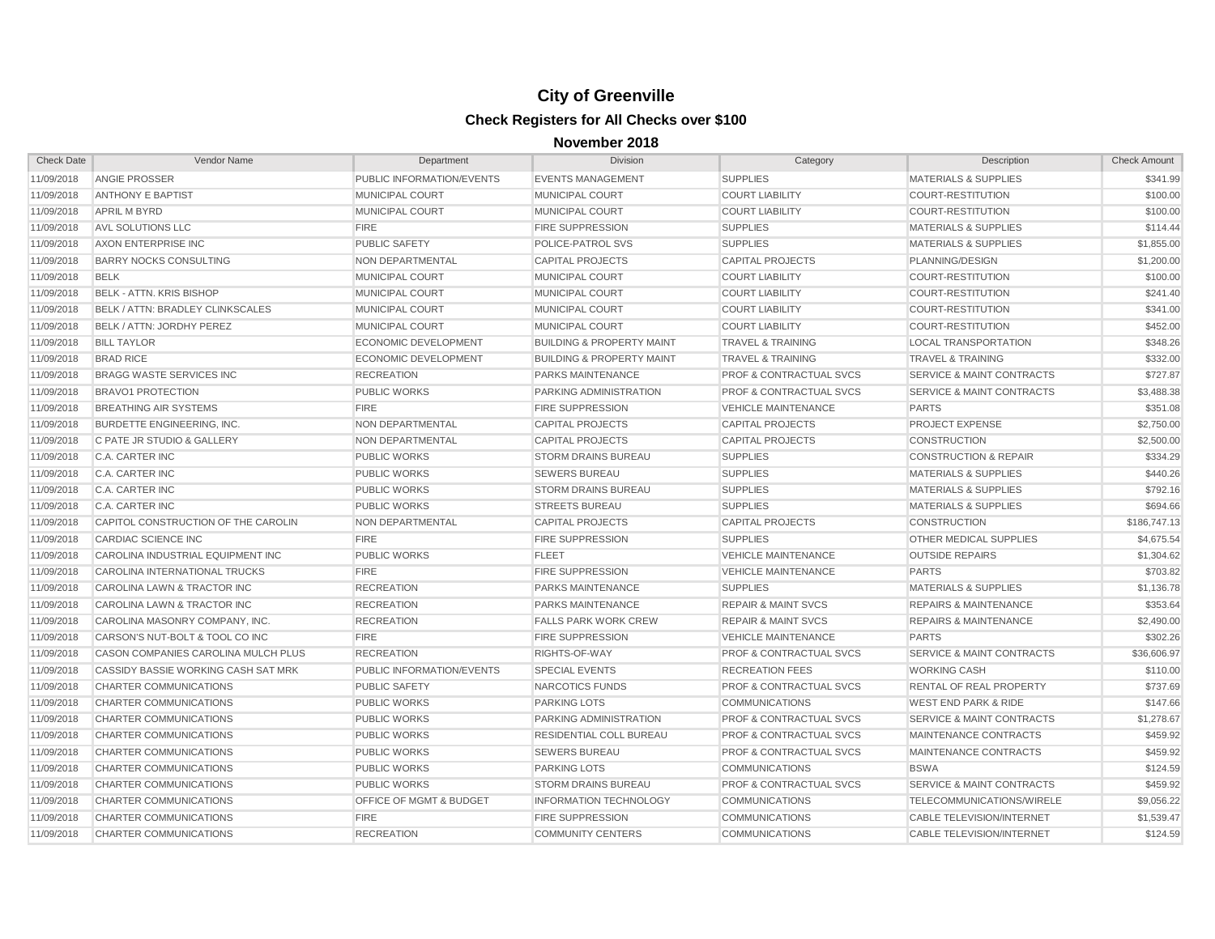# City of Greenville

## Check Registers for All Checks over $100

### November 2018

| Check Date | Vendor Name | Department | Division | Category | Description | Check Amount |
|---|---|---|---|---|---|---|
| 11/09/2018 | ANGIE PROSSER | PUBLIC INFORMATION/EVENTS | EVENTS MANAGEMENT | SUPPLIES | MATERIALS & SUPPLIES | $341.99 |
| 11/09/2018 | ANTHONY E BAPTIST | MUNICIPAL COURT | MUNICIPAL COURT | COURT LIABILITY | COURT-RESTITUTION | $100.00 |
| 11/09/2018 | APRIL M BYRD | MUNICIPAL COURT | MUNICIPAL COURT | COURT LIABILITY | COURT-RESTITUTION | $100.00 |
| 11/09/2018 | AVL SOLUTIONS LLC | FIRE | FIRE SUPPRESSION | SUPPLIES | MATERIALS & SUPPLIES | $114.44 |
| 11/09/2018 | AXON ENTERPRISE INC | PUBLIC SAFETY | POLICE-PATROL SVS | SUPPLIES | MATERIALS & SUPPLIES | $1,855.00 |
| 11/09/2018 | BARRY NOCKS CONSULTING | NON DEPARTMENTAL | CAPITAL PROJECTS | CAPITAL PROJECTS | PLANNING/DESIGN | $1,200.00 |
| 11/09/2018 | BELK | MUNICIPAL COURT | MUNICIPAL COURT | COURT LIABILITY | COURT-RESTITUTION | $100.00 |
| 11/09/2018 | BELK - ATTN. KRIS BISHOP | MUNICIPAL COURT | MUNICIPAL COURT | COURT LIABILITY | COURT-RESTITUTION | $241.40 |
| 11/09/2018 | BELK / ATTN: BRADLEY CLINKSCALES | MUNICIPAL COURT | MUNICIPAL COURT | COURT LIABILITY | COURT-RESTITUTION | $341.00 |
| 11/09/2018 | BELK / ATTN: JORDHY PEREZ | MUNICIPAL COURT | MUNICIPAL COURT | COURT LIABILITY | COURT-RESTITUTION | $452.00 |
| 11/09/2018 | BILL TAYLOR | ECONOMIC DEVELOPMENT | BUILDING & PROPERTY MAINT | TRAVEL & TRAINING | LOCAL TRANSPORTATION | $348.26 |
| 11/09/2018 | BRAD RICE | ECONOMIC DEVELOPMENT | BUILDING & PROPERTY MAINT | TRAVEL & TRAINING | TRAVEL & TRAINING | $332.00 |
| 11/09/2018 | BRAGG WASTE SERVICES INC | RECREATION | PARKS MAINTENANCE | PROF & CONTRACTUAL SVCS | SERVICE & MAINT CONTRACTS | $727.87 |
| 11/09/2018 | BRAVO1 PROTECTION | PUBLIC WORKS | PARKING ADMINISTRATION | PROF & CONTRACTUAL SVCS | SERVICE & MAINT CONTRACTS | $3,488.38 |
| 11/09/2018 | BREATHING AIR SYSTEMS | FIRE | FIRE SUPPRESSION | VEHICLE MAINTENANCE | PARTS | $351.08 |
| 11/09/2018 | BURDETTE ENGINEERING, INC. | NON DEPARTMENTAL | CAPITAL PROJECTS | CAPITAL PROJECTS | PROJECT EXPENSE | $2,750.00 |
| 11/09/2018 | C PATE JR STUDIO & GALLERY | NON DEPARTMENTAL | CAPITAL PROJECTS | CAPITAL PROJECTS | CONSTRUCTION | $2,500.00 |
| 11/09/2018 | C.A. CARTER INC | PUBLIC WORKS | STORM DRAINS BUREAU | SUPPLIES | CONSTRUCTION & REPAIR | $334.29 |
| 11/09/2018 | C.A. CARTER INC | PUBLIC WORKS | SEWERS BUREAU | SUPPLIES | MATERIALS & SUPPLIES | $440.26 |
| 11/09/2018 | C.A. CARTER INC | PUBLIC WORKS | STORM DRAINS BUREAU | SUPPLIES | MATERIALS & SUPPLIES | $792.16 |
| 11/09/2018 | C.A. CARTER INC | PUBLIC WORKS | STREETS BUREAU | SUPPLIES | MATERIALS & SUPPLIES | $694.66 |
| 11/09/2018 | CAPITOL CONSTRUCTION OF THE CAROLIN | NON DEPARTMENTAL | CAPITAL PROJECTS | CAPITAL PROJECTS | CONSTRUCTION | $186,747.13 |
| 11/09/2018 | CARDIAC SCIENCE INC | FIRE | FIRE SUPPRESSION | SUPPLIES | OTHER MEDICAL SUPPLIES | $4,675.54 |
| 11/09/2018 | CAROLINA INDUSTRIAL EQUIPMENT INC | PUBLIC WORKS | FLEET | VEHICLE MAINTENANCE | OUTSIDE REPAIRS | $1,304.62 |
| 11/09/2018 | CAROLINA INTERNATIONAL TRUCKS | FIRE | FIRE SUPPRESSION | VEHICLE MAINTENANCE | PARTS | $703.82 |
| 11/09/2018 | CAROLINA LAWN & TRACTOR INC | RECREATION | PARKS MAINTENANCE | SUPPLIES | MATERIALS & SUPPLIES | $1,136.78 |
| 11/09/2018 | CAROLINA LAWN & TRACTOR INC | RECREATION | PARKS MAINTENANCE | REPAIR & MAINT SVCS | REPAIRS & MAINTENANCE | $353.64 |
| 11/09/2018 | CAROLINA MASONRY COMPANY, INC. | RECREATION | FALLS PARK WORK CREW | REPAIR & MAINT SVCS | REPAIRS & MAINTENANCE | $2,490.00 |
| 11/09/2018 | CARSON'S NUT-BOLT & TOOL CO INC | FIRE | FIRE SUPPRESSION | VEHICLE MAINTENANCE | PARTS | $302.26 |
| 11/09/2018 | CASON COMPANIES CAROLINA MULCH PLUS | RECREATION | RIGHTS-OF-WAY | PROF & CONTRACTUAL SVCS | SERVICE & MAINT CONTRACTS | $36,606.97 |
| 11/09/2018 | CASSIDY BASSIE WORKING CASH SAT MRK | PUBLIC INFORMATION/EVENTS | SPECIAL EVENTS | RECREATION FEES | WORKING CASH | $110.00 |
| 11/09/2018 | CHARTER COMMUNICATIONS | PUBLIC SAFETY | NARCOTICS FUNDS | PROF & CONTRACTUAL SVCS | RENTAL OF REAL PROPERTY | $737.69 |
| 11/09/2018 | CHARTER COMMUNICATIONS | PUBLIC WORKS | PARKING LOTS | COMMUNICATIONS | WEST END PARK & RIDE | $147.66 |
| 11/09/2018 | CHARTER COMMUNICATIONS | PUBLIC WORKS | PARKING ADMINISTRATION | PROF & CONTRACTUAL SVCS | SERVICE & MAINT CONTRACTS | $1,278.67 |
| 11/09/2018 | CHARTER COMMUNICATIONS | PUBLIC WORKS | RESIDENTIAL COLL BUREAU | PROF & CONTRACTUAL SVCS | MAINTENANCE CONTRACTS | $459.92 |
| 11/09/2018 | CHARTER COMMUNICATIONS | PUBLIC WORKS | SEWERS BUREAU | PROF & CONTRACTUAL SVCS | MAINTENANCE CONTRACTS | $459.92 |
| 11/09/2018 | CHARTER COMMUNICATIONS | PUBLIC WORKS | PARKING LOTS | COMMUNICATIONS | BSWA | $124.59 |
| 11/09/2018 | CHARTER COMMUNICATIONS | PUBLIC WORKS | STORM DRAINS BUREAU | PROF & CONTRACTUAL SVCS | SERVICE & MAINT CONTRACTS | $459.92 |
| 11/09/2018 | CHARTER COMMUNICATIONS | OFFICE OF MGMT & BUDGET | INFORMATION TECHNOLOGY | COMMUNICATIONS | TELECOMMUNICATIONS/WIRELE | $9,056.22 |
| 11/09/2018 | CHARTER COMMUNICATIONS | FIRE | FIRE SUPPRESSION | COMMUNICATIONS | CABLE TELEVISION/INTERNET | $1,539.47 |
| 11/09/2018 | CHARTER COMMUNICATIONS | RECREATION | COMMUNITY CENTERS | COMMUNICATIONS | CABLE TELEVISION/INTERNET | $124.59 |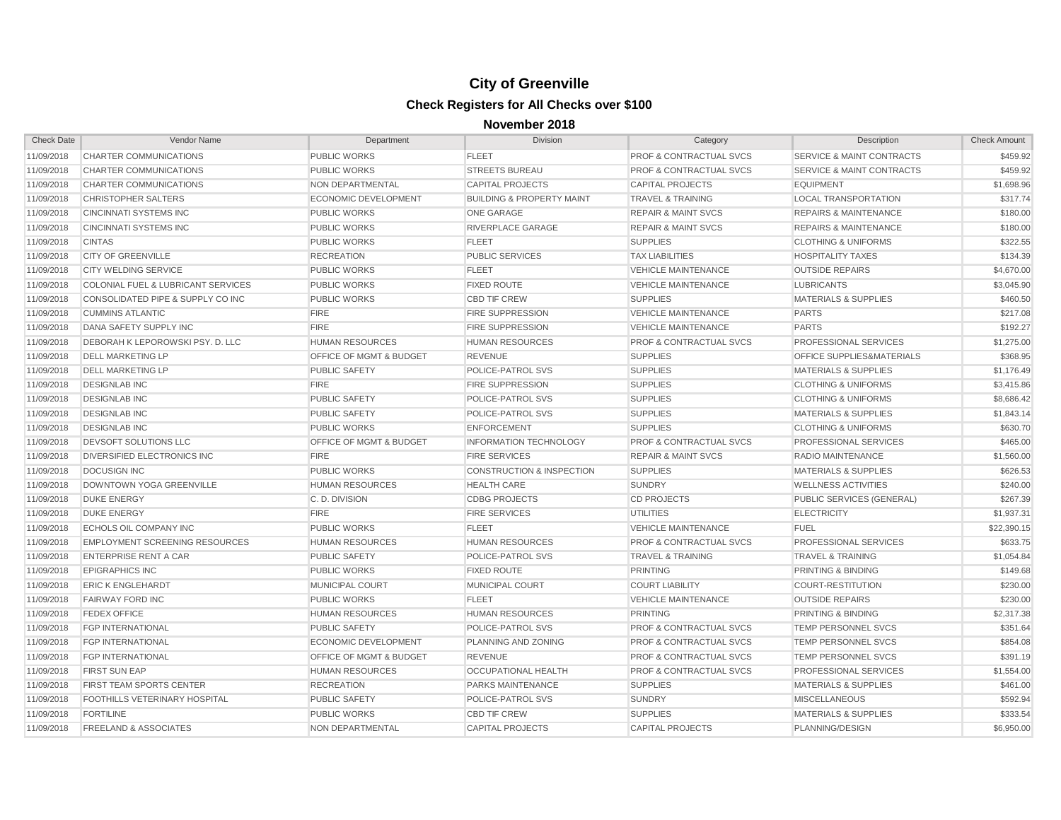# City of Greenville

## Check Registers for All Checks over $100

### November 2018

| Check Date | Vendor Name | Department | Division | Category | Description | Check Amount |
|---|---|---|---|---|---|---|
| 11/09/2018 | CHARTER COMMUNICATIONS | PUBLIC WORKS | FLEET | PROF & CONTRACTUAL SVCS | SERVICE & MAINT CONTRACTS | $459.92 |
| 11/09/2018 | CHARTER COMMUNICATIONS | PUBLIC WORKS | STREETS BUREAU | PROF & CONTRACTUAL SVCS | SERVICE & MAINT CONTRACTS | $459.92 |
| 11/09/2018 | CHARTER COMMUNICATIONS | NON DEPARTMENTAL | CAPITAL PROJECTS | CAPITAL PROJECTS | EQUIPMENT | $1,698.96 |
| 11/09/2018 | CHRISTOPHER SALTERS | ECONOMIC DEVELOPMENT | BUILDING & PROPERTY MAINT | TRAVEL & TRAINING | LOCAL TRANSPORTATION | $317.74 |
| 11/09/2018 | CINCINNATI SYSTEMS INC | PUBLIC WORKS | ONE GARAGE | REPAIR & MAINT SVCS | REPAIRS & MAINTENANCE | $180.00 |
| 11/09/2018 | CINCINNATI SYSTEMS INC | PUBLIC WORKS | RIVERPLACE GARAGE | REPAIR & MAINT SVCS | REPAIRS & MAINTENANCE | $180.00 |
| 11/09/2018 | CINTAS | PUBLIC WORKS | FLEET | SUPPLIES | CLOTHING & UNIFORMS | $322.55 |
| 11/09/2018 | CITY OF GREENVILLE | RECREATION | PUBLIC SERVICES | TAX LIABILITIES | HOSPITALITY TAXES | $134.39 |
| 11/09/2018 | CITY WELDING SERVICE | PUBLIC WORKS | FLEET | VEHICLE MAINTENANCE | OUTSIDE REPAIRS | $4,670.00 |
| 11/09/2018 | COLONIAL FUEL & LUBRICANT SERVICES | PUBLIC WORKS | FIXED ROUTE | VEHICLE MAINTENANCE | LUBRICANTS | $3,045.90 |
| 11/09/2018 | CONSOLIDATED PIPE & SUPPLY CO INC | PUBLIC WORKS | CBD TIF CREW | SUPPLIES | MATERIALS & SUPPLIES | $460.50 |
| 11/09/2018 | CUMMINS ATLANTIC | FIRE | FIRE SUPPRESSION | VEHICLE MAINTENANCE | PARTS | $217.08 |
| 11/09/2018 | DANA SAFETY SUPPLY INC | FIRE | FIRE SUPPRESSION | VEHICLE MAINTENANCE | PARTS | $192.27 |
| 11/09/2018 | DEBORAH K LEPOROWSKI PSY. D. LLC | HUMAN RESOURCES | HUMAN RESOURCES | PROF & CONTRACTUAL SVCS | PROFESSIONAL SERVICES | $1,275.00 |
| 11/09/2018 | DELL MARKETING LP | OFFICE OF MGMT & BUDGET | REVENUE | SUPPLIES | OFFICE SUPPLIES&MATERIALS | $368.95 |
| 11/09/2018 | DELL MARKETING LP | PUBLIC SAFETY | POLICE-PATROL SVS | SUPPLIES | MATERIALS & SUPPLIES | $1,176.49 |
| 11/09/2018 | DESIGNLAB INC | FIRE | FIRE SUPPRESSION | SUPPLIES | CLOTHING & UNIFORMS | $3,415.86 |
| 11/09/2018 | DESIGNLAB INC | PUBLIC SAFETY | POLICE-PATROL SVS | SUPPLIES | CLOTHING & UNIFORMS | $8,686.42 |
| 11/09/2018 | DESIGNLAB INC | PUBLIC SAFETY | POLICE-PATROL SVS | SUPPLIES | MATERIALS & SUPPLIES | $1,843.14 |
| 11/09/2018 | DESIGNLAB INC | PUBLIC WORKS | ENFORCEMENT | SUPPLIES | CLOTHING & UNIFORMS | $630.70 |
| 11/09/2018 | DEVSOFT SOLUTIONS LLC | OFFICE OF MGMT & BUDGET | INFORMATION TECHNOLOGY | PROF & CONTRACTUAL SVCS | PROFESSIONAL SERVICES | $465.00 |
| 11/09/2018 | DIVERSIFIED ELECTRONICS INC | FIRE | FIRE SERVICES | REPAIR & MAINT SVCS | RADIO MAINTENANCE | $1,560.00 |
| 11/09/2018 | DOCUSIGN INC | PUBLIC WORKS | CONSTRUCTION & INSPECTION | SUPPLIES | MATERIALS & SUPPLIES | $626.53 |
| 11/09/2018 | DOWNTOWN YOGA GREENVILLE | HUMAN RESOURCES | HEALTH CARE | SUNDRY | WELLNESS ACTIVITIES | $240.00 |
| 11/09/2018 | DUKE ENERGY | C. D. DIVISION | CDBG PROJECTS | CD PROJECTS | PUBLIC SERVICES (GENERAL) | $267.39 |
| 11/09/2018 | DUKE ENERGY | FIRE | FIRE SERVICES | UTILITIES | ELECTRICITY | $1,937.31 |
| 11/09/2018 | ECHOLS OIL COMPANY INC | PUBLIC WORKS | FLEET | VEHICLE MAINTENANCE | FUEL | $22,390.15 |
| 11/09/2018 | EMPLOYMENT SCREENING RESOURCES | HUMAN RESOURCES | HUMAN RESOURCES | PROF & CONTRACTUAL SVCS | PROFESSIONAL SERVICES | $633.75 |
| 11/09/2018 | ENTERPRISE RENT A CAR | PUBLIC SAFETY | POLICE-PATROL SVS | TRAVEL & TRAINING | TRAVEL & TRAINING | $1,054.84 |
| 11/09/2018 | EPIGRAPHICS INC | PUBLIC WORKS | FIXED ROUTE | PRINTING | PRINTING & BINDING | $149.68 |
| 11/09/2018 | ERIC K ENGLEHARDT | MUNICIPAL COURT | MUNICIPAL COURT | COURT LIABILITY | COURT-RESTITUTION | $230.00 |
| 11/09/2018 | FAIRWAY FORD INC | PUBLIC WORKS | FLEET | VEHICLE MAINTENANCE | OUTSIDE REPAIRS | $230.00 |
| 11/09/2018 | FEDEX OFFICE | HUMAN RESOURCES | HUMAN RESOURCES | PRINTING | PRINTING & BINDING | $2,317.38 |
| 11/09/2018 | FGP INTERNATIONAL | PUBLIC SAFETY | POLICE-PATROL SVS | PROF & CONTRACTUAL SVCS | TEMP PERSONNEL SVCS | $351.64 |
| 11/09/2018 | FGP INTERNATIONAL | ECONOMIC DEVELOPMENT | PLANNING AND ZONING | PROF & CONTRACTUAL SVCS | TEMP PERSONNEL SVCS | $854.08 |
| 11/09/2018 | FGP INTERNATIONAL | OFFICE OF MGMT & BUDGET | REVENUE | PROF & CONTRACTUAL SVCS | TEMP PERSONNEL SVCS | $391.19 |
| 11/09/2018 | FIRST SUN EAP | HUMAN RESOURCES | OCCUPATIONAL HEALTH | PROF & CONTRACTUAL SVCS | PROFESSIONAL SERVICES | $1,554.00 |
| 11/09/2018 | FIRST TEAM SPORTS CENTER | RECREATION | PARKS MAINTENANCE | SUPPLIES | MATERIALS & SUPPLIES | $461.00 |
| 11/09/2018 | FOOTHILLS VETERINARY HOSPITAL | PUBLIC SAFETY | POLICE-PATROL SVS | SUNDRY | MISCELLANEOUS | $592.94 |
| 11/09/2018 | FORTILINE | PUBLIC WORKS | CBD TIF CREW | SUPPLIES | MATERIALS & SUPPLIES | $333.54 |
| 11/09/2018 | FREELAND & ASSOCIATES | NON DEPARTMENTAL | CAPITAL PROJECTS | CAPITAL PROJECTS | PLANNING/DESIGN | $6,950.00 |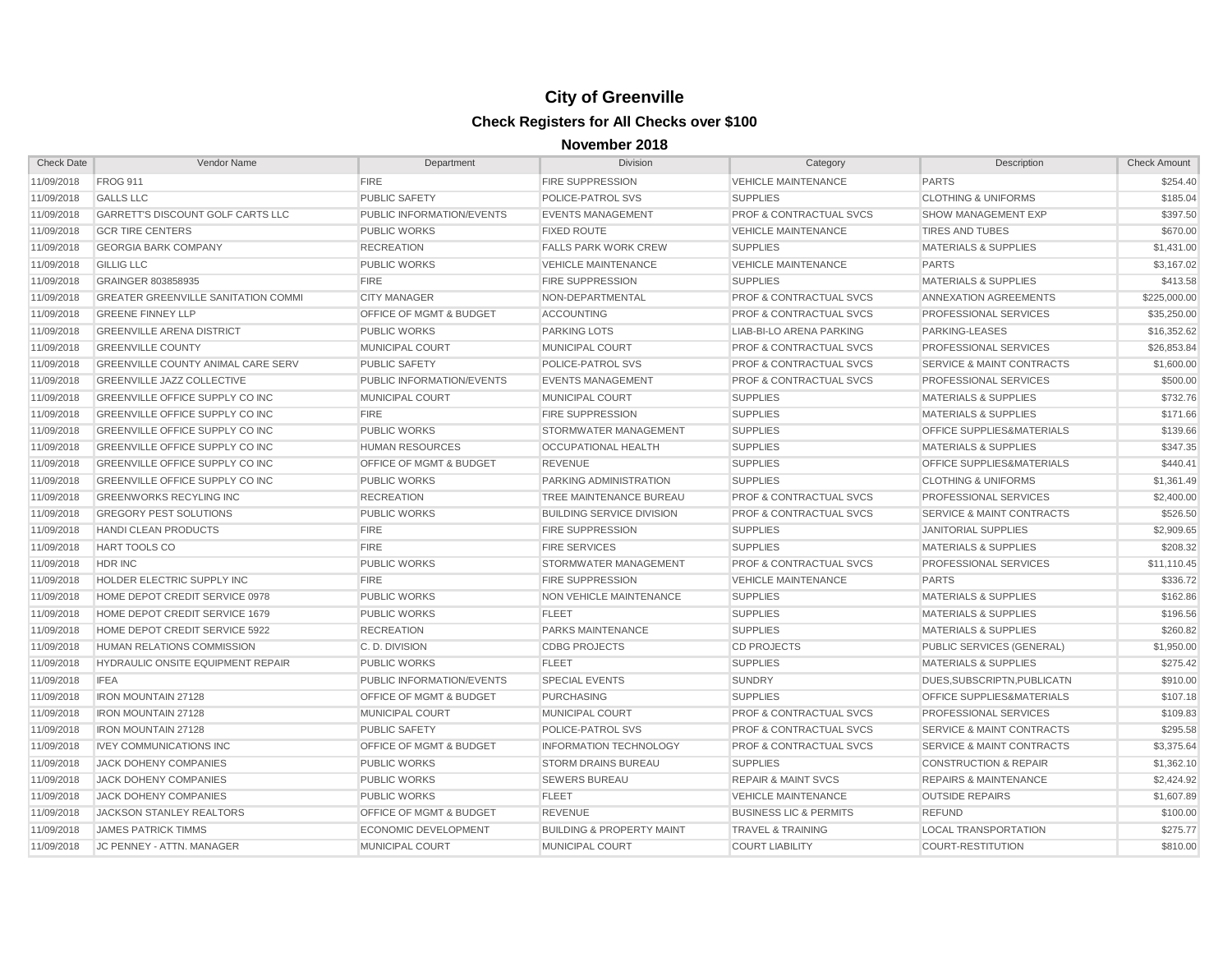# City of Greenville

## Check Registers for All Checks over $100

### November 2018

| Check Date | Vendor Name | Department | Division | Category | Description | Check Amount |
|---|---|---|---|---|---|---|
| 11/09/2018 | FROG 911 | FIRE | FIRE SUPPRESSION | VEHICLE MAINTENANCE | PARTS | $254.40 |
| 11/09/2018 | GALLS LLC | PUBLIC SAFETY | POLICE-PATROL SVS | SUPPLIES | CLOTHING & UNIFORMS | $185.04 |
| 11/09/2018 | GARRETT'S DISCOUNT GOLF CARTS LLC | PUBLIC INFORMATION/EVENTS | EVENTS MANAGEMENT | PROF & CONTRACTUAL SVCS | SHOW MANAGEMENT EXP | $397.50 |
| 11/09/2018 | GCR TIRE CENTERS | PUBLIC WORKS | FIXED ROUTE | VEHICLE MAINTENANCE | TIRES AND TUBES | $670.00 |
| 11/09/2018 | GEORGIA BARK COMPANY | RECREATION | FALLS PARK WORK CREW | SUPPLIES | MATERIALS & SUPPLIES | $1,431.00 |
| 11/09/2018 | GILLIG LLC | PUBLIC WORKS | VEHICLE MAINTENANCE | VEHICLE MAINTENANCE | PARTS | $3,167.02 |
| 11/09/2018 | GRAINGER 803858935 | FIRE | FIRE SUPPRESSION | SUPPLIES | MATERIALS & SUPPLIES | $413.58 |
| 11/09/2018 | GREATER GREENVILLE SANITATION COMMI | CITY MANAGER | NON-DEPARTMENTAL | PROF & CONTRACTUAL SVCS | ANNEXATION AGREEMENTS | $225,000.00 |
| 11/09/2018 | GREENE FINNEY LLP | OFFICE OF MGMT & BUDGET | ACCOUNTING | PROF & CONTRACTUAL SVCS | PROFESSIONAL SERVICES | $35,250.00 |
| 11/09/2018 | GREENVILLE ARENA DISTRICT | PUBLIC WORKS | PARKING LOTS | LIAB-BI-LO ARENA PARKING | PARKING-LEASES | $16,352.62 |
| 11/09/2018 | GREENVILLE COUNTY | MUNICIPAL COURT | MUNICIPAL COURT | PROF & CONTRACTUAL SVCS | PROFESSIONAL SERVICES | $26,853.84 |
| 11/09/2018 | GREENVILLE COUNTY ANIMAL CARE SERV | PUBLIC SAFETY | POLICE-PATROL SVS | PROF & CONTRACTUAL SVCS | SERVICE & MAINT CONTRACTS | $1,600.00 |
| 11/09/2018 | GREENVILLE JAZZ COLLECTIVE | PUBLIC INFORMATION/EVENTS | EVENTS MANAGEMENT | PROF & CONTRACTUAL SVCS | PROFESSIONAL SERVICES | $500.00 |
| 11/09/2018 | GREENVILLE OFFICE SUPPLY CO INC | MUNICIPAL COURT | MUNICIPAL COURT | SUPPLIES | MATERIALS & SUPPLIES | $732.76 |
| 11/09/2018 | GREENVILLE OFFICE SUPPLY CO INC | FIRE | FIRE SUPPRESSION | SUPPLIES | MATERIALS & SUPPLIES | $171.66 |
| 11/09/2018 | GREENVILLE OFFICE SUPPLY CO INC | PUBLIC WORKS | STORMWATER MANAGEMENT | SUPPLIES | OFFICE SUPPLIES&MATERIALS | $139.66 |
| 11/09/2018 | GREENVILLE OFFICE SUPPLY CO INC | HUMAN RESOURCES | OCCUPATIONAL HEALTH | SUPPLIES | MATERIALS & SUPPLIES | $347.35 |
| 11/09/2018 | GREENVILLE OFFICE SUPPLY CO INC | OFFICE OF MGMT & BUDGET | REVENUE | SUPPLIES | OFFICE SUPPLIES&MATERIALS | $440.41 |
| 11/09/2018 | GREENVILLE OFFICE SUPPLY CO INC | PUBLIC WORKS | PARKING ADMINISTRATION | SUPPLIES | CLOTHING & UNIFORMS | $1,361.49 |
| 11/09/2018 | GREENWORKS RECYLING INC | RECREATION | TREE MAINTENANCE BUREAU | PROF & CONTRACTUAL SVCS | PROFESSIONAL SERVICES | $2,400.00 |
| 11/09/2018 | GREGORY PEST SOLUTIONS | PUBLIC WORKS | BUILDING SERVICE DIVISION | PROF & CONTRACTUAL SVCS | SERVICE & MAINT CONTRACTS | $526.50 |
| 11/09/2018 | HANDI CLEAN PRODUCTS | FIRE | FIRE SUPPRESSION | SUPPLIES | JANITORIAL SUPPLIES | $2,909.65 |
| 11/09/2018 | HART TOOLS CO | FIRE | FIRE SERVICES | SUPPLIES | MATERIALS & SUPPLIES | $208.32 |
| 11/09/2018 | HDR INC | PUBLIC WORKS | STORMWATER MANAGEMENT | PROF & CONTRACTUAL SVCS | PROFESSIONAL SERVICES | $11,110.45 |
| 11/09/2018 | HOLDER ELECTRIC SUPPLY INC | FIRE | FIRE SUPPRESSION | VEHICLE MAINTENANCE | PARTS | $336.72 |
| 11/09/2018 | HOME DEPOT CREDIT SERVICE 0978 | PUBLIC WORKS | NON VEHICLE MAINTENANCE | SUPPLIES | MATERIALS & SUPPLIES | $162.86 |
| 11/09/2018 | HOME DEPOT CREDIT SERVICE 1679 | PUBLIC WORKS | FLEET | SUPPLIES | MATERIALS & SUPPLIES | $196.56 |
| 11/09/2018 | HOME DEPOT CREDIT SERVICE 5922 | RECREATION | PARKS MAINTENANCE | SUPPLIES | MATERIALS & SUPPLIES | $260.82 |
| 11/09/2018 | HUMAN RELATIONS COMMISSION | C. D. DIVISION | CDBG PROJECTS | CD PROJECTS | PUBLIC SERVICES (GENERAL) | $1,950.00 |
| 11/09/2018 | HYDRAULIC ONSITE EQUIPMENT REPAIR | PUBLIC WORKS | FLEET | SUPPLIES | MATERIALS & SUPPLIES | $275.42 |
| 11/09/2018 | IFEA | PUBLIC INFORMATION/EVENTS | SPECIAL EVENTS | SUNDRY | DUES,SUBSCRIPTN,PUBLICATN | $910.00 |
| 11/09/2018 | IRON MOUNTAIN 27128 | OFFICE OF MGMT & BUDGET | PURCHASING | SUPPLIES | OFFICE SUPPLIES&MATERIALS | $107.18 |
| 11/09/2018 | IRON MOUNTAIN 27128 | MUNICIPAL COURT | MUNICIPAL COURT | PROF & CONTRACTUAL SVCS | PROFESSIONAL SERVICES | $109.83 |
| 11/09/2018 | IRON MOUNTAIN 27128 | PUBLIC SAFETY | POLICE-PATROL SVS | PROF & CONTRACTUAL SVCS | SERVICE & MAINT CONTRACTS | $295.58 |
| 11/09/2018 | IVEY COMMUNICATIONS INC | OFFICE OF MGMT & BUDGET | INFORMATION TECHNOLOGY | PROF & CONTRACTUAL SVCS | SERVICE & MAINT CONTRACTS | $3,375.64 |
| 11/09/2018 | JACK DOHENY COMPANIES | PUBLIC WORKS | STORM DRAINS BUREAU | SUPPLIES | CONSTRUCTION & REPAIR | $1,362.10 |
| 11/09/2018 | JACK DOHENY COMPANIES | PUBLIC WORKS | SEWERS BUREAU | REPAIR & MAINT SVCS | REPAIRS & MAINTENANCE | $2,424.92 |
| 11/09/2018 | JACK DOHENY COMPANIES | PUBLIC WORKS | FLEET | VEHICLE MAINTENANCE | OUTSIDE REPAIRS | $1,607.89 |
| 11/09/2018 | JACKSON STANLEY REALTORS | OFFICE OF MGMT & BUDGET | REVENUE | BUSINESS LIC & PERMITS | REFUND | $100.00 |
| 11/09/2018 | JAMES PATRICK TIMMS | ECONOMIC DEVELOPMENT | BUILDING & PROPERTY MAINT | TRAVEL & TRAINING | LOCAL TRANSPORTATION | $275.77 |
| 11/09/2018 | JC PENNEY - ATTN. MANAGER | MUNICIPAL COURT | MUNICIPAL COURT | COURT LIABILITY | COURT-RESTITUTION | $810.00 |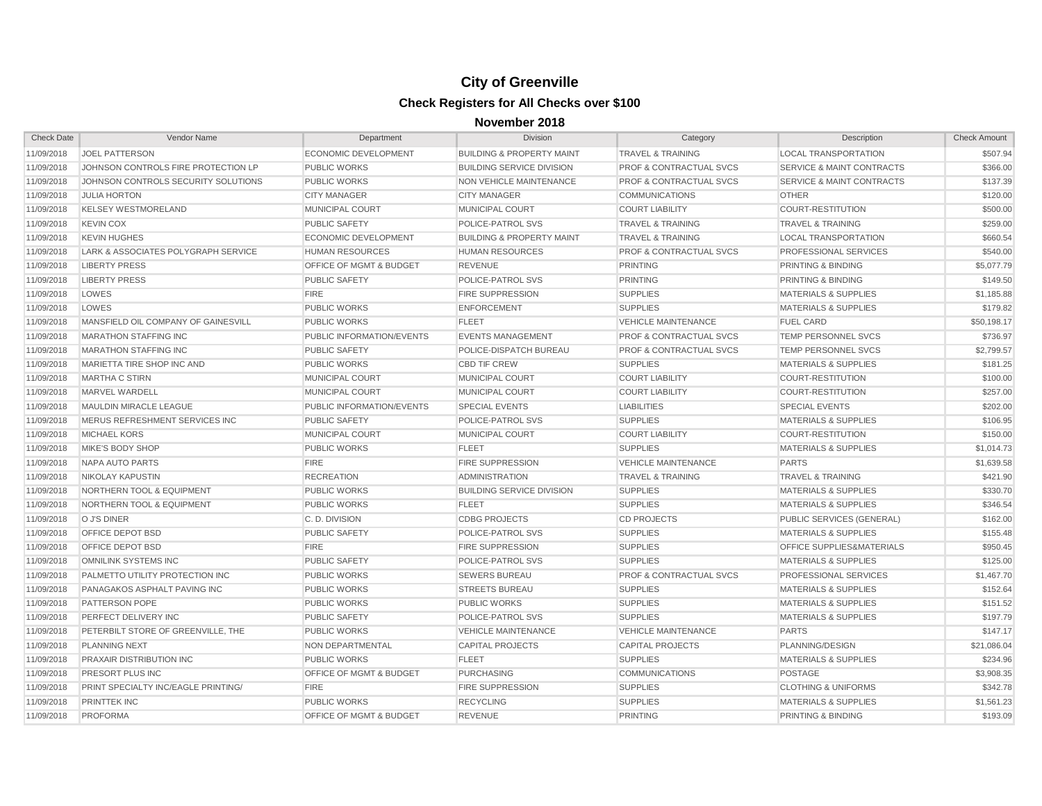# City of Greenville

## Check Registers for All Checks over $100

### November 2018

| Check Date | Vendor Name | Department | Division | Category | Description | Check Amount |
|---|---|---|---|---|---|---|
| 11/09/2018 | JOEL PATTERSON | ECONOMIC DEVELOPMENT | BUILDING & PROPERTY MAINT | TRAVEL & TRAINING | LOCAL TRANSPORTATION | $507.94 |
| 11/09/2018 | JOHNSON CONTROLS FIRE PROTECTION LP | PUBLIC WORKS | BUILDING SERVICE DIVISION | PROF & CONTRACTUAL SVCS | SERVICE & MAINT CONTRACTS | $366.00 |
| 11/09/2018 | JOHNSON CONTROLS SECURITY SOLUTIONS | PUBLIC WORKS | NON VEHICLE MAINTENANCE | PROF & CONTRACTUAL SVCS | SERVICE & MAINT CONTRACTS | $137.39 |
| 11/09/2018 | JULIA HORTON | CITY MANAGER | CITY MANAGER | COMMUNICATIONS | OTHER | $120.00 |
| 11/09/2018 | KELSEY WESTMORELAND | MUNICIPAL COURT | MUNICIPAL COURT | COURT LIABILITY | COURT-RESTITUTION | $500.00 |
| 11/09/2018 | KEVIN COX | PUBLIC SAFETY | POLICE-PATROL SVS | TRAVEL & TRAINING | TRAVEL & TRAINING | $259.00 |
| 11/09/2018 | KEVIN HUGHES | ECONOMIC DEVELOPMENT | BUILDING & PROPERTY MAINT | TRAVEL & TRAINING | LOCAL TRANSPORTATION | $660.54 |
| 11/09/2018 | LARK & ASSOCIATES POLYGRAPH SERVICE | HUMAN RESOURCES | HUMAN RESOURCES | PROF & CONTRACTUAL SVCS | PROFESSIONAL SERVICES | $540.00 |
| 11/09/2018 | LIBERTY PRESS | OFFICE OF MGMT & BUDGET | REVENUE | PRINTING | PRINTING & BINDING | $5,077.79 |
| 11/09/2018 | LIBERTY PRESS | PUBLIC SAFETY | POLICE-PATROL SVS | PRINTING | PRINTING & BINDING | $149.50 |
| 11/09/2018 | LOWES | FIRE | FIRE SUPPRESSION | SUPPLIES | MATERIALS & SUPPLIES | $1,185.88 |
| 11/09/2018 | LOWES | PUBLIC WORKS | ENFORCEMENT | SUPPLIES | MATERIALS & SUPPLIES | $179.82 |
| 11/09/2018 | MANSFIELD OIL COMPANY OF GAINESVILL | PUBLIC WORKS | FLEET | VEHICLE MAINTENANCE | FUEL CARD | $50,198.17 |
| 11/09/2018 | MARATHON STAFFING INC | PUBLIC INFORMATION/EVENTS | EVENTS MANAGEMENT | PROF & CONTRACTUAL SVCS | TEMP PERSONNEL SVCS | $736.97 |
| 11/09/2018 | MARATHON STAFFING INC | PUBLIC SAFETY | POLICE-DISPATCH BUREAU | PROF & CONTRACTUAL SVCS | TEMP PERSONNEL SVCS | $2,799.57 |
| 11/09/2018 | MARIETTA TIRE SHOP INC AND | PUBLIC WORKS | CBD TIF CREW | SUPPLIES | MATERIALS & SUPPLIES | $181.25 |
| 11/09/2018 | MARTHA C STIRN | MUNICIPAL COURT | MUNICIPAL COURT | COURT LIABILITY | COURT-RESTITUTION | $100.00 |
| 11/09/2018 | MARVEL WARDELL | MUNICIPAL COURT | MUNICIPAL COURT | COURT LIABILITY | COURT-RESTITUTION | $257.00 |
| 11/09/2018 | MAULDIN MIRACLE LEAGUE | PUBLIC INFORMATION/EVENTS | SPECIAL EVENTS | LIABILITIES | SPECIAL EVENTS | $202.00 |
| 11/09/2018 | MERUS REFRESHMENT SERVICES INC | PUBLIC SAFETY | POLICE-PATROL SVS | SUPPLIES | MATERIALS & SUPPLIES | $106.95 |
| 11/09/2018 | MICHAEL KORS | MUNICIPAL COURT | MUNICIPAL COURT | COURT LIABILITY | COURT-RESTITUTION | $150.00 |
| 11/09/2018 | MIKE'S BODY SHOP | PUBLIC WORKS | FLEET | SUPPLIES | MATERIALS & SUPPLIES | $1,014.73 |
| 11/09/2018 | NAPA AUTO PARTS | FIRE | FIRE SUPPRESSION | VEHICLE MAINTENANCE | PARTS | $1,639.58 |
| 11/09/2018 | NIKOLAY KAPUSTIN | RECREATION | ADMINISTRATION | TRAVEL & TRAINING | TRAVEL & TRAINING | $421.90 |
| 11/09/2018 | NORTHERN TOOL & EQUIPMENT | PUBLIC WORKS | BUILDING SERVICE DIVISION | SUPPLIES | MATERIALS & SUPPLIES | $330.70 |
| 11/09/2018 | NORTHERN TOOL & EQUIPMENT | PUBLIC WORKS | FLEET | SUPPLIES | MATERIALS & SUPPLIES | $346.54 |
| 11/09/2018 | O J'S DINER | C. D. DIVISION | CDBG PROJECTS | CD PROJECTS | PUBLIC SERVICES (GENERAL) | $162.00 |
| 11/09/2018 | OFFICE DEPOT BSD | PUBLIC SAFETY | POLICE-PATROL SVS | SUPPLIES | MATERIALS & SUPPLIES | $155.48 |
| 11/09/2018 | OFFICE DEPOT BSD | FIRE | FIRE SUPPRESSION | SUPPLIES | OFFICE SUPPLIES&MATERIALS | $950.45 |
| 11/09/2018 | OMNILINK SYSTEMS INC | PUBLIC SAFETY | POLICE-PATROL SVS | SUPPLIES | MATERIALS & SUPPLIES | $125.00 |
| 11/09/2018 | PALMETTO UTILITY PROTECTION INC | PUBLIC WORKS | SEWERS BUREAU | PROF & CONTRACTUAL SVCS | PROFESSIONAL SERVICES | $1,467.70 |
| 11/09/2018 | PANAGAKOS ASPHALT PAVING INC | PUBLIC WORKS | STREETS BUREAU | SUPPLIES | MATERIALS & SUPPLIES | $152.64 |
| 11/09/2018 | PATTERSON POPE | PUBLIC WORKS | PUBLIC WORKS | SUPPLIES | MATERIALS & SUPPLIES | $151.52 |
| 11/09/2018 | PERFECT DELIVERY INC | PUBLIC SAFETY | POLICE-PATROL SVS | SUPPLIES | MATERIALS & SUPPLIES | $197.79 |
| 11/09/2018 | PETERBILT STORE OF GREENVILLE, THE | PUBLIC WORKS | VEHICLE MAINTENANCE | VEHICLE MAINTENANCE | PARTS | $147.17 |
| 11/09/2018 | PLANNING NEXT | NON DEPARTMENTAL | CAPITAL PROJECTS | CAPITAL PROJECTS | PLANNING/DESIGN | $21,086.04 |
| 11/09/2018 | PRAXAIR DISTRIBUTION INC | PUBLIC WORKS | FLEET | SUPPLIES | MATERIALS & SUPPLIES | $234.96 |
| 11/09/2018 | PRESORT PLUS INC | OFFICE OF MGMT & BUDGET | PURCHASING | COMMUNICATIONS | POSTAGE | $3,908.35 |
| 11/09/2018 | PRINT SPECIALTY INC/EAGLE PRINTING/ | FIRE | FIRE SUPPRESSION | SUPPLIES | CLOTHING & UNIFORMS | $342.78 |
| 11/09/2018 | PRINTTEK INC | PUBLIC WORKS | RECYCLING | SUPPLIES | MATERIALS & SUPPLIES | $1,561.23 |
| 11/09/2018 | PROFORMA | OFFICE OF MGMT & BUDGET | REVENUE | PRINTING | PRINTING & BINDING | $193.09 |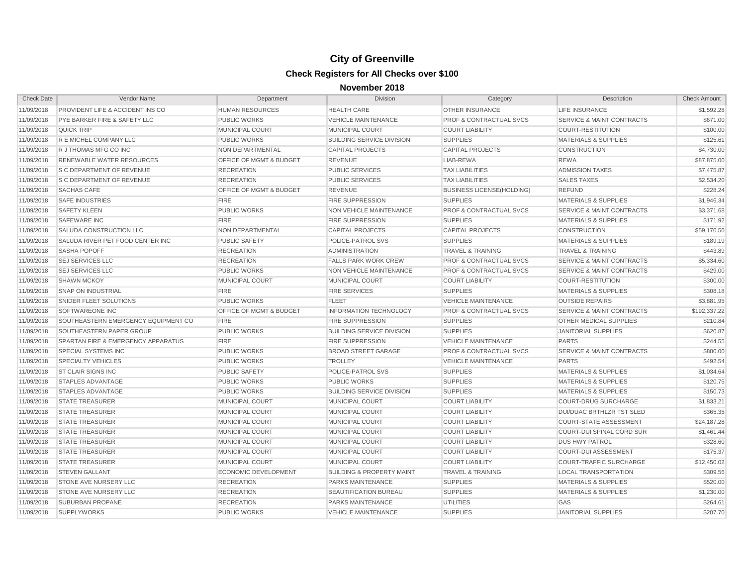# City of Greenville

## Check Registers for All Checks over $100

### November 2018

| Check Date | Vendor Name | Department | Division | Category | Description | Check Amount |
|---|---|---|---|---|---|---|
| 11/09/2018 | PROVIDENT LIFE & ACCIDENT INS CO | HUMAN RESOURCES | HEALTH CARE | OTHER INSURANCE | LIFE INSURANCE | $1,592.28 |
| 11/09/2018 | PYE BARKER FIRE & SAFETY LLC | PUBLIC WORKS | VEHICLE MAINTENANCE | PROF & CONTRACTUAL SVCS | SERVICE & MAINT CONTRACTS | $671.00 |
| 11/09/2018 | QUICK TRIP | MUNICIPAL COURT | MUNICIPAL COURT | COURT LIABILITY | COURT-RESTITUTION | $100.00 |
| 11/09/2018 | R E MICHEL COMPANY LLC | PUBLIC WORKS | BUILDING SERVICE DIVISION | SUPPLIES | MATERIALS & SUPPLIES | $125.61 |
| 11/09/2018 | R J THOMAS MFG CO INC | NON DEPARTMENTAL | CAPITAL PROJECTS | CAPITAL PROJECTS | CONSTRUCTION | $4,730.00 |
| 11/09/2018 | RENEWABLE WATER RESOURCES | OFFICE OF MGMT & BUDGET | REVENUE | LIAB-REWA | REWA | $87,875.00 |
| 11/09/2018 | S C DEPARTMENT OF REVENUE | RECREATION | PUBLIC SERVICES | TAX LIABILITIES | ADMISSION TAXES | $7,475.87 |
| 11/09/2018 | S C DEPARTMENT OF REVENUE | RECREATION | PUBLIC SERVICES | TAX LIABILITIES | SALES TAXES | $2,534.20 |
| 11/09/2018 | SACHAS CAFE | OFFICE OF MGMT & BUDGET | REVENUE | BUSINESS LICENSE(HOLDING) | REFUND | $228.24 |
| 11/09/2018 | SAFE INDUSTRIES | FIRE | FIRE SUPPRESSION | SUPPLIES | MATERIALS & SUPPLIES | $1,946.34 |
| 11/09/2018 | SAFETY KLEEN | PUBLIC WORKS | NON VEHICLE MAINTENANCE | PROF & CONTRACTUAL SVCS | SERVICE & MAINT CONTRACTS | $3,371.68 |
| 11/09/2018 | SAFEWARE INC | FIRE | FIRE SUPPRESSION | SUPPLIES | MATERIALS & SUPPLIES | $171.92 |
| 11/09/2018 | SALUDA CONSTRUCTION LLC | NON DEPARTMENTAL | CAPITAL PROJECTS | CAPITAL PROJECTS | CONSTRUCTION | $59,170.50 |
| 11/09/2018 | SALUDA RIVER PET FOOD CENTER INC | PUBLIC SAFETY | POLICE-PATROL SVS | SUPPLIES | MATERIALS & SUPPLIES | $189.19 |
| 11/09/2018 | SASHA POPOFF | RECREATION | ADMINISTRATION | TRAVEL & TRAINING | TRAVEL & TRAINING | $443.89 |
| 11/09/2018 | SEJ SERVICES LLC | RECREATION | FALLS PARK WORK CREW | PROF & CONTRACTUAL SVCS | SERVICE & MAINT CONTRACTS | $5,334.60 |
| 11/09/2018 | SEJ SERVICES LLC | PUBLIC WORKS | NON VEHICLE MAINTENANCE | PROF & CONTRACTUAL SVCS | SERVICE & MAINT CONTRACTS | $429.00 |
| 11/09/2018 | SHAWN MCKOY | MUNICIPAL COURT | MUNICIPAL COURT | COURT LIABILITY | COURT-RESTITUTION | $300.00 |
| 11/09/2018 | SNAP ON INDUSTRIAL | FIRE | FIRE SERVICES | SUPPLIES | MATERIALS & SUPPLIES | $308.18 |
| 11/09/2018 | SNIDER FLEET SOLUTIONS | PUBLIC WORKS | FLEET | VEHICLE MAINTENANCE | OUTSIDE REPAIRS | $3,881.95 |
| 11/09/2018 | SOFTWAREONE INC | OFFICE OF MGMT & BUDGET | INFORMATION TECHNOLOGY | PROF & CONTRACTUAL SVCS | SERVICE & MAINT CONTRACTS | $192,337.22 |
| 11/09/2018 | SOUTHEASTERN EMERGENCY EQUIPMENT CO | FIRE | FIRE SUPPRESSION | SUPPLIES | OTHER MEDICAL SUPPLIES | $210.84 |
| 11/09/2018 | SOUTHEASTERN PAPER GROUP | PUBLIC WORKS | BUILDING SERVICE DIVISION | SUPPLIES | JANITORIAL SUPPLIES | $620.87 |
| 11/09/2018 | SPARTAN FIRE & EMERGENCY APPARATUS | FIRE | FIRE SUPPRESSION | VEHICLE MAINTENANCE | PARTS | $244.55 |
| 11/09/2018 | SPECIAL SYSTEMS INC | PUBLIC WORKS | BROAD STREET GARAGE | PROF & CONTRACTUAL SVCS | SERVICE & MAINT CONTRACTS | $800.00 |
| 11/09/2018 | SPECIALTY VEHICLES | PUBLIC WORKS | TROLLEY | VEHICLE MAINTENANCE | PARTS | $492.54 |
| 11/09/2018 | ST CLAIR SIGNS INC | PUBLIC SAFETY | POLICE-PATROL SVS | SUPPLIES | MATERIALS & SUPPLIES | $1,034.64 |
| 11/09/2018 | STAPLES ADVANTAGE | PUBLIC WORKS | PUBLIC WORKS | SUPPLIES | MATERIALS & SUPPLIES | $120.75 |
| 11/09/2018 | STAPLES ADVANTAGE | PUBLIC WORKS | BUILDING SERVICE DIVISION | SUPPLIES | MATERIALS & SUPPLIES | $150.73 |
| 11/09/2018 | STATE TREASURER | MUNICIPAL COURT | MUNICIPAL COURT | COURT LIABILITY | COURT-DRUG SURCHARGE | $1,833.21 |
| 11/09/2018 | STATE TREASURER | MUNICIPAL COURT | MUNICIPAL COURT | COURT LIABILITY | DUI/DUAC BRTHLZR TST SLED | $365.35 |
| 11/09/2018 | STATE TREASURER | MUNICIPAL COURT | MUNICIPAL COURT | COURT LIABILITY | COURT-STATE ASSESSMENT | $24,187.28 |
| 11/09/2018 | STATE TREASURER | MUNICIPAL COURT | MUNICIPAL COURT | COURT LIABILITY | COURT-DUI SPINAL CORD SUR | $1,461.44 |
| 11/09/2018 | STATE TREASURER | MUNICIPAL COURT | MUNICIPAL COURT | COURT LIABILITY | DUS HWY PATROL | $328.60 |
| 11/09/2018 | STATE TREASURER | MUNICIPAL COURT | MUNICIPAL COURT | COURT LIABILITY | COURT-DUI ASSESSMENT | $175.37 |
| 11/09/2018 | STATE TREASURER | MUNICIPAL COURT | MUNICIPAL COURT | COURT LIABILITY | COURT-TRAFFIC SURCHARGE | $12,450.02 |
| 11/09/2018 | STEVEN GALLANT | ECONOMIC DEVELOPMENT | BUILDING & PROPERTY MAINT | TRAVEL & TRAINING | LOCAL TRANSPORTATION | $309.56 |
| 11/09/2018 | STONE AVE NURSERY LLC | RECREATION | PARKS MAINTENANCE | SUPPLIES | MATERIALS & SUPPLIES | $520.00 |
| 11/09/2018 | STONE AVE NURSERY LLC | RECREATION | BEAUTIFICATION BUREAU | SUPPLIES | MATERIALS & SUPPLIES | $1,230.00 |
| 11/09/2018 | SUBURBAN PROPANE | RECREATION | PARKS MAINTENANCE | UTILITIES | GAS | $264.61 |
| 11/09/2018 | SUPPLYWORKS | PUBLIC WORKS | VEHICLE MAINTENANCE | SUPPLIES | JANITORIAL SUPPLIES | $207.70 |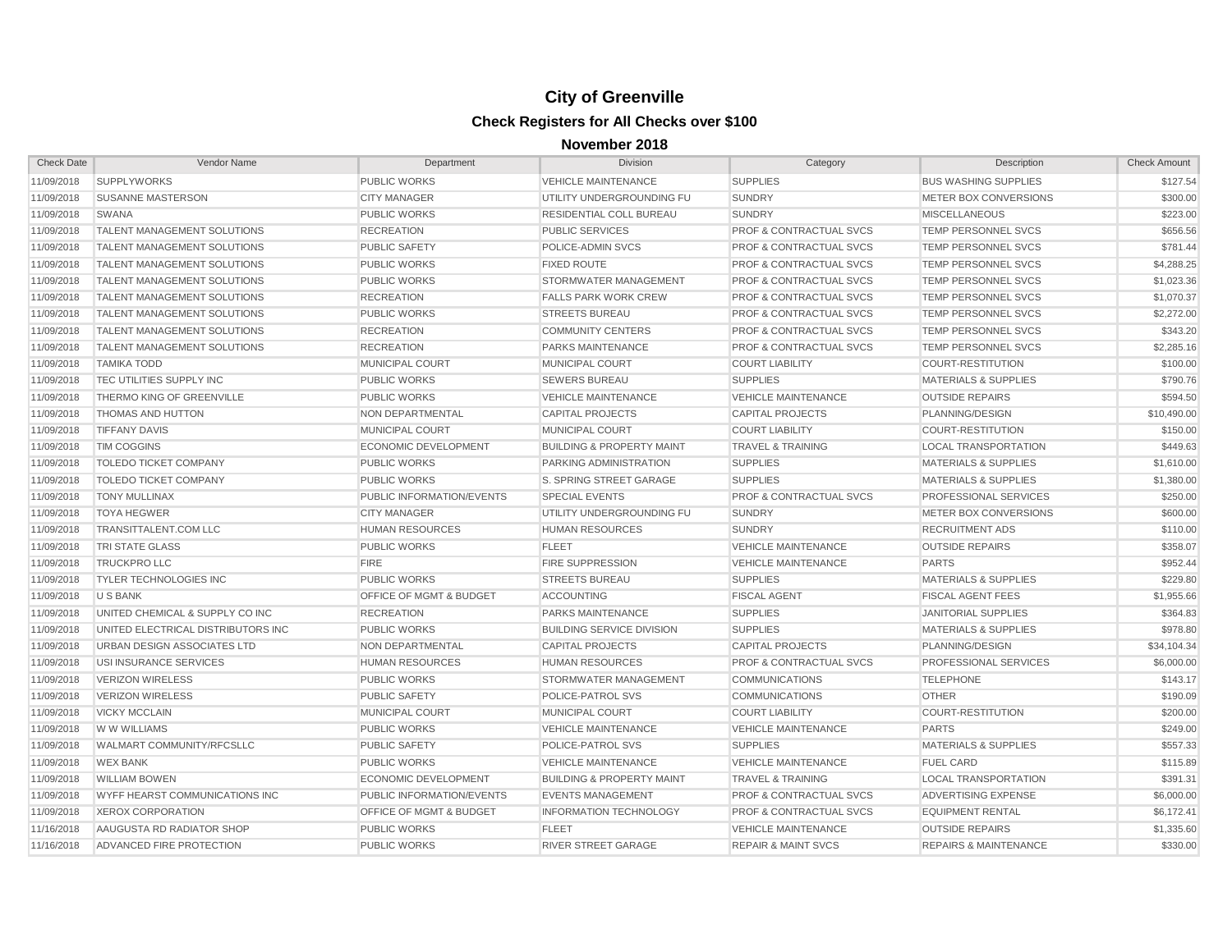# City of Greenville

## Check Registers for All Checks over $100

### November 2018

| Check Date | Vendor Name | Department | Division | Category | Description | Check Amount |
|---|---|---|---|---|---|---|
| 11/09/2018 | SUPPLYWORKS | PUBLIC WORKS | VEHICLE MAINTENANCE | SUPPLIES | BUS WASHING SUPPLIES | $127.54 |
| 11/09/2018 | SUSANNE MASTERSON | CITY MANAGER | UTILITY UNDERGROUNDING FU | SUNDRY | METER BOX CONVERSIONS | $300.00 |
| 11/09/2018 | SWANA | PUBLIC WORKS | RESIDENTIAL COLL BUREAU | SUNDRY | MISCELLANEOUS | $223.00 |
| 11/09/2018 | TALENT MANAGEMENT SOLUTIONS | RECREATION | PUBLIC SERVICES | PROF & CONTRACTUAL SVCS | TEMP PERSONNEL SVCS | $656.56 |
| 11/09/2018 | TALENT MANAGEMENT SOLUTIONS | PUBLIC SAFETY | POLICE-ADMIN SVCS | PROF & CONTRACTUAL SVCS | TEMP PERSONNEL SVCS | $781.44 |
| 11/09/2018 | TALENT MANAGEMENT SOLUTIONS | PUBLIC WORKS | FIXED ROUTE | PROF & CONTRACTUAL SVCS | TEMP PERSONNEL SVCS | $4,288.25 |
| 11/09/2018 | TALENT MANAGEMENT SOLUTIONS | PUBLIC WORKS | STORMWATER MANAGEMENT | PROF & CONTRACTUAL SVCS | TEMP PERSONNEL SVCS | $1,023.36 |
| 11/09/2018 | TALENT MANAGEMENT SOLUTIONS | RECREATION | FALLS PARK WORK CREW | PROF & CONTRACTUAL SVCS | TEMP PERSONNEL SVCS | $1,070.37 |
| 11/09/2018 | TALENT MANAGEMENT SOLUTIONS | PUBLIC WORKS | STREETS BUREAU | PROF & CONTRACTUAL SVCS | TEMP PERSONNEL SVCS | $2,272.00 |
| 11/09/2018 | TALENT MANAGEMENT SOLUTIONS | RECREATION | COMMUNITY CENTERS | PROF & CONTRACTUAL SVCS | TEMP PERSONNEL SVCS | $343.20 |
| 11/09/2018 | TALENT MANAGEMENT SOLUTIONS | RECREATION | PARKS MAINTENANCE | PROF & CONTRACTUAL SVCS | TEMP PERSONNEL SVCS | $2,285.16 |
| 11/09/2018 | TAMIKA TODD | MUNICIPAL COURT | MUNICIPAL COURT | COURT LIABILITY | COURT-RESTITUTION | $100.00 |
| 11/09/2018 | TEC UTILITIES SUPPLY INC | PUBLIC WORKS | SEWERS BUREAU | SUPPLIES | MATERIALS & SUPPLIES | $790.76 |
| 11/09/2018 | THERMO KING OF GREENVILLE | PUBLIC WORKS | VEHICLE MAINTENANCE | VEHICLE MAINTENANCE | OUTSIDE REPAIRS | $594.50 |
| 11/09/2018 | THOMAS AND HUTTON | NON DEPARTMENTAL | CAPITAL PROJECTS | CAPITAL PROJECTS | PLANNING/DESIGN | $10,490.00 |
| 11/09/2018 | TIFFANY DAVIS | MUNICIPAL COURT | MUNICIPAL COURT | COURT LIABILITY | COURT-RESTITUTION | $150.00 |
| 11/09/2018 | TIM COGGINS | ECONOMIC DEVELOPMENT | BUILDING & PROPERTY MAINT | TRAVEL & TRAINING | LOCAL TRANSPORTATION | $449.63 |
| 11/09/2018 | TOLEDO TICKET COMPANY | PUBLIC WORKS | PARKING ADMINISTRATION | SUPPLIES | MATERIALS & SUPPLIES | $1,610.00 |
| 11/09/2018 | TOLEDO TICKET COMPANY | PUBLIC WORKS | S. SPRING STREET GARAGE | SUPPLIES | MATERIALS & SUPPLIES | $1,380.00 |
| 11/09/2018 | TONY MULLINAX | PUBLIC INFORMATION/EVENTS | SPECIAL EVENTS | PROF & CONTRACTUAL SVCS | PROFESSIONAL SERVICES | $250.00 |
| 11/09/2018 | TOYA HEGWER | CITY MANAGER | UTILITY UNDERGROUNDING FU | SUNDRY | METER BOX CONVERSIONS | $600.00 |
| 11/09/2018 | TRANSITTALENT.COM LLC | HUMAN RESOURCES | HUMAN RESOURCES | SUNDRY | RECRUITMENT ADS | $110.00 |
| 11/09/2018 | TRI STATE GLASS | PUBLIC WORKS | FLEET | VEHICLE MAINTENANCE | OUTSIDE REPAIRS | $358.07 |
| 11/09/2018 | TRUCKPRO LLC | FIRE | FIRE SUPPRESSION | VEHICLE MAINTENANCE | PARTS | $952.44 |
| 11/09/2018 | TYLER TECHNOLOGIES INC | PUBLIC WORKS | STREETS BUREAU | SUPPLIES | MATERIALS & SUPPLIES | $229.80 |
| 11/09/2018 | U S BANK | OFFICE OF MGMT & BUDGET | ACCOUNTING | FISCAL AGENT | FISCAL AGENT FEES | $1,955.66 |
| 11/09/2018 | UNITED CHEMICAL & SUPPLY CO INC | RECREATION | PARKS MAINTENANCE | SUPPLIES | JANITORIAL SUPPLIES | $364.83 |
| 11/09/2018 | UNITED ELECTRICAL DISTRIBUTORS INC | PUBLIC WORKS | BUILDING SERVICE DIVISION | SUPPLIES | MATERIALS & SUPPLIES | $978.80 |
| 11/09/2018 | URBAN DESIGN ASSOCIATES LTD | NON DEPARTMENTAL | CAPITAL PROJECTS | CAPITAL PROJECTS | PLANNING/DESIGN | $34,104.34 |
| 11/09/2018 | USI INSURANCE SERVICES | HUMAN RESOURCES | HUMAN RESOURCES | PROF & CONTRACTUAL SVCS | PROFESSIONAL SERVICES | $6,000.00 |
| 11/09/2018 | VERIZON WIRELESS | PUBLIC WORKS | STORMWATER MANAGEMENT | COMMUNICATIONS | TELEPHONE | $143.17 |
| 11/09/2018 | VERIZON WIRELESS | PUBLIC SAFETY | POLICE-PATROL SVS | COMMUNICATIONS | OTHER | $190.09 |
| 11/09/2018 | VICKY MCCLAIN | MUNICIPAL COURT | MUNICIPAL COURT | COURT LIABILITY | COURT-RESTITUTION | $200.00 |
| 11/09/2018 | W W WILLIAMS | PUBLIC WORKS | VEHICLE MAINTENANCE | VEHICLE MAINTENANCE | PARTS | $249.00 |
| 11/09/2018 | WALMART COMMUNITY/RFCSLLC | PUBLIC SAFETY | POLICE-PATROL SVS | SUPPLIES | MATERIALS & SUPPLIES | $557.33 |
| 11/09/2018 | WEX BANK | PUBLIC WORKS | VEHICLE MAINTENANCE | VEHICLE MAINTENANCE | FUEL CARD | $115.89 |
| 11/09/2018 | WILLIAM BOWEN | ECONOMIC DEVELOPMENT | BUILDING & PROPERTY MAINT | TRAVEL & TRAINING | LOCAL TRANSPORTATION | $391.31 |
| 11/09/2018 | WYFF HEARST COMMUNICATIONS INC | PUBLIC INFORMATION/EVENTS | EVENTS MANAGEMENT | PROF & CONTRACTUAL SVCS | ADVERTISING EXPENSE | $6,000.00 |
| 11/09/2018 | XEROX CORPORATION | OFFICE OF MGMT & BUDGET | INFORMATION TECHNOLOGY | PROF & CONTRACTUAL SVCS | EQUIPMENT RENTAL | $6,172.41 |
| 11/16/2018 | AAUGUSTA RD RADIATOR SHOP | PUBLIC WORKS | FLEET | VEHICLE MAINTENANCE | OUTSIDE REPAIRS | $1,335.60 |
| 11/16/2018 | ADVANCED FIRE PROTECTION | PUBLIC WORKS | RIVER STREET GARAGE | REPAIR & MAINT SVCS | REPAIRS & MAINTENANCE | $330.00 |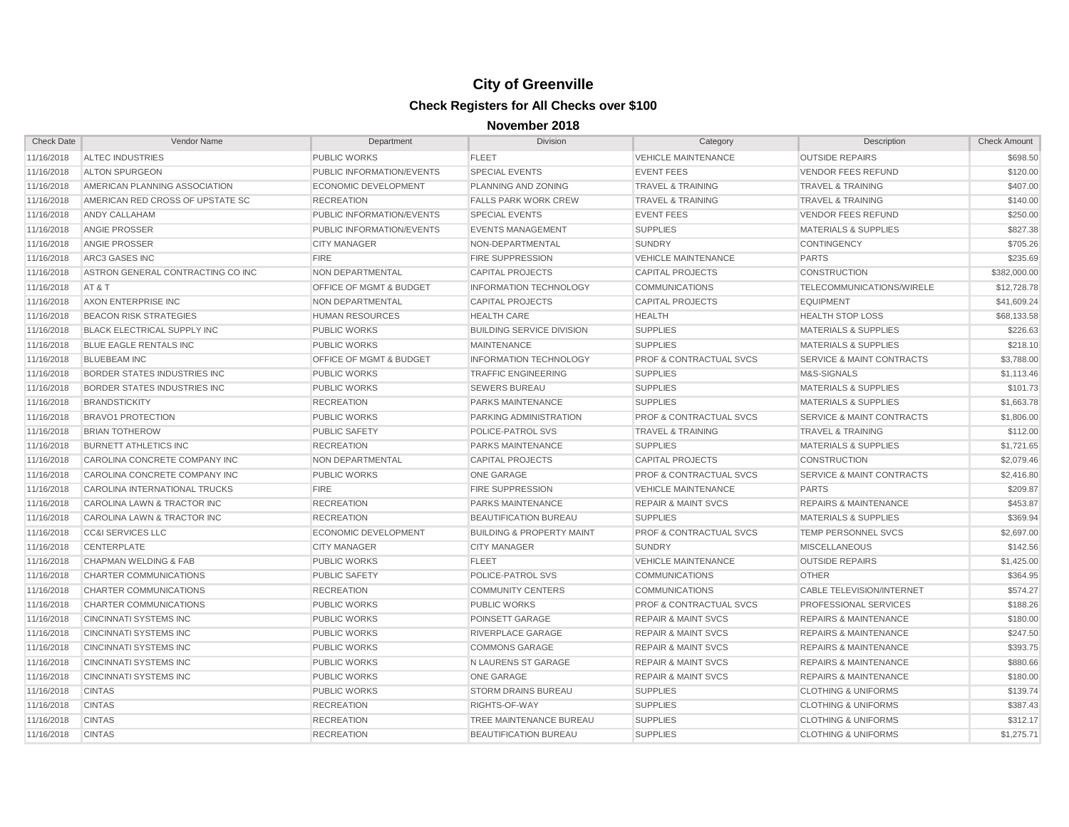# City of Greenville

## Check Registers for All Checks over $100

### November 2018

| Check Date | Vendor Name | Department | Division | Category | Description | Check Amount |
|---|---|---|---|---|---|---|
| 11/16/2018 | ALTEC INDUSTRIES | PUBLIC WORKS | FLEET | VEHICLE MAINTENANCE | OUTSIDE REPAIRS | $698.50 |
| 11/16/2018 | ALTON SPURGEON | PUBLIC INFORMATION/EVENTS | SPECIAL EVENTS | EVENT FEES | VENDOR FEES REFUND | $120.00 |
| 11/16/2018 | AMERICAN PLANNING ASSOCIATION | ECONOMIC DEVELOPMENT | PLANNING AND ZONING | TRAVEL & TRAINING | TRAVEL & TRAINING | $407.00 |
| 11/16/2018 | AMERICAN RED CROSS OF UPSTATE SC | RECREATION | FALLS PARK WORK CREW | TRAVEL & TRAINING | TRAVEL & TRAINING | $140.00 |
| 11/16/2018 | ANDY CALLAHAM | PUBLIC INFORMATION/EVENTS | SPECIAL EVENTS | EVENT FEES | VENDOR FEES REFUND | $250.00 |
| 11/16/2018 | ANGIE PROSSER | PUBLIC INFORMATION/EVENTS | EVENTS MANAGEMENT | SUPPLIES | MATERIALS & SUPPLIES | $827.38 |
| 11/16/2018 | ANGIE PROSSER | CITY MANAGER | NON-DEPARTMENTAL | SUNDRY | CONTINGENCY | $705.26 |
| 11/16/2018 | ARC3 GASES INC | FIRE | FIRE SUPPRESSION | VEHICLE MAINTENANCE | PARTS | $235.69 |
| 11/16/2018 | ASTRON GENERAL CONTRACTING CO INC | NON DEPARTMENTAL | CAPITAL PROJECTS | CAPITAL PROJECTS | CONSTRUCTION | $382,000.00 |
| 11/16/2018 | AT & T | OFFICE OF MGMT & BUDGET | INFORMATION TECHNOLOGY | COMMUNICATIONS | TELECOMMUNICATIONS/WIRELE | $12,728.78 |
| 11/16/2018 | AXON ENTERPRISE INC | NON DEPARTMENTAL | CAPITAL PROJECTS | CAPITAL PROJECTS | EQUIPMENT | $41,609.24 |
| 11/16/2018 | BEACON RISK STRATEGIES | HUMAN RESOURCES | HEALTH CARE | HEALTH | HEALTH STOP LOSS | $68,133.58 |
| 11/16/2018 | BLACK ELECTRICAL SUPPLY INC | PUBLIC WORKS | BUILDING SERVICE DIVISION | SUPPLIES | MATERIALS & SUPPLIES | $226.63 |
| 11/16/2018 | BLUE EAGLE RENTALS INC | PUBLIC WORKS | MAINTENANCE | SUPPLIES | MATERIALS & SUPPLIES | $218.10 |
| 11/16/2018 | BLUEBEAM INC | OFFICE OF MGMT & BUDGET | INFORMATION TECHNOLOGY | PROF & CONTRACTUAL SVCS | SERVICE & MAINT CONTRACTS | $3,788.00 |
| 11/16/2018 | BORDER STATES INDUSTRIES INC | PUBLIC WORKS | TRAFFIC ENGINEERING | SUPPLIES | M&S-SIGNALS | $1,113.46 |
| 11/16/2018 | BORDER STATES INDUSTRIES INC | PUBLIC WORKS | SEWERS BUREAU | SUPPLIES | MATERIALS & SUPPLIES | $101.73 |
| 11/16/2018 | BRANDSTICKITY | RECREATION | PARKS MAINTENANCE | SUPPLIES | MATERIALS & SUPPLIES | $1,663.78 |
| 11/16/2018 | BRAVO1 PROTECTION | PUBLIC WORKS | PARKING ADMINISTRATION | PROF & CONTRACTUAL SVCS | SERVICE & MAINT CONTRACTS | $1,806.00 |
| 11/16/2018 | BRIAN TOTHEROW | PUBLIC SAFETY | POLICE-PATROL SVS | TRAVEL & TRAINING | TRAVEL & TRAINING | $112.00 |
| 11/16/2018 | BURNETT ATHLETICS INC | RECREATION | PARKS MAINTENANCE | SUPPLIES | MATERIALS & SUPPLIES | $1,721.65 |
| 11/16/2018 | CAROLINA CONCRETE COMPANY INC | NON DEPARTMENTAL | CAPITAL PROJECTS | CAPITAL PROJECTS | CONSTRUCTION | $2,079.46 |
| 11/16/2018 | CAROLINA CONCRETE COMPANY INC | PUBLIC WORKS | ONE GARAGE | PROF & CONTRACTUAL SVCS | SERVICE & MAINT CONTRACTS | $2,416.80 |
| 11/16/2018 | CAROLINA INTERNATIONAL TRUCKS | FIRE | FIRE SUPPRESSION | VEHICLE MAINTENANCE | PARTS | $209.87 |
| 11/16/2018 | CAROLINA LAWN & TRACTOR INC | RECREATION | PARKS MAINTENANCE | REPAIR & MAINT SVCS | REPAIRS & MAINTENANCE | $453.87 |
| 11/16/2018 | CAROLINA LAWN & TRACTOR INC | RECREATION | BEAUTIFICATION BUREAU | SUPPLIES | MATERIALS & SUPPLIES | $369.94 |
| 11/16/2018 | CC&I SERVICES LLC | ECONOMIC DEVELOPMENT | BUILDING & PROPERTY MAINT | PROF & CONTRACTUAL SVCS | TEMP PERSONNEL SVCS | $2,697.00 |
| 11/16/2018 | CENTERPLATE | CITY MANAGER | CITY MANAGER | SUNDRY | MISCELLANEOUS | $142.56 |
| 11/16/2018 | CHAPMAN WELDING & FAB | PUBLIC WORKS | FLEET | VEHICLE MAINTENANCE | OUTSIDE REPAIRS | $1,425.00 |
| 11/16/2018 | CHARTER COMMUNICATIONS | PUBLIC SAFETY | POLICE-PATROL SVS | COMMUNICATIONS | OTHER | $364.95 |
| 11/16/2018 | CHARTER COMMUNICATIONS | RECREATION | COMMUNITY CENTERS | COMMUNICATIONS | CABLE TELEVISION/INTERNET | $574.27 |
| 11/16/2018 | CHARTER COMMUNICATIONS | PUBLIC WORKS | PUBLIC WORKS | PROF & CONTRACTUAL SVCS | PROFESSIONAL SERVICES | $188.26 |
| 11/16/2018 | CINCINNATI SYSTEMS INC | PUBLIC WORKS | POINSETT GARAGE | REPAIR & MAINT SVCS | REPAIRS & MAINTENANCE | $180.00 |
| 11/16/2018 | CINCINNATI SYSTEMS INC | PUBLIC WORKS | RIVERPLACE GARAGE | REPAIR & MAINT SVCS | REPAIRS & MAINTENANCE | $247.50 |
| 11/16/2018 | CINCINNATI SYSTEMS INC | PUBLIC WORKS | COMMONS GARAGE | REPAIR & MAINT SVCS | REPAIRS & MAINTENANCE | $393.75 |
| 11/16/2018 | CINCINNATI SYSTEMS INC | PUBLIC WORKS | N LAURENS ST GARAGE | REPAIR & MAINT SVCS | REPAIRS & MAINTENANCE | $880.66 |
| 11/16/2018 | CINCINNATI SYSTEMS INC | PUBLIC WORKS | ONE GARAGE | REPAIR & MAINT SVCS | REPAIRS & MAINTENANCE | $180.00 |
| 11/16/2018 | CINTAS | PUBLIC WORKS | STORM DRAINS BUREAU | SUPPLIES | CLOTHING & UNIFORMS | $139.74 |
| 11/16/2018 | CINTAS | RECREATION | RIGHTS-OF-WAY | SUPPLIES | CLOTHING & UNIFORMS | $387.43 |
| 11/16/2018 | CINTAS | RECREATION | TREE MAINTENANCE BUREAU | SUPPLIES | CLOTHING & UNIFORMS | $312.17 |
| 11/16/2018 | CINTAS | RECREATION | BEAUTIFICATION BUREAU | SUPPLIES | CLOTHING & UNIFORMS | $1,275.71 |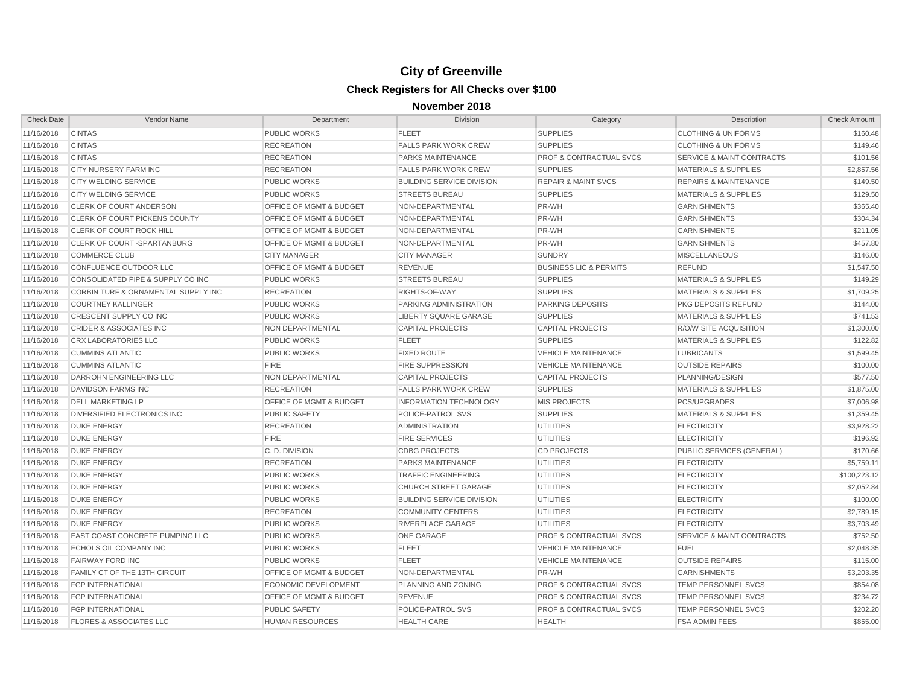# City of Greenville

## Check Registers for All Checks over $100

### November 2018

| Check Date | Vendor Name | Department | Division | Category | Description | Check Amount |
|---|---|---|---|---|---|---|
| 11/16/2018 | CINTAS | PUBLIC WORKS | FLEET | SUPPLIES | CLOTHING & UNIFORMS | $160.48 |
| 11/16/2018 | CINTAS | RECREATION | FALLS PARK WORK CREW | SUPPLIES | CLOTHING & UNIFORMS | $149.46 |
| 11/16/2018 | CINTAS | RECREATION | PARKS MAINTENANCE | PROF & CONTRACTUAL SVCS | SERVICE & MAINT CONTRACTS | $101.56 |
| 11/16/2018 | CITY NURSERY FARM INC | RECREATION | FALLS PARK WORK CREW | SUPPLIES | MATERIALS & SUPPLIES | $2,857.56 |
| 11/16/2018 | CITY WELDING SERVICE | PUBLIC WORKS | BUILDING SERVICE DIVISION | REPAIR & MAINT SVCS | REPAIRS & MAINTENANCE | $149.50 |
| 11/16/2018 | CITY WELDING SERVICE | PUBLIC WORKS | STREETS BUREAU | SUPPLIES | MATERIALS & SUPPLIES | $129.50 |
| 11/16/2018 | CLERK OF COURT ANDERSON | OFFICE OF MGMT & BUDGET | NON-DEPARTMENTAL | PR-WH | GARNISHMENTS | $365.40 |
| 11/16/2018 | CLERK OF COURT PICKENS COUNTY | OFFICE OF MGMT & BUDGET | NON-DEPARTMENTAL | PR-WH | GARNISHMENTS | $304.34 |
| 11/16/2018 | CLERK OF COURT ROCK HILL | OFFICE OF MGMT & BUDGET | NON-DEPARTMENTAL | PR-WH | GARNISHMENTS | $211.05 |
| 11/16/2018 | CLERK OF COURT -SPARTANBURG | OFFICE OF MGMT & BUDGET | NON-DEPARTMENTAL | PR-WH | GARNISHMENTS | $457.80 |
| 11/16/2018 | COMMERCE CLUB | CITY MANAGER | CITY MANAGER | SUNDRY | MISCELLANEOUS | $146.00 |
| 11/16/2018 | CONFLUENCE OUTDOOR LLC | OFFICE OF MGMT & BUDGET | REVENUE | BUSINESS LIC & PERMITS | REFUND | $1,547.50 |
| 11/16/2018 | CONSOLIDATED PIPE & SUPPLY CO INC | PUBLIC WORKS | STREETS BUREAU | SUPPLIES | MATERIALS & SUPPLIES | $149.29 |
| 11/16/2018 | CORBIN TURF & ORNAMENTAL SUPPLY INC | RECREATION | RIGHTS-OF-WAY | SUPPLIES | MATERIALS & SUPPLIES | $1,709.25 |
| 11/16/2018 | COURTNEY KALLINGER | PUBLIC WORKS | PARKING ADMINISTRATION | PARKING DEPOSITS | PKG DEPOSITS REFUND | $144.00 |
| 11/16/2018 | CRESCENT SUPPLY CO INC | PUBLIC WORKS | LIBERTY SQUARE GARAGE | SUPPLIES | MATERIALS & SUPPLIES | $741.53 |
| 11/16/2018 | CRIDER & ASSOCIATES INC | NON DEPARTMENTAL | CAPITAL PROJECTS | CAPITAL PROJECTS | R/O/W SITE ACQUISITION | $1,300.00 |
| 11/16/2018 | CRX LABORATORIES LLC | PUBLIC WORKS | FLEET | SUPPLIES | MATERIALS & SUPPLIES | $122.82 |
| 11/16/2018 | CUMMINS ATLANTIC | PUBLIC WORKS | FIXED ROUTE | VEHICLE MAINTENANCE | LUBRICANTS | $1,599.45 |
| 11/16/2018 | CUMMINS ATLANTIC | FIRE | FIRE SUPPRESSION | VEHICLE MAINTENANCE | OUTSIDE REPAIRS | $100.00 |
| 11/16/2018 | DARROHN ENGINEERING LLC | NON DEPARTMENTAL | CAPITAL PROJECTS | CAPITAL PROJECTS | PLANNING/DESIGN | $577.50 |
| 11/16/2018 | DAVIDSON FARMS INC | RECREATION | FALLS PARK WORK CREW | SUPPLIES | MATERIALS & SUPPLIES | $1,875.00 |
| 11/16/2018 | DELL MARKETING LP | OFFICE OF MGMT & BUDGET | INFORMATION TECHNOLOGY | MIS PROJECTS | PCS/UPGRADES | $7,006.98 |
| 11/16/2018 | DIVERSIFIED ELECTRONICS INC | PUBLIC SAFETY | POLICE-PATROL SVS | SUPPLIES | MATERIALS & SUPPLIES | $1,359.45 |
| 11/16/2018 | DUKE ENERGY | RECREATION | ADMINISTRATION | UTILITIES | ELECTRICITY | $3,928.22 |
| 11/16/2018 | DUKE ENERGY | FIRE | FIRE SERVICES | UTILITIES | ELECTRICITY | $196.92 |
| 11/16/2018 | DUKE ENERGY | C. D. DIVISION | CDBG PROJECTS | CD PROJECTS | PUBLIC SERVICES (GENERAL) | $170.66 |
| 11/16/2018 | DUKE ENERGY | RECREATION | PARKS MAINTENANCE | UTILITIES | ELECTRICITY | $5,759.11 |
| 11/16/2018 | DUKE ENERGY | PUBLIC WORKS | TRAFFIC ENGINEERING | UTILITIES | ELECTRICITY | $100,223.12 |
| 11/16/2018 | DUKE ENERGY | PUBLIC WORKS | CHURCH STREET GARAGE | UTILITIES | ELECTRICITY | $2,052.84 |
| 11/16/2018 | DUKE ENERGY | PUBLIC WORKS | BUILDING SERVICE DIVISION | UTILITIES | ELECTRICITY | $100.00 |
| 11/16/2018 | DUKE ENERGY | RECREATION | COMMUNITY CENTERS | UTILITIES | ELECTRICITY | $2,789.15 |
| 11/16/2018 | DUKE ENERGY | PUBLIC WORKS | RIVERPLACE GARAGE | UTILITIES | ELECTRICITY | $3,703.49 |
| 11/16/2018 | EAST COAST CONCRETE PUMPING LLC | PUBLIC WORKS | ONE GARAGE | PROF & CONTRACTUAL SVCS | SERVICE & MAINT CONTRACTS | $752.50 |
| 11/16/2018 | ECHOLS OIL COMPANY INC | PUBLIC WORKS | FLEET | VEHICLE MAINTENANCE | FUEL | $2,048.35 |
| 11/16/2018 | FAIRWAY FORD INC | PUBLIC WORKS | FLEET | VEHICLE MAINTENANCE | OUTSIDE REPAIRS | $115.00 |
| 11/16/2018 | FAMILY CT OF THE 13TH CIRCUIT | OFFICE OF MGMT & BUDGET | NON-DEPARTMENTAL | PR-WH | GARNISHMENTS | $3,203.35 |
| 11/16/2018 | FGP INTERNATIONAL | ECONOMIC DEVELOPMENT | PLANNING AND ZONING | PROF & CONTRACTUAL SVCS | TEMP PERSONNEL SVCS | $854.08 |
| 11/16/2018 | FGP INTERNATIONAL | OFFICE OF MGMT & BUDGET | REVENUE | PROF & CONTRACTUAL SVCS | TEMP PERSONNEL SVCS | $234.72 |
| 11/16/2018 | FGP INTERNATIONAL | PUBLIC SAFETY | POLICE-PATROL SVS | PROF & CONTRACTUAL SVCS | TEMP PERSONNEL SVCS | $202.20 |
| 11/16/2018 | FLORES & ASSOCIATES LLC | HUMAN RESOURCES | HEALTH CARE | HEALTH | FSA ADMIN FEES | $855.00 |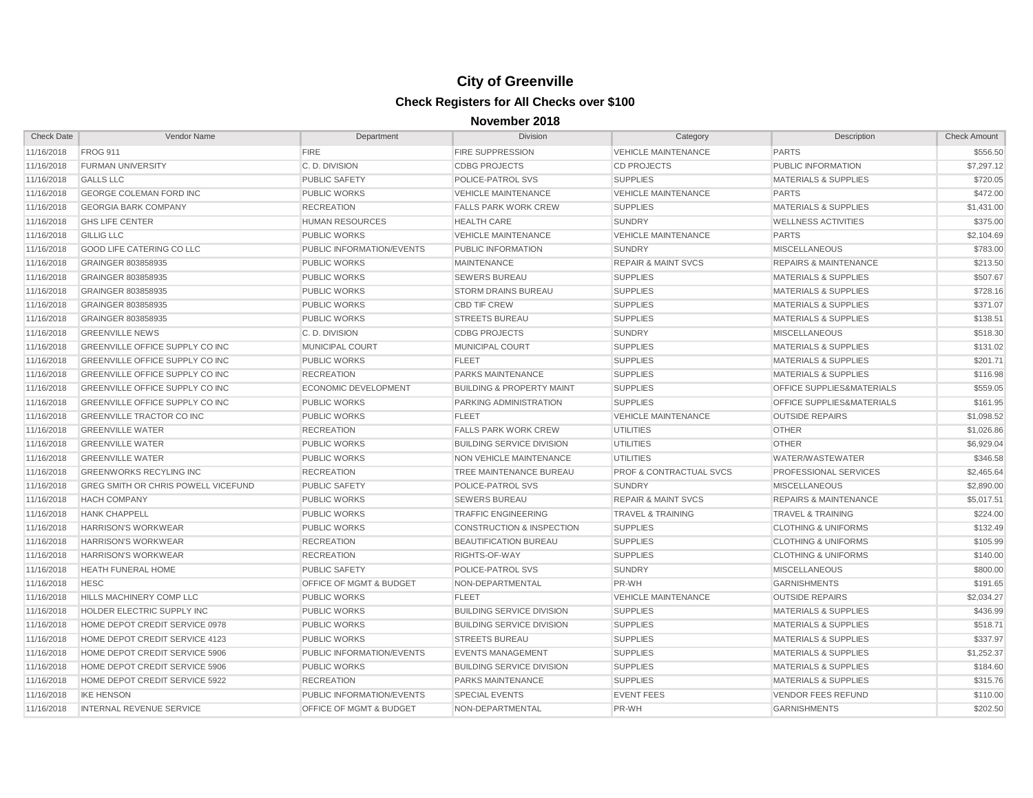# City of Greenville

## Check Registers for All Checks over $100

### November 2018

| Check Date | Vendor Name | Department | Division | Category | Description | Check Amount |
|---|---|---|---|---|---|---|
| 11/16/2018 | FROG 911 | FIRE | FIRE SUPPRESSION | VEHICLE MAINTENANCE | PARTS | $556.50 |
| 11/16/2018 | FURMAN UNIVERSITY | C. D. DIVISION | CDBG PROJECTS | CD PROJECTS | PUBLIC INFORMATION | $7,297.12 |
| 11/16/2018 | GALLS LLC | PUBLIC SAFETY | POLICE-PATROL SVS | SUPPLIES | MATERIALS & SUPPLIES | $720.05 |
| 11/16/2018 | GEORGE COLEMAN FORD INC | PUBLIC WORKS | VEHICLE MAINTENANCE | VEHICLE MAINTENANCE | PARTS | $472.00 |
| 11/16/2018 | GEORGIA BARK COMPANY | RECREATION | FALLS PARK WORK CREW | SUPPLIES | MATERIALS & SUPPLIES | $1,431.00 |
| 11/16/2018 | GHS LIFE CENTER | HUMAN RESOURCES | HEALTH CARE | SUNDRY | WELLNESS ACTIVITIES | $375.00 |
| 11/16/2018 | GILLIG LLC | PUBLIC WORKS | VEHICLE MAINTENANCE | VEHICLE MAINTENANCE | PARTS | $2,104.69 |
| 11/16/2018 | GOOD LIFE CATERING CO LLC | PUBLIC INFORMATION/EVENTS | PUBLIC INFORMATION | SUNDRY | MISCELLANEOUS | $783.00 |
| 11/16/2018 | GRAINGER 803858935 | PUBLIC WORKS | MAINTENANCE | REPAIR & MAINT SVCS | REPAIRS & MAINTENANCE | $213.50 |
| 11/16/2018 | GRAINGER 803858935 | PUBLIC WORKS | SEWERS BUREAU | SUPPLIES | MATERIALS & SUPPLIES | $507.67 |
| 11/16/2018 | GRAINGER 803858935 | PUBLIC WORKS | STORM DRAINS BUREAU | SUPPLIES | MATERIALS & SUPPLIES | $728.16 |
| 11/16/2018 | GRAINGER 803858935 | PUBLIC WORKS | CBD TIF CREW | SUPPLIES | MATERIALS & SUPPLIES | $371.07 |
| 11/16/2018 | GRAINGER 803858935 | PUBLIC WORKS | STREETS BUREAU | SUPPLIES | MATERIALS & SUPPLIES | $138.51 |
| 11/16/2018 | GREENVILLE NEWS | C. D. DIVISION | CDBG PROJECTS | SUNDRY | MISCELLANEOUS | $518.30 |
| 11/16/2018 | GREENVILLE OFFICE SUPPLY CO INC | MUNICIPAL COURT | MUNICIPAL COURT | SUPPLIES | MATERIALS & SUPPLIES | $131.02 |
| 11/16/2018 | GREENVILLE OFFICE SUPPLY CO INC | PUBLIC WORKS | FLEET | SUPPLIES | MATERIALS & SUPPLIES | $201.71 |
| 11/16/2018 | GREENVILLE OFFICE SUPPLY CO INC | RECREATION | PARKS MAINTENANCE | SUPPLIES | MATERIALS & SUPPLIES | $116.98 |
| 11/16/2018 | GREENVILLE OFFICE SUPPLY CO INC | ECONOMIC DEVELOPMENT | BUILDING & PROPERTY MAINT | SUPPLIES | OFFICE SUPPLIES&MATERIALS | $559.05 |
| 11/16/2018 | GREENVILLE OFFICE SUPPLY CO INC | PUBLIC WORKS | PARKING ADMINISTRATION | SUPPLIES | OFFICE SUPPLIES&MATERIALS | $161.95 |
| 11/16/2018 | GREENVILLE TRACTOR CO INC | PUBLIC WORKS | FLEET | VEHICLE MAINTENANCE | OUTSIDE REPAIRS | $1,098.52 |
| 11/16/2018 | GREENVILLE WATER | RECREATION | FALLS PARK WORK CREW | UTILITIES | OTHER | $1,026.86 |
| 11/16/2018 | GREENVILLE WATER | PUBLIC WORKS | BUILDING SERVICE DIVISION | UTILITIES | OTHER | $6,929.04 |
| 11/16/2018 | GREENVILLE WATER | PUBLIC WORKS | NON VEHICLE MAINTENANCE | UTILITIES | WATER/WASTEWATER | $346.58 |
| 11/16/2018 | GREENWORKS RECYLING INC | RECREATION | TREE MAINTENANCE BUREAU | PROF & CONTRACTUAL SVCS | PROFESSIONAL SERVICES | $2,465.64 |
| 11/16/2018 | GREG SMITH OR CHRIS POWELL VICEFUND | PUBLIC SAFETY | POLICE-PATROL SVS | SUNDRY | MISCELLANEOUS | $2,890.00 |
| 11/16/2018 | HACH COMPANY | PUBLIC WORKS | SEWERS BUREAU | REPAIR & MAINT SVCS | REPAIRS & MAINTENANCE | $5,017.51 |
| 11/16/2018 | HANK CHAPPELL | PUBLIC WORKS | TRAFFIC ENGINEERING | TRAVEL & TRAINING | TRAVEL & TRAINING | $224.00 |
| 11/16/2018 | HARRISON'S WORKWEAR | PUBLIC WORKS | CONSTRUCTION & INSPECTION | SUPPLIES | CLOTHING & UNIFORMS | $132.49 |
| 11/16/2018 | HARRISON'S WORKWEAR | RECREATION | BEAUTIFICATION BUREAU | SUPPLIES | CLOTHING & UNIFORMS | $105.99 |
| 11/16/2018 | HARRISON'S WORKWEAR | RECREATION | RIGHTS-OF-WAY | SUPPLIES | CLOTHING & UNIFORMS | $140.00 |
| 11/16/2018 | HEATH FUNERAL HOME | PUBLIC SAFETY | POLICE-PATROL SVS | SUNDRY | MISCELLANEOUS | $800.00 |
| 11/16/2018 | HESC | OFFICE OF MGMT & BUDGET | NON-DEPARTMENTAL | PR-WH | GARNISHMENTS | $191.65 |
| 11/16/2018 | HILLS MACHINERY COMP LLC | PUBLIC WORKS | FLEET | VEHICLE MAINTENANCE | OUTSIDE REPAIRS | $2,034.27 |
| 11/16/2018 | HOLDER ELECTRIC SUPPLY INC | PUBLIC WORKS | BUILDING SERVICE DIVISION | SUPPLIES | MATERIALS & SUPPLIES | $436.99 |
| 11/16/2018 | HOME DEPOT CREDIT SERVICE 0978 | PUBLIC WORKS | BUILDING SERVICE DIVISION | SUPPLIES | MATERIALS & SUPPLIES | $518.71 |
| 11/16/2018 | HOME DEPOT CREDIT SERVICE 4123 | PUBLIC WORKS | STREETS BUREAU | SUPPLIES | MATERIALS & SUPPLIES | $337.97 |
| 11/16/2018 | HOME DEPOT CREDIT SERVICE 5906 | PUBLIC INFORMATION/EVENTS | EVENTS MANAGEMENT | SUPPLIES | MATERIALS & SUPPLIES | $1,252.37 |
| 11/16/2018 | HOME DEPOT CREDIT SERVICE 5906 | PUBLIC WORKS | BUILDING SERVICE DIVISION | SUPPLIES | MATERIALS & SUPPLIES | $184.60 |
| 11/16/2018 | HOME DEPOT CREDIT SERVICE 5922 | RECREATION | PARKS MAINTENANCE | SUPPLIES | MATERIALS & SUPPLIES | $315.76 |
| 11/16/2018 | IKE HENSON | PUBLIC INFORMATION/EVENTS | SPECIAL EVENTS | EVENT FEES | VENDOR FEES REFUND | $110.00 |
| 11/16/2018 | INTERNAL REVENUE SERVICE | OFFICE OF MGMT & BUDGET | NON-DEPARTMENTAL | PR-WH | GARNISHMENTS | $202.50 |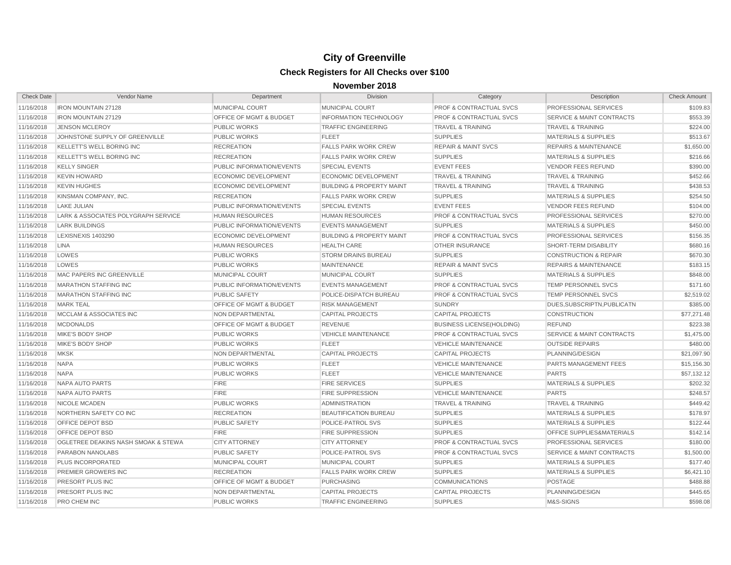# City of Greenville

## Check Registers for All Checks over $100

### November 2018

| Check Date | Vendor Name | Department | Division | Category | Description | Check Amount |
|---|---|---|---|---|---|---|
| 11/16/2018 | IRON MOUNTAIN 27128 | MUNICIPAL COURT | MUNICIPAL COURT | PROF & CONTRACTUAL SVCS | PROFESSIONAL SERVICES | $109.83 |
| 11/16/2018 | IRON MOUNTAIN 27129 | OFFICE OF MGMT & BUDGET | INFORMATION TECHNOLOGY | PROF & CONTRACTUAL SVCS | SERVICE & MAINT CONTRACTS | $553.39 |
| 11/16/2018 | JENSON MCLEROY | PUBLIC WORKS | TRAFFIC ENGINEERING | TRAVEL & TRAINING | TRAVEL & TRAINING | $224.00 |
| 11/16/2018 | JOHNSTONE SUPPLY OF GREENVILLE | PUBLIC WORKS | FLEET | SUPPLIES | MATERIALS & SUPPLIES | $513.67 |
| 11/16/2018 | KELLETT'S WELL BORING INC | RECREATION | FALLS PARK WORK CREW | REPAIR & MAINT SVCS | REPAIRS & MAINTENANCE | $1,650.00 |
| 11/16/2018 | KELLETT'S WELL BORING INC | RECREATION | FALLS PARK WORK CREW | SUPPLIES | MATERIALS & SUPPLIES | $216.66 |
| 11/16/2018 | KELLY SINGER | PUBLIC INFORMATION/EVENTS | SPECIAL EVENTS | EVENT FEES | VENDOR FEES REFUND | $390.00 |
| 11/16/2018 | KEVIN HOWARD | ECONOMIC DEVELOPMENT | ECONOMIC DEVELOPMENT | TRAVEL & TRAINING | TRAVEL & TRAINING | $452.66 |
| 11/16/2018 | KEVIN HUGHES | ECONOMIC DEVELOPMENT | BUILDING & PROPERTY MAINT | TRAVEL & TRAINING | TRAVEL & TRAINING | $438.53 |
| 11/16/2018 | KINSMAN COMPANY, INC. | RECREATION | FALLS PARK WORK CREW | SUPPLIES | MATERIALS & SUPPLIES | $254.50 |
| 11/16/2018 | LAKE JULIAN | PUBLIC INFORMATION/EVENTS | SPECIAL EVENTS | EVENT FEES | VENDOR FEES REFUND | $104.00 |
| 11/16/2018 | LARK & ASSOCIATES POLYGRAPH SERVICE | HUMAN RESOURCES | HUMAN RESOURCES | PROF & CONTRACTUAL SVCS | PROFESSIONAL SERVICES | $270.00 |
| 11/16/2018 | LARK BUILDINGS | PUBLIC INFORMATION/EVENTS | EVENTS MANAGEMENT | SUPPLIES | MATERIALS & SUPPLIES | $450.00 |
| 11/16/2018 | LEXISNEXIS 1403290 | ECONOMIC DEVELOPMENT | BUILDING & PROPERTY MAINT | PROF & CONTRACTUAL SVCS | PROFESSIONAL SERVICES | $156.35 |
| 11/16/2018 | LINA | HUMAN RESOURCES | HEALTH CARE | OTHER INSURANCE | SHORT-TERM DISABILITY | $680.16 |
| 11/16/2018 | LOWES | PUBLIC WORKS | STORM DRAINS BUREAU | SUPPLIES | CONSTRUCTION & REPAIR | $670.30 |
| 11/16/2018 | LOWES | PUBLIC WORKS | MAINTENANCE | REPAIR & MAINT SVCS | REPAIRS & MAINTENANCE | $183.15 |
| 11/16/2018 | MAC PAPERS INC GREENVILLE | MUNICIPAL COURT | MUNICIPAL COURT | SUPPLIES | MATERIALS & SUPPLIES | $848.00 |
| 11/16/2018 | MARATHON STAFFING INC | PUBLIC INFORMATION/EVENTS | EVENTS MANAGEMENT | PROF & CONTRACTUAL SVCS | TEMP PERSONNEL SVCS | $171.60 |
| 11/16/2018 | MARATHON STAFFING INC | PUBLIC SAFETY | POLICE-DISPATCH BUREAU | PROF & CONTRACTUAL SVCS | TEMP PERSONNEL SVCS | $2,519.02 |
| 11/16/2018 | MARK TEAL | OFFICE OF MGMT & BUDGET | RISK MANAGEMENT | SUNDRY | DUES,SUBSCRIPTN,PUBLICATN | $385.00 |
| 11/16/2018 | MCCLAM & ASSOCIATES INC | NON DEPARTMENTAL | CAPITAL PROJECTS | CAPITAL PROJECTS | CONSTRUCTION | $77,271.48 |
| 11/16/2018 | MCDONALDS | OFFICE OF MGMT & BUDGET | REVENUE | BUSINESS LICENSE(HOLDING) | REFUND | $223.38 |
| 11/16/2018 | MIKE'S BODY SHOP | PUBLIC WORKS | VEHICLE MAINTENANCE | PROF & CONTRACTUAL SVCS | SERVICE & MAINT CONTRACTS | $1,475.00 |
| 11/16/2018 | MIKE'S BODY SHOP | PUBLIC WORKS | FLEET | VEHICLE MAINTENANCE | OUTSIDE REPAIRS | $480.00 |
| 11/16/2018 | MKSK | NON DEPARTMENTAL | CAPITAL PROJECTS | CAPITAL PROJECTS | PLANNING/DESIGN | $21,097.90 |
| 11/16/2018 | NAPA | PUBLIC WORKS | FLEET | VEHICLE MAINTENANCE | PARTS MANAGEMENT FEES | $15,156.30 |
| 11/16/2018 | NAPA | PUBLIC WORKS | FLEET | VEHICLE MAINTENANCE | PARTS | $57,132.12 |
| 11/16/2018 | NAPA AUTO PARTS | FIRE | FIRE SERVICES | SUPPLIES | MATERIALS & SUPPLIES | $202.32 |
| 11/16/2018 | NAPA AUTO PARTS | FIRE | FIRE SUPPRESSION | VEHICLE MAINTENANCE | PARTS | $248.57 |
| 11/16/2018 | NICOLE MCADEN | PUBLIC WORKS | ADMINISTRATION | TRAVEL & TRAINING | TRAVEL & TRAINING | $449.42 |
| 11/16/2018 | NORTHERN SAFETY CO INC | RECREATION | BEAUTIFICATION BUREAU | SUPPLIES | MATERIALS & SUPPLIES | $178.97 |
| 11/16/2018 | OFFICE DEPOT BSD | PUBLIC SAFETY | POLICE-PATROL SVS | SUPPLIES | MATERIALS & SUPPLIES | $122.44 |
| 11/16/2018 | OFFICE DEPOT BSD | FIRE | FIRE SUPPRESSION | SUPPLIES | OFFICE SUPPLIES&MATERIALS | $142.14 |
| 11/16/2018 | OGLETREE DEAKINS NASH SMOAK & STEWA | CITY ATTORNEY | CITY ATTORNEY | PROF & CONTRACTUAL SVCS | PROFESSIONAL SERVICES | $180.00 |
| 11/16/2018 | PARABON NANOLABS | PUBLIC SAFETY | POLICE-PATROL SVS | PROF & CONTRACTUAL SVCS | SERVICE & MAINT CONTRACTS | $1,500.00 |
| 11/16/2018 | PLUS INCORPORATED | MUNICIPAL COURT | MUNICIPAL COURT | SUPPLIES | MATERIALS & SUPPLIES | $177.40 |
| 11/16/2018 | PREMIER GROWERS INC | RECREATION | FALLS PARK WORK CREW | SUPPLIES | MATERIALS & SUPPLIES | $6,421.10 |
| 11/16/2018 | PRESORT PLUS INC | OFFICE OF MGMT & BUDGET | PURCHASING | COMMUNICATIONS | POSTAGE | $488.88 |
| 11/16/2018 | PRESORT PLUS INC | NON DEPARTMENTAL | CAPITAL PROJECTS | CAPITAL PROJECTS | PLANNING/DESIGN | $445.65 |
| 11/16/2018 | PRO CHEM INC | PUBLIC WORKS | TRAFFIC ENGINEERING | SUPPLIES | M&S-SIGNS | $598.08 |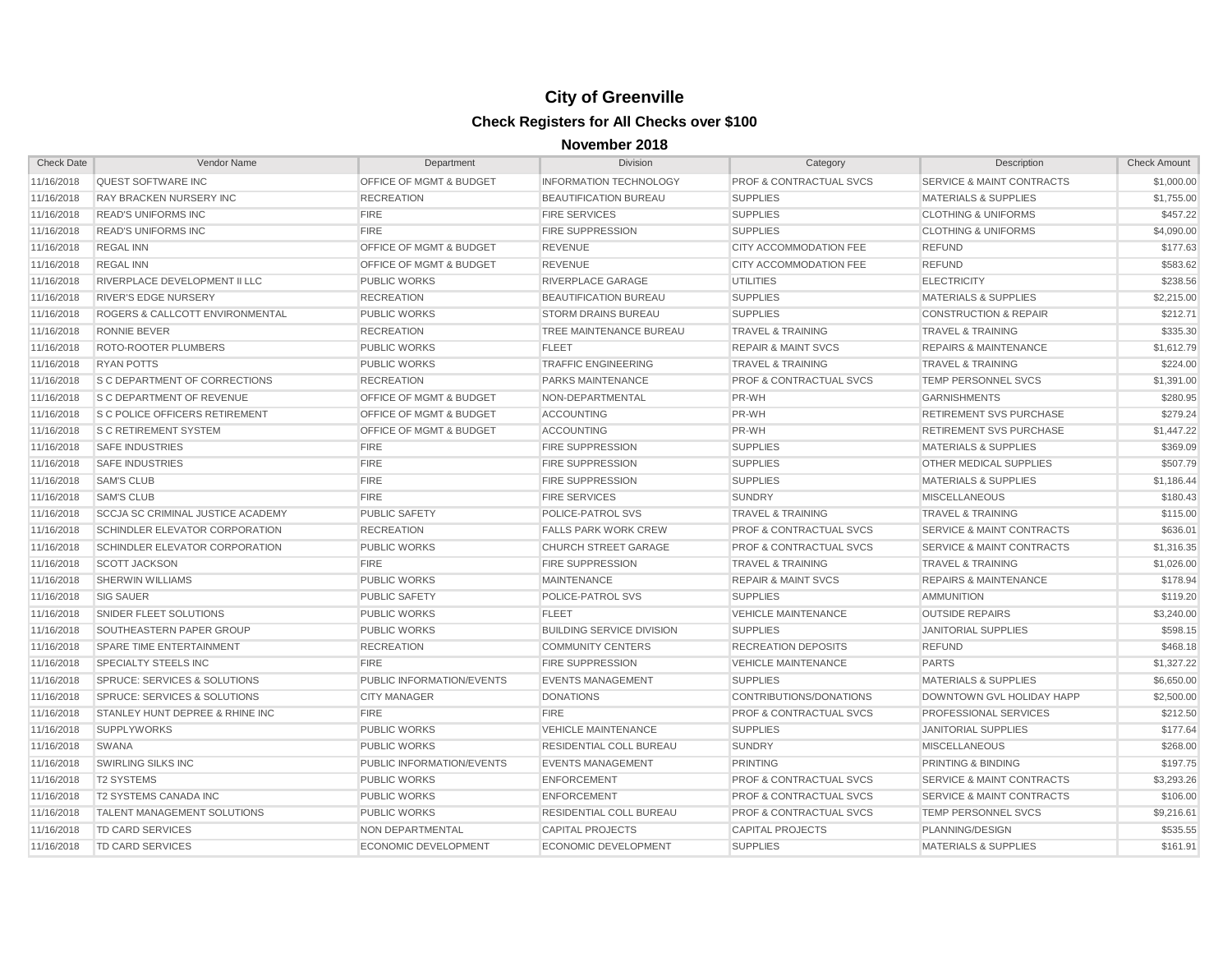# City of Greenville

## Check Registers for All Checks over $100

### November 2018

| Check Date | Vendor Name | Department | Division | Category | Description | Check Amount |
|---|---|---|---|---|---|---|
| 11/16/2018 | QUEST SOFTWARE INC | OFFICE OF MGMT & BUDGET | INFORMATION TECHNOLOGY | PROF & CONTRACTUAL SVCS | SERVICE & MAINT CONTRACTS | $1,000.00 |
| 11/16/2018 | RAY BRACKEN NURSERY INC | RECREATION | BEAUTIFICATION BUREAU | SUPPLIES | MATERIALS & SUPPLIES | $1,755.00 |
| 11/16/2018 | READ'S UNIFORMS INC | FIRE | FIRE SERVICES | SUPPLIES | CLOTHING & UNIFORMS | $457.22 |
| 11/16/2018 | READ'S UNIFORMS INC | FIRE | FIRE SUPPRESSION | SUPPLIES | CLOTHING & UNIFORMS | $4,090.00 |
| 11/16/2018 | REGAL INN | OFFICE OF MGMT & BUDGET | REVENUE | CITY ACCOMMODATION FEE | REFUND | $177.63 |
| 11/16/2018 | REGAL INN | OFFICE OF MGMT & BUDGET | REVENUE | CITY ACCOMMODATION FEE | REFUND | $583.62 |
| 11/16/2018 | RIVERPLACE DEVELOPMENT II LLC | PUBLIC WORKS | RIVERPLACE GARAGE | UTILITIES | ELECTRICITY | $238.56 |
| 11/16/2018 | RIVER'S EDGE NURSERY | RECREATION | BEAUTIFICATION BUREAU | SUPPLIES | MATERIALS & SUPPLIES | $2,215.00 |
| 11/16/2018 | ROGERS & CALLCOTT ENVIRONMENTAL | PUBLIC WORKS | STORM DRAINS BUREAU | SUPPLIES | CONSTRUCTION & REPAIR | $212.71 |
| 11/16/2018 | RONNIE BEVER | RECREATION | TREE MAINTENANCE BUREAU | TRAVEL & TRAINING | TRAVEL & TRAINING | $335.30 |
| 11/16/2018 | ROTO-ROOTER PLUMBERS | PUBLIC WORKS | FLEET | REPAIR & MAINT SVCS | REPAIRS & MAINTENANCE | $1,612.79 |
| 11/16/2018 | RYAN POTTS | PUBLIC WORKS | TRAFFIC ENGINEERING | TRAVEL & TRAINING | TRAVEL & TRAINING | $224.00 |
| 11/16/2018 | S C DEPARTMENT OF CORRECTIONS | RECREATION | PARKS MAINTENANCE | PROF & CONTRACTUAL SVCS | TEMP PERSONNEL SVCS | $1,391.00 |
| 11/16/2018 | S C DEPARTMENT OF REVENUE | OFFICE OF MGMT & BUDGET | NON-DEPARTMENTAL | PR-WH | GARNISHMENTS | $280.95 |
| 11/16/2018 | S C POLICE OFFICERS RETIREMENT | OFFICE OF MGMT & BUDGET | ACCOUNTING | PR-WH | RETIREMENT SVS PURCHASE | $279.24 |
| 11/16/2018 | S C RETIREMENT SYSTEM | OFFICE OF MGMT & BUDGET | ACCOUNTING | PR-WH | RETIREMENT SVS PURCHASE | $1,447.22 |
| 11/16/2018 | SAFE INDUSTRIES | FIRE | FIRE SUPPRESSION | SUPPLIES | MATERIALS & SUPPLIES | $369.09 |
| 11/16/2018 | SAFE INDUSTRIES | FIRE | FIRE SUPPRESSION | SUPPLIES | OTHER MEDICAL SUPPLIES | $507.79 |
| 11/16/2018 | SAM'S CLUB | FIRE | FIRE SUPPRESSION | SUPPLIES | MATERIALS & SUPPLIES | $1,186.44 |
| 11/16/2018 | SAM'S CLUB | FIRE | FIRE SERVICES | SUNDRY | MISCELLANEOUS | $180.43 |
| 11/16/2018 | SCCJA SC CRIMINAL JUSTICE ACADEMY | PUBLIC SAFETY | POLICE-PATROL SVS | TRAVEL & TRAINING | TRAVEL & TRAINING | $115.00 |
| 11/16/2018 | SCHINDLER ELEVATOR CORPORATION | RECREATION | FALLS PARK WORK CREW | PROF & CONTRACTUAL SVCS | SERVICE & MAINT CONTRACTS | $636.01 |
| 11/16/2018 | SCHINDLER ELEVATOR CORPORATION | PUBLIC WORKS | CHURCH STREET GARAGE | PROF & CONTRACTUAL SVCS | SERVICE & MAINT CONTRACTS | $1,316.35 |
| 11/16/2018 | SCOTT JACKSON | FIRE | FIRE SUPPRESSION | TRAVEL & TRAINING | TRAVEL & TRAINING | $1,026.00 |
| 11/16/2018 | SHERWIN WILLIAMS | PUBLIC WORKS | MAINTENANCE | REPAIR & MAINT SVCS | REPAIRS & MAINTENANCE | $178.94 |
| 11/16/2018 | SIG SAUER | PUBLIC SAFETY | POLICE-PATROL SVS | SUPPLIES | AMMUNITION | $119.20 |
| 11/16/2018 | SNIDER FLEET SOLUTIONS | PUBLIC WORKS | FLEET | VEHICLE MAINTENANCE | OUTSIDE REPAIRS | $3,240.00 |
| 11/16/2018 | SOUTHEASTERN PAPER GROUP | PUBLIC WORKS | BUILDING SERVICE DIVISION | SUPPLIES | JANITORIAL SUPPLIES | $598.15 |
| 11/16/2018 | SPARE TIME ENTERTAINMENT | RECREATION | COMMUNITY CENTERS | RECREATION DEPOSITS | REFUND | $468.18 |
| 11/16/2018 | SPECIALTY STEELS INC | FIRE | FIRE SUPPRESSION | VEHICLE MAINTENANCE | PARTS | $1,327.22 |
| 11/16/2018 | SPRUCE: SERVICES & SOLUTIONS | PUBLIC INFORMATION/EVENTS | EVENTS MANAGEMENT | SUPPLIES | MATERIALS & SUPPLIES | $6,650.00 |
| 11/16/2018 | SPRUCE: SERVICES & SOLUTIONS | CITY MANAGER | DONATIONS | CONTRIBUTIONS/DONATIONS | DOWNTOWN GVL HOLIDAY HAPP | $2,500.00 |
| 11/16/2018 | STANLEY HUNT DEPREE & RHINE INC | FIRE | FIRE | PROF & CONTRACTUAL SVCS | PROFESSIONAL SERVICES | $212.50 |
| 11/16/2018 | SUPPLYWORKS | PUBLIC WORKS | VEHICLE MAINTENANCE | SUPPLIES | JANITORIAL SUPPLIES | $177.64 |
| 11/16/2018 | SWANA | PUBLIC WORKS | RESIDENTIAL COLL BUREAU | SUNDRY | MISCELLANEOUS | $268.00 |
| 11/16/2018 | SWIRLING SILKS INC | PUBLIC INFORMATION/EVENTS | EVENTS MANAGEMENT | PRINTING | PRINTING & BINDING | $197.75 |
| 11/16/2018 | T2 SYSTEMS | PUBLIC WORKS | ENFORCEMENT | PROF & CONTRACTUAL SVCS | SERVICE & MAINT CONTRACTS | $3,293.26 |
| 11/16/2018 | T2 SYSTEMS CANADA INC | PUBLIC WORKS | ENFORCEMENT | PROF & CONTRACTUAL SVCS | SERVICE & MAINT CONTRACTS | $106.00 |
| 11/16/2018 | TALENT MANAGEMENT SOLUTIONS | PUBLIC WORKS | RESIDENTIAL COLL BUREAU | PROF & CONTRACTUAL SVCS | TEMP PERSONNEL SVCS | $9,216.61 |
| 11/16/2018 | TD CARD SERVICES | NON DEPARTMENTAL | CAPITAL PROJECTS | CAPITAL PROJECTS | PLANNING/DESIGN | $535.55 |
| 11/16/2018 | TD CARD SERVICES | ECONOMIC DEVELOPMENT | ECONOMIC DEVELOPMENT | SUPPLIES | MATERIALS & SUPPLIES | $161.91 |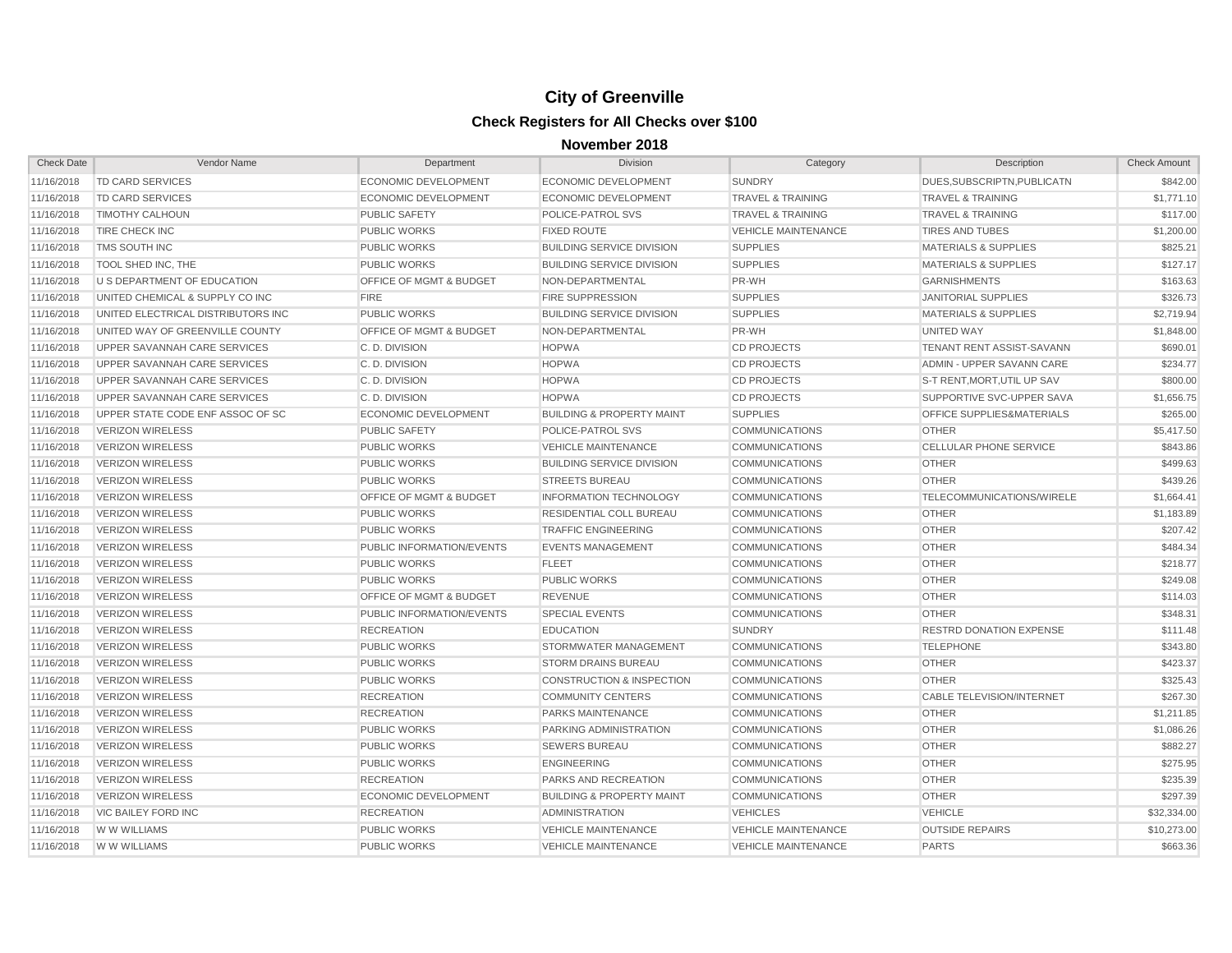# City of Greenville

## Check Registers for All Checks over $100

### November 2018

| Check Date | Vendor Name | Department | Division | Category | Description | Check Amount |
|---|---|---|---|---|---|---|
| 11/16/2018 | TD CARD SERVICES | ECONOMIC DEVELOPMENT | ECONOMIC DEVELOPMENT | SUNDRY | DUES,SUBSCRIPTN,PUBLICATN | $842.00 |
| 11/16/2018 | TD CARD SERVICES | ECONOMIC DEVELOPMENT | ECONOMIC DEVELOPMENT | TRAVEL & TRAINING | TRAVEL & TRAINING | $1,771.10 |
| 11/16/2018 | TIMOTHY CALHOUN | PUBLIC SAFETY | POLICE-PATROL SVS | TRAVEL & TRAINING | TRAVEL & TRAINING | $117.00 |
| 11/16/2018 | TIRE CHECK INC | PUBLIC WORKS | FIXED ROUTE | VEHICLE MAINTENANCE | TIRES AND TUBES | $1,200.00 |
| 11/16/2018 | TMS SOUTH INC | PUBLIC WORKS | BUILDING SERVICE DIVISION | SUPPLIES | MATERIALS & SUPPLIES | $825.21 |
| 11/16/2018 | TOOL SHED INC, THE | PUBLIC WORKS | BUILDING SERVICE DIVISION | SUPPLIES | MATERIALS & SUPPLIES | $127.17 |
| 11/16/2018 | U S DEPARTMENT OF EDUCATION | OFFICE OF MGMT & BUDGET | NON-DEPARTMENTAL | PR-WH | GARNISHMENTS | $163.63 |
| 11/16/2018 | UNITED CHEMICAL & SUPPLY CO INC | FIRE | FIRE SUPPRESSION | SUPPLIES | JANITORIAL SUPPLIES | $326.73 |
| 11/16/2018 | UNITED ELECTRICAL DISTRIBUTORS INC | PUBLIC WORKS | BUILDING SERVICE DIVISION | SUPPLIES | MATERIALS & SUPPLIES | $2,719.94 |
| 11/16/2018 | UNITED WAY OF GREENVILLE COUNTY | OFFICE OF MGMT & BUDGET | NON-DEPARTMENTAL | PR-WH | UNITED WAY | $1,848.00 |
| 11/16/2018 | UPPER SAVANNAH CARE SERVICES | C. D. DIVISION | HOPWA | CD PROJECTS | TENANT RENT ASSIST-SAVANN | $690.01 |
| 11/16/2018 | UPPER SAVANNAH CARE SERVICES | C. D. DIVISION | HOPWA | CD PROJECTS | ADMIN - UPPER SAVANN CARE | $234.77 |
| 11/16/2018 | UPPER SAVANNAH CARE SERVICES | C. D. DIVISION | HOPWA | CD PROJECTS | S-T RENT,MORT,UTIL UP SAV | $800.00 |
| 11/16/2018 | UPPER SAVANNAH CARE SERVICES | C. D. DIVISION | HOPWA | CD PROJECTS | SUPPORTIVE SVC-UPPER SAVA | $1,656.75 |
| 11/16/2018 | UPPER STATE CODE ENF ASSOC OF SC | ECONOMIC DEVELOPMENT | BUILDING & PROPERTY MAINT | SUPPLIES | OFFICE SUPPLIES&MATERIALS | $265.00 |
| 11/16/2018 | VERIZON WIRELESS | PUBLIC SAFETY | POLICE-PATROL SVS | COMMUNICATIONS | OTHER | $5,417.50 |
| 11/16/2018 | VERIZON WIRELESS | PUBLIC WORKS | VEHICLE MAINTENANCE | COMMUNICATIONS | CELLULAR PHONE SERVICE | $843.86 |
| 11/16/2018 | VERIZON WIRELESS | PUBLIC WORKS | BUILDING SERVICE DIVISION | COMMUNICATIONS | OTHER | $499.63 |
| 11/16/2018 | VERIZON WIRELESS | PUBLIC WORKS | STREETS BUREAU | COMMUNICATIONS | OTHER | $439.26 |
| 11/16/2018 | VERIZON WIRELESS | OFFICE OF MGMT & BUDGET | INFORMATION TECHNOLOGY | COMMUNICATIONS | TELECOMMUNICATIONS/WIRELE | $1,664.41 |
| 11/16/2018 | VERIZON WIRELESS | PUBLIC WORKS | RESIDENTIAL COLL BUREAU | COMMUNICATIONS | OTHER | $1,183.89 |
| 11/16/2018 | VERIZON WIRELESS | PUBLIC WORKS | TRAFFIC ENGINEERING | COMMUNICATIONS | OTHER | $207.42 |
| 11/16/2018 | VERIZON WIRELESS | PUBLIC INFORMATION/EVENTS | EVENTS MANAGEMENT | COMMUNICATIONS | OTHER | $484.34 |
| 11/16/2018 | VERIZON WIRELESS | PUBLIC WORKS | FLEET | COMMUNICATIONS | OTHER | $218.77 |
| 11/16/2018 | VERIZON WIRELESS | PUBLIC WORKS | PUBLIC WORKS | COMMUNICATIONS | OTHER | $249.08 |
| 11/16/2018 | VERIZON WIRELESS | OFFICE OF MGMT & BUDGET | REVENUE | COMMUNICATIONS | OTHER | $114.03 |
| 11/16/2018 | VERIZON WIRELESS | PUBLIC INFORMATION/EVENTS | SPECIAL EVENTS | COMMUNICATIONS | OTHER | $348.31 |
| 11/16/2018 | VERIZON WIRELESS | RECREATION | EDUCATION | SUNDRY | RESTRD DONATION EXPENSE | $111.48 |
| 11/16/2018 | VERIZON WIRELESS | PUBLIC WORKS | STORMWATER MANAGEMENT | COMMUNICATIONS | TELEPHONE | $343.80 |
| 11/16/2018 | VERIZON WIRELESS | PUBLIC WORKS | STORM DRAINS BUREAU | COMMUNICATIONS | OTHER | $423.37 |
| 11/16/2018 | VERIZON WIRELESS | PUBLIC WORKS | CONSTRUCTION & INSPECTION | COMMUNICATIONS | OTHER | $325.43 |
| 11/16/2018 | VERIZON WIRELESS | RECREATION | COMMUNITY CENTERS | COMMUNICATIONS | CABLE TELEVISION/INTERNET | $267.30 |
| 11/16/2018 | VERIZON WIRELESS | RECREATION | PARKS MAINTENANCE | COMMUNICATIONS | OTHER | $1,211.85 |
| 11/16/2018 | VERIZON WIRELESS | PUBLIC WORKS | PARKING ADMINISTRATION | COMMUNICATIONS | OTHER | $1,086.26 |
| 11/16/2018 | VERIZON WIRELESS | PUBLIC WORKS | SEWERS BUREAU | COMMUNICATIONS | OTHER | $882.27 |
| 11/16/2018 | VERIZON WIRELESS | PUBLIC WORKS | ENGINEERING | COMMUNICATIONS | OTHER | $275.95 |
| 11/16/2018 | VERIZON WIRELESS | RECREATION | PARKS AND RECREATION | COMMUNICATIONS | OTHER | $235.39 |
| 11/16/2018 | VERIZON WIRELESS | ECONOMIC DEVELOPMENT | BUILDING & PROPERTY MAINT | COMMUNICATIONS | OTHER | $297.39 |
| 11/16/2018 | VIC BAILEY FORD INC | RECREATION | ADMINISTRATION | VEHICLES | VEHICLE | $32,334.00 |
| 11/16/2018 | W W WILLIAMS | PUBLIC WORKS | VEHICLE MAINTENANCE | VEHICLE MAINTENANCE | OUTSIDE REPAIRS | $10,273.00 |
| 11/16/2018 | W W WILLIAMS | PUBLIC WORKS | VEHICLE MAINTENANCE | VEHICLE MAINTENANCE | PARTS | $663.36 |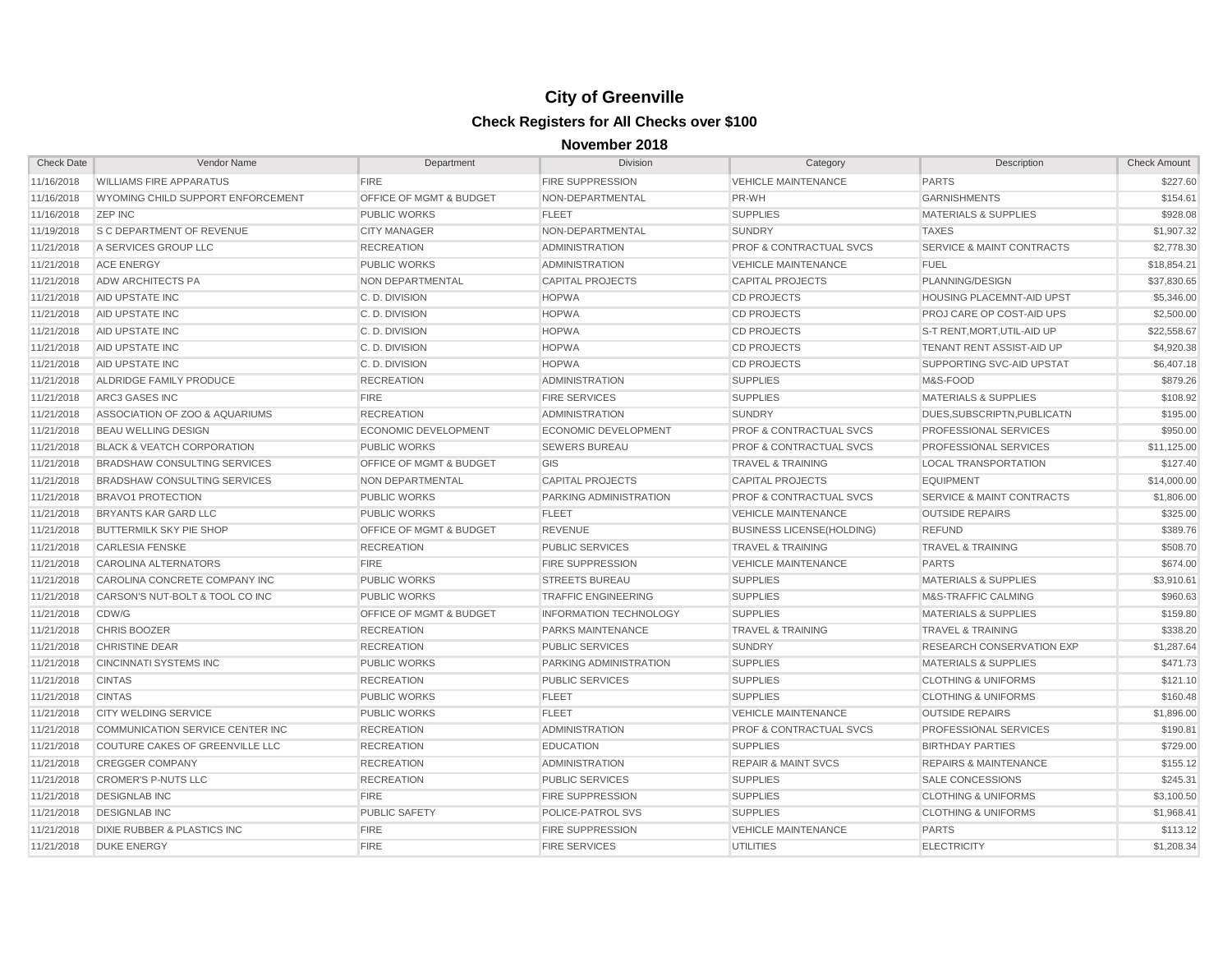# City of Greenville

## Check Registers for All Checks over $100

### November 2018

| Check Date | Vendor Name | Department | Division | Category | Description | Check Amount |
|---|---|---|---|---|---|---|
| 11/16/2018 | WILLIAMS FIRE APPARATUS | FIRE | FIRE SUPPRESSION | VEHICLE MAINTENANCE | PARTS | $227.60 |
| 11/16/2018 | WYOMING CHILD SUPPORT ENFORCEMENT | OFFICE OF MGMT & BUDGET | NON-DEPARTMENTAL | PR-WH | GARNISHMENTS | $154.61 |
| 11/16/2018 | ZEP INC | PUBLIC WORKS | FLEET | SUPPLIES | MATERIALS & SUPPLIES | $928.08 |
| 11/19/2018 | S C DEPARTMENT OF REVENUE | CITY MANAGER | NON-DEPARTMENTAL | SUNDRY | TAXES | $1,907.32 |
| 11/21/2018 | A SERVICES GROUP LLC | RECREATION | ADMINISTRATION | PROF & CONTRACTUAL SVCS | SERVICE & MAINT CONTRACTS | $2,778.30 |
| 11/21/2018 | ACE ENERGY | PUBLIC WORKS | ADMINISTRATION | VEHICLE MAINTENANCE | FUEL | $18,854.21 |
| 11/21/2018 | ADW ARCHITECTS PA | NON DEPARTMENTAL | CAPITAL PROJECTS | CAPITAL PROJECTS | PLANNING/DESIGN | $37,830.65 |
| 11/21/2018 | AID UPSTATE INC | C. D. DIVISION | HOPWA | CD PROJECTS | HOUSING PLACEMNT-AID UPST | $5,346.00 |
| 11/21/2018 | AID UPSTATE INC | C. D. DIVISION | HOPWA | CD PROJECTS | PROJ CARE OP COST-AID UPS | $2,500.00 |
| 11/21/2018 | AID UPSTATE INC | C. D. DIVISION | HOPWA | CD PROJECTS | S-T RENT,MORT,UTIL-AID UP | $22,558.67 |
| 11/21/2018 | AID UPSTATE INC | C. D. DIVISION | HOPWA | CD PROJECTS | TENANT RENT ASSIST-AID UP | $4,920.38 |
| 11/21/2018 | AID UPSTATE INC | C. D. DIVISION | HOPWA | CD PROJECTS | SUPPORTING SVC-AID UPSTAT | $6,407.18 |
| 11/21/2018 | ALDRIDGE FAMILY PRODUCE | RECREATION | ADMINISTRATION | SUPPLIES | M&S-FOOD | $879.26 |
| 11/21/2018 | ARC3 GASES INC | FIRE | FIRE SERVICES | SUPPLIES | MATERIALS & SUPPLIES | $108.92 |
| 11/21/2018 | ASSOCIATION OF ZOO & AQUARIUMS | RECREATION | ADMINISTRATION | SUNDRY | DUES,SUBSCRIPTN,PUBLICATN | $195.00 |
| 11/21/2018 | BEAU WELLING DESIGN | ECONOMIC DEVELOPMENT | ECONOMIC DEVELOPMENT | PROF & CONTRACTUAL SVCS | PROFESSIONAL SERVICES | $950.00 |
| 11/21/2018 | BLACK & VEATCH CORPORATION | PUBLIC WORKS | SEWERS BUREAU | PROF & CONTRACTUAL SVCS | PROFESSIONAL SERVICES | $11,125.00 |
| 11/21/2018 | BRADSHAW CONSULTING SERVICES | OFFICE OF MGMT & BUDGET | GIS | TRAVEL & TRAINING | LOCAL TRANSPORTATION | $127.40 |
| 11/21/2018 | BRADSHAW CONSULTING SERVICES | NON DEPARTMENTAL | CAPITAL PROJECTS | CAPITAL PROJECTS | EQUIPMENT | $14,000.00 |
| 11/21/2018 | BRAVO1 PROTECTION | PUBLIC WORKS | PARKING ADMINISTRATION | PROF & CONTRACTUAL SVCS | SERVICE & MAINT CONTRACTS | $1,806.00 |
| 11/21/2018 | BRYANTS KAR GARD LLC | PUBLIC WORKS | FLEET | VEHICLE MAINTENANCE | OUTSIDE REPAIRS | $325.00 |
| 11/21/2018 | BUTTERMILK SKY PIE SHOP | OFFICE OF MGMT & BUDGET | REVENUE | BUSINESS LICENSE(HOLDING) | REFUND | $389.76 |
| 11/21/2018 | CARLESIA FENSKE | RECREATION | PUBLIC SERVICES | TRAVEL & TRAINING | TRAVEL & TRAINING | $508.70 |
| 11/21/2018 | CAROLINA ALTERNATORS | FIRE | FIRE SUPPRESSION | VEHICLE MAINTENANCE | PARTS | $674.00 |
| 11/21/2018 | CAROLINA CONCRETE COMPANY INC | PUBLIC WORKS | STREETS BUREAU | SUPPLIES | MATERIALS & SUPPLIES | $3,910.61 |
| 11/21/2018 | CARSON'S NUT-BOLT & TOOL CO INC | PUBLIC WORKS | TRAFFIC ENGINEERING | SUPPLIES | M&S-TRAFFIC CALMING | $960.63 |
| 11/21/2018 | CDW/G | OFFICE OF MGMT & BUDGET | INFORMATION TECHNOLOGY | SUPPLIES | MATERIALS & SUPPLIES | $159.80 |
| 11/21/2018 | CHRIS BOOZER | RECREATION | PARKS MAINTENANCE | TRAVEL & TRAINING | TRAVEL & TRAINING | $338.20 |
| 11/21/2018 | CHRISTINE DEAR | RECREATION | PUBLIC SERVICES | SUNDRY | RESEARCH CONSERVATION EXP | $1,287.64 |
| 11/21/2018 | CINCINNATI SYSTEMS INC | PUBLIC WORKS | PARKING ADMINISTRATION | SUPPLIES | MATERIALS & SUPPLIES | $471.73 |
| 11/21/2018 | CINTAS | RECREATION | PUBLIC SERVICES | SUPPLIES | CLOTHING & UNIFORMS | $121.10 |
| 11/21/2018 | CINTAS | PUBLIC WORKS | FLEET | SUPPLIES | CLOTHING & UNIFORMS | $160.48 |
| 11/21/2018 | CITY WELDING SERVICE | PUBLIC WORKS | FLEET | VEHICLE MAINTENANCE | OUTSIDE REPAIRS | $1,896.00 |
| 11/21/2018 | COMMUNICATION SERVICE CENTER INC | RECREATION | ADMINISTRATION | PROF & CONTRACTUAL SVCS | PROFESSIONAL SERVICES | $190.81 |
| 11/21/2018 | COUTURE CAKES OF GREENVILLE LLC | RECREATION | EDUCATION | SUPPLIES | BIRTHDAY PARTIES | $729.00 |
| 11/21/2018 | CREGGER COMPANY | RECREATION | ADMINISTRATION | REPAIR & MAINT SVCS | REPAIRS & MAINTENANCE | $155.12 |
| 11/21/2018 | CROMER'S P-NUTS LLC | RECREATION | PUBLIC SERVICES | SUPPLIES | SALE CONCESSIONS | $245.31 |
| 11/21/2018 | DESIGNLAB INC | FIRE | FIRE SUPPRESSION | SUPPLIES | CLOTHING & UNIFORMS | $3,100.50 |
| 11/21/2018 | DESIGNLAB INC | PUBLIC SAFETY | POLICE-PATROL SVS | SUPPLIES | CLOTHING & UNIFORMS | $1,968.41 |
| 11/21/2018 | DIXIE RUBBER & PLASTICS INC | FIRE | FIRE SUPPRESSION | VEHICLE MAINTENANCE | PARTS | $113.12 |
| 11/21/2018 | DUKE ENERGY | FIRE | FIRE SERVICES | UTILITIES | ELECTRICITY | $1,208.34 |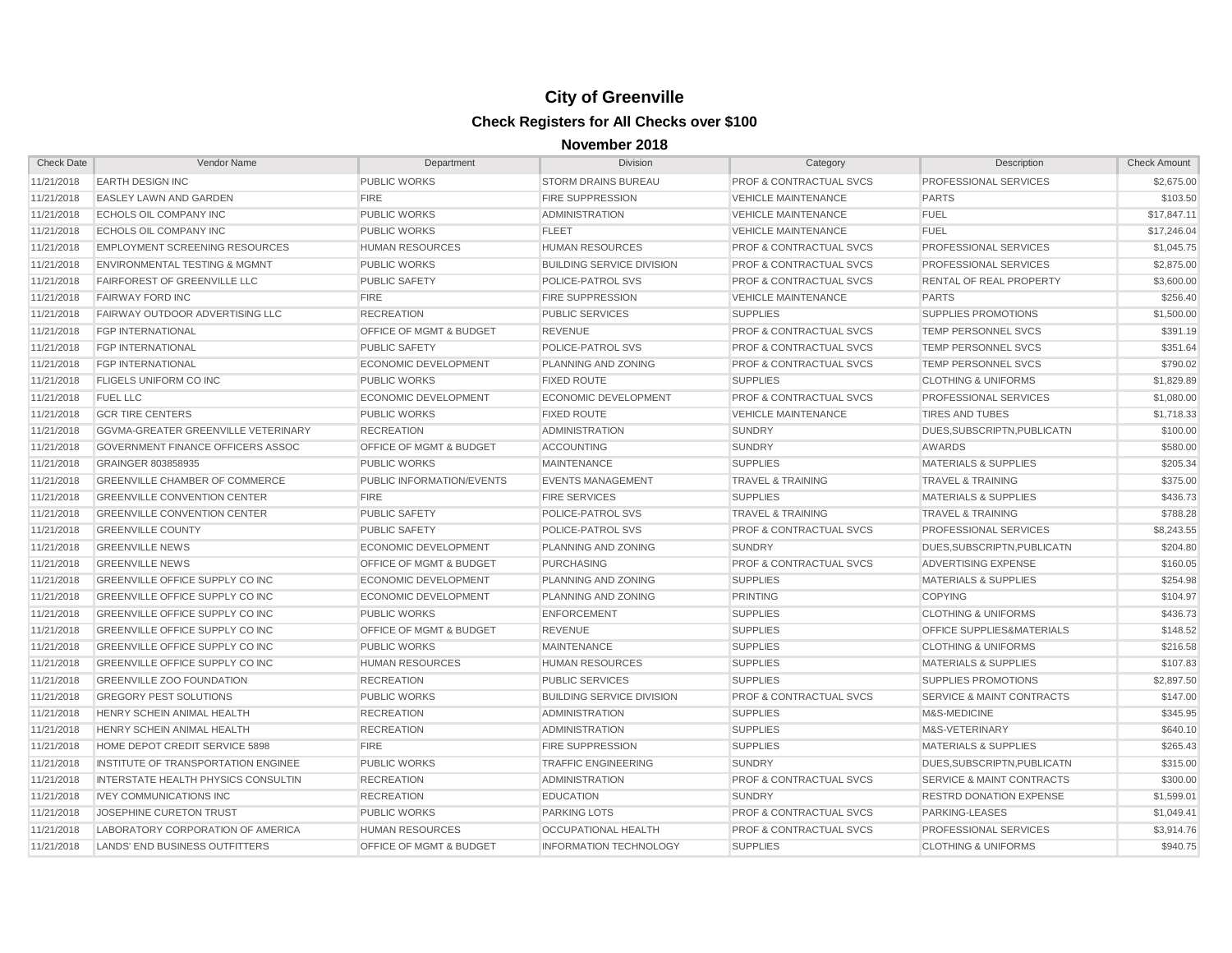# City of Greenville

## Check Registers for All Checks over $100

### November 2018

| Check Date | Vendor Name | Department | Division | Category | Description | Check Amount |
|---|---|---|---|---|---|---|
| 11/21/2018 | EARTH DESIGN INC | PUBLIC WORKS | STORM DRAINS BUREAU | PROF & CONTRACTUAL SVCS | PROFESSIONAL SERVICES | $2,675.00 |
| 11/21/2018 | EASLEY LAWN AND GARDEN | FIRE | FIRE SUPPRESSION | VEHICLE MAINTENANCE | PARTS | $103.50 |
| 11/21/2018 | ECHOLS OIL COMPANY INC | PUBLIC WORKS | ADMINISTRATION | VEHICLE MAINTENANCE | FUEL | $17,847.11 |
| 11/21/2018 | ECHOLS OIL COMPANY INC | PUBLIC WORKS | FLEET | VEHICLE MAINTENANCE | FUEL | $17,246.04 |
| 11/21/2018 | EMPLOYMENT SCREENING RESOURCES | HUMAN RESOURCES | HUMAN RESOURCES | PROF & CONTRACTUAL SVCS | PROFESSIONAL SERVICES | $1,045.75 |
| 11/21/2018 | ENVIRONMENTAL TESTING & MGMNT | PUBLIC WORKS | BUILDING SERVICE DIVISION | PROF & CONTRACTUAL SVCS | PROFESSIONAL SERVICES | $2,875.00 |
| 11/21/2018 | FAIRFOREST OF GREENVILLE LLC | PUBLIC SAFETY | POLICE-PATROL SVS | PROF & CONTRACTUAL SVCS | RENTAL OF REAL PROPERTY | $3,600.00 |
| 11/21/2018 | FAIRWAY FORD INC | FIRE | FIRE SUPPRESSION | VEHICLE MAINTENANCE | PARTS | $256.40 |
| 11/21/2018 | FAIRWAY OUTDOOR ADVERTISING LLC | RECREATION | PUBLIC SERVICES | SUPPLIES | SUPPLIES PROMOTIONS | $1,500.00 |
| 11/21/2018 | FGP INTERNATIONAL | OFFICE OF MGMT & BUDGET | REVENUE | PROF & CONTRACTUAL SVCS | TEMP PERSONNEL SVCS | $391.19 |
| 11/21/2018 | FGP INTERNATIONAL | PUBLIC SAFETY | POLICE-PATROL SVS | PROF & CONTRACTUAL SVCS | TEMP PERSONNEL SVCS | $351.64 |
| 11/21/2018 | FGP INTERNATIONAL | ECONOMIC DEVELOPMENT | PLANNING AND ZONING | PROF & CONTRACTUAL SVCS | TEMP PERSONNEL SVCS | $790.02 |
| 11/21/2018 | FLIGELS UNIFORM CO INC | PUBLIC WORKS | FIXED ROUTE | SUPPLIES | CLOTHING & UNIFORMS | $1,829.89 |
| 11/21/2018 | FUEL LLC | ECONOMIC DEVELOPMENT | ECONOMIC DEVELOPMENT | PROF & CONTRACTUAL SVCS | PROFESSIONAL SERVICES | $1,080.00 |
| 11/21/2018 | GCR TIRE CENTERS | PUBLIC WORKS | FIXED ROUTE | VEHICLE MAINTENANCE | TIRES AND TUBES | $1,718.33 |
| 11/21/2018 | GGVMA-GREATER GREENVILLE VETERINARY | RECREATION | ADMINISTRATION | SUNDRY | DUES,SUBSCRIPTN,PUBLICATN | $100.00 |
| 11/21/2018 | GOVERNMENT FINANCE OFFICERS ASSOC | OFFICE OF MGMT & BUDGET | ACCOUNTING | SUNDRY | AWARDS | $580.00 |
| 11/21/2018 | GRAINGER 803858935 | PUBLIC WORKS | MAINTENANCE | SUPPLIES | MATERIALS & SUPPLIES | $205.34 |
| 11/21/2018 | GREENVILLE CHAMBER OF COMMERCE | PUBLIC INFORMATION/EVENTS | EVENTS MANAGEMENT | TRAVEL & TRAINING | TRAVEL & TRAINING | $375.00 |
| 11/21/2018 | GREENVILLE CONVENTION CENTER | FIRE | FIRE SERVICES | SUPPLIES | MATERIALS & SUPPLIES | $436.73 |
| 11/21/2018 | GREENVILLE CONVENTION CENTER | PUBLIC SAFETY | POLICE-PATROL SVS | TRAVEL & TRAINING | TRAVEL & TRAINING | $788.28 |
| 11/21/2018 | GREENVILLE COUNTY | PUBLIC SAFETY | POLICE-PATROL SVS | PROF & CONTRACTUAL SVCS | PROFESSIONAL SERVICES | $8,243.55 |
| 11/21/2018 | GREENVILLE NEWS | ECONOMIC DEVELOPMENT | PLANNING AND ZONING | SUNDRY | DUES,SUBSCRIPTN,PUBLICATN | $204.80 |
| 11/21/2018 | GREENVILLE NEWS | OFFICE OF MGMT & BUDGET | PURCHASING | PROF & CONTRACTUAL SVCS | ADVERTISING EXPENSE | $160.05 |
| 11/21/2018 | GREENVILLE OFFICE SUPPLY CO INC | ECONOMIC DEVELOPMENT | PLANNING AND ZONING | SUPPLIES | MATERIALS & SUPPLIES | $254.98 |
| 11/21/2018 | GREENVILLE OFFICE SUPPLY CO INC | ECONOMIC DEVELOPMENT | PLANNING AND ZONING | PRINTING | COPYING | $104.97 |
| 11/21/2018 | GREENVILLE OFFICE SUPPLY CO INC | PUBLIC WORKS | ENFORCEMENT | SUPPLIES | CLOTHING & UNIFORMS | $436.73 |
| 11/21/2018 | GREENVILLE OFFICE SUPPLY CO INC | OFFICE OF MGMT & BUDGET | REVENUE | SUPPLIES | OFFICE SUPPLIES&MATERIALS | $148.52 |
| 11/21/2018 | GREENVILLE OFFICE SUPPLY CO INC | PUBLIC WORKS | MAINTENANCE | SUPPLIES | CLOTHING & UNIFORMS | $216.58 |
| 11/21/2018 | GREENVILLE OFFICE SUPPLY CO INC | HUMAN RESOURCES | HUMAN RESOURCES | SUPPLIES | MATERIALS & SUPPLIES | $107.83 |
| 11/21/2018 | GREENVILLE ZOO FOUNDATION | RECREATION | PUBLIC SERVICES | SUPPLIES | SUPPLIES PROMOTIONS | $2,897.50 |
| 11/21/2018 | GREGORY PEST SOLUTIONS | PUBLIC WORKS | BUILDING SERVICE DIVISION | PROF & CONTRACTUAL SVCS | SERVICE & MAINT CONTRACTS | $147.00 |
| 11/21/2018 | HENRY SCHEIN ANIMAL HEALTH | RECREATION | ADMINISTRATION | SUPPLIES | M&S-MEDICINE | $345.95 |
| 11/21/2018 | HENRY SCHEIN ANIMAL HEALTH | RECREATION | ADMINISTRATION | SUPPLIES | M&S-VETERINARY | $640.10 |
| 11/21/2018 | HOME DEPOT CREDIT SERVICE 5898 | FIRE | FIRE SUPPRESSION | SUPPLIES | MATERIALS & SUPPLIES | $265.43 |
| 11/21/2018 | INSTITUTE OF TRANSPORTATION ENGINEE | PUBLIC WORKS | TRAFFIC ENGINEERING | SUNDRY | DUES,SUBSCRIPTN,PUBLICATN | $315.00 |
| 11/21/2018 | INTERSTATE HEALTH PHYSICS CONSULTIN | RECREATION | ADMINISTRATION | PROF & CONTRACTUAL SVCS | SERVICE & MAINT CONTRACTS | $300.00 |
| 11/21/2018 | IVEY COMMUNICATIONS INC | RECREATION | EDUCATION | SUNDRY | RESTRD DONATION EXPENSE | $1,599.01 |
| 11/21/2018 | JOSEPHINE CURETON TRUST | PUBLIC WORKS | PARKING LOTS | PROF & CONTRACTUAL SVCS | PARKING-LEASES | $1,049.41 |
| 11/21/2018 | LABORATORY CORPORATION OF AMERICA | HUMAN RESOURCES | OCCUPATIONAL HEALTH | PROF & CONTRACTUAL SVCS | PROFESSIONAL SERVICES | $3,914.76 |
| 11/21/2018 | LANDS' END BUSINESS OUTFITTERS | OFFICE OF MGMT & BUDGET | INFORMATION TECHNOLOGY | SUPPLIES | CLOTHING & UNIFORMS | $940.75 |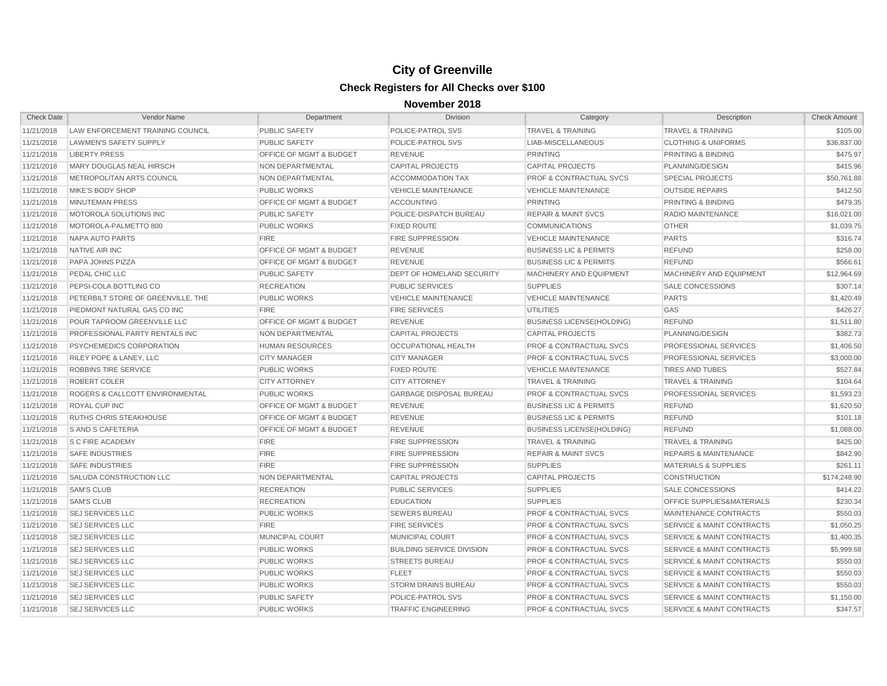# City of Greenville

## Check Registers for All Checks over $100

### November 2018

| Check Date | Vendor Name | Department | Division | Category | Description | Check Amount |
|---|---|---|---|---|---|---|
| 11/21/2018 | LAW ENFORCEMENT TRAINING COUNCIL | PUBLIC SAFETY | POLICE-PATROL SVS | TRAVEL & TRAINING | TRAVEL & TRAINING | $105.00 |
| 11/21/2018 | LAWMEN'S SAFETY SUPPLY | PUBLIC SAFETY | POLICE-PATROL SVS | LIAB-MISCELLANEOUS | CLOTHING & UNIFORMS | $36,837.00 |
| 11/21/2018 | LIBERTY PRESS | OFFICE OF MGMT & BUDGET | REVENUE | PRINTING | PRINTING & BINDING | $475.97 |
| 11/21/2018 | MARY DOUGLAS NEAL HIRSCH | NON DEPARTMENTAL | CAPITAL PROJECTS | CAPITAL PROJECTS | PLANNING/DESIGN | $415.96 |
| 11/21/2018 | METROPOLITAN ARTS COUNCIL | NON DEPARTMENTAL | ACCOMMODATION TAX | PROF & CONTRACTUAL SVCS | SPECIAL PROJECTS | $50,761.88 |
| 11/21/2018 | MIKE'S BODY SHOP | PUBLIC WORKS | VEHICLE MAINTENANCE | VEHICLE MAINTENANCE | OUTSIDE REPAIRS | $412.50 |
| 11/21/2018 | MINUTEMAN PRESS | OFFICE OF MGMT & BUDGET | ACCOUNTING | PRINTING | PRINTING & BINDING | $479.35 |
| 11/21/2018 | MOTOROLA SOLUTIONS INC | PUBLIC SAFETY | POLICE-DISPATCH BUREAU | REPAIR & MAINT SVCS | RADIO MAINTENANCE | $16,021.00 |
| 11/21/2018 | MOTOROLA-PALMETTO 800 | PUBLIC WORKS | FIXED ROUTE | COMMUNICATIONS | OTHER | $1,039.75 |
| 11/21/2018 | NAPA AUTO PARTS | FIRE | FIRE SUPPRESSION | VEHICLE MAINTENANCE | PARTS | $316.74 |
| 11/21/2018 | NATIVE AIR INC | OFFICE OF MGMT & BUDGET | REVENUE | BUSINESS LIC & PERMITS | REFUND | $258.00 |
| 11/21/2018 | PAPA JOHNS PIZZA | OFFICE OF MGMT & BUDGET | REVENUE | BUSINESS LIC & PERMITS | REFUND | $566.61 |
| 11/21/2018 | PEDAL CHIC LLC | PUBLIC SAFETY | DEPT OF HOMELAND SECURITY | MACHINERY AND EQUIPMENT | MACHINERY AND EQUIPMENT | $12,964.69 |
| 11/21/2018 | PEPSI-COLA BOTTLING CO | RECREATION | PUBLIC SERVICES | SUPPLIES | SALE CONCESSIONS | $307.14 |
| 11/21/2018 | PETERBILT STORE OF GREENVILLE, THE | PUBLIC WORKS | VEHICLE MAINTENANCE | VEHICLE MAINTENANCE | PARTS | $1,420.49 |
| 11/21/2018 | PIEDMONT NATURAL GAS CO INC | FIRE | FIRE SERVICES | UTILITIES | GAS | $426.27 |
| 11/21/2018 | POUR TAPROOM GREENVILLE LLC | OFFICE OF MGMT & BUDGET | REVENUE | BUSINESS LICENSE(HOLDING) | REFUND | $1,511.80 |
| 11/21/2018 | PROFESSIONAL PARTY RENTALS INC | NON DEPARTMENTAL | CAPITAL PROJECTS | CAPITAL PROJECTS | PLANNING/DESIGN | $382.73 |
| 11/21/2018 | PSYCHEMEDICS CORPORATION | HUMAN RESOURCES | OCCUPATIONAL HEALTH | PROF & CONTRACTUAL SVCS | PROFESSIONAL SERVICES | $1,406.50 |
| 11/21/2018 | RILEY POPE & LANEY, LLC | CITY MANAGER | CITY MANAGER | PROF & CONTRACTUAL SVCS | PROFESSIONAL SERVICES | $3,000.00 |
| 11/21/2018 | ROBBINS TIRE SERVICE | PUBLIC WORKS | FIXED ROUTE | VEHICLE MAINTENANCE | TIRES AND TUBES | $527.84 |
| 11/21/2018 | ROBERT COLER | CITY ATTORNEY | CITY ATTORNEY | TRAVEL & TRAINING | TRAVEL & TRAINING | $104.64 |
| 11/21/2018 | ROGERS & CALLCOTT ENVIRONMENTAL | PUBLIC WORKS | GARBAGE DISPOSAL BUREAU | PROF & CONTRACTUAL SVCS | PROFESSIONAL SERVICES | $1,593.23 |
| 11/21/2018 | ROYAL CUP INC | OFFICE OF MGMT & BUDGET | REVENUE | BUSINESS LIC & PERMITS | REFUND | $1,620.50 |
| 11/21/2018 | RUTHS CHRIS STEAKHOUSE | OFFICE OF MGMT & BUDGET | REVENUE | BUSINESS LIC & PERMITS | REFUND | $101.18 |
| 11/21/2018 | S AND S CAFETERIA | OFFICE OF MGMT & BUDGET | REVENUE | BUSINESS LICENSE(HOLDING) | REFUND | $1,088.00 |
| 11/21/2018 | S C FIRE ACADEMY | FIRE | FIRE SUPPRESSION | TRAVEL & TRAINING | TRAVEL & TRAINING | $425.00 |
| 11/21/2018 | SAFE INDUSTRIES | FIRE | FIRE SUPPRESSION | REPAIR & MAINT SVCS | REPAIRS & MAINTENANCE | $842.90 |
| 11/21/2018 | SAFE INDUSTRIES | FIRE | FIRE SUPPRESSION | SUPPLIES | MATERIALS & SUPPLIES | $261.11 |
| 11/21/2018 | SALUDA CONSTRUCTION LLC | NON DEPARTMENTAL | CAPITAL PROJECTS | CAPITAL PROJECTS | CONSTRUCTION | $174,248.90 |
| 11/21/2018 | SAM'S CLUB | RECREATION | PUBLIC SERVICES | SUPPLIES | SALE CONCESSIONS | $414.22 |
| 11/21/2018 | SAM'S CLUB | RECREATION | EDUCATION | SUPPLIES | OFFICE SUPPLIES&MATERIALS | $230.34 |
| 11/21/2018 | SEJ SERVICES LLC | PUBLIC WORKS | SEWERS BUREAU | PROF & CONTRACTUAL SVCS | MAINTENANCE CONTRACTS | $550.03 |
| 11/21/2018 | SEJ SERVICES LLC | FIRE | FIRE SERVICES | PROF & CONTRACTUAL SVCS | SERVICE & MAINT CONTRACTS | $1,050.25 |
| 11/21/2018 | SEJ SERVICES LLC | MUNICIPAL COURT | MUNICIPAL COURT | PROF & CONTRACTUAL SVCS | SERVICE & MAINT CONTRACTS | $1,400.35 |
| 11/21/2018 | SEJ SERVICES LLC | PUBLIC WORKS | BUILDING SERVICE DIVISION | PROF & CONTRACTUAL SVCS | SERVICE & MAINT CONTRACTS | $5,999.68 |
| 11/21/2018 | SEJ SERVICES LLC | PUBLIC WORKS | STREETS BUREAU | PROF & CONTRACTUAL SVCS | SERVICE & MAINT CONTRACTS | $550.03 |
| 11/21/2018 | SEJ SERVICES LLC | PUBLIC WORKS | FLEET | PROF & CONTRACTUAL SVCS | SERVICE & MAINT CONTRACTS | $550.03 |
| 11/21/2018 | SEJ SERVICES LLC | PUBLIC WORKS | STORM DRAINS BUREAU | PROF & CONTRACTUAL SVCS | SERVICE & MAINT CONTRACTS | $550.03 |
| 11/21/2018 | SEJ SERVICES LLC | PUBLIC SAFETY | POLICE-PATROL SVS | PROF & CONTRACTUAL SVCS | SERVICE & MAINT CONTRACTS | $1,150.00 |
| 11/21/2018 | SEJ SERVICES LLC | PUBLIC WORKS | TRAFFIC ENGINEERING | PROF & CONTRACTUAL SVCS | SERVICE & MAINT CONTRACTS | $347.57 |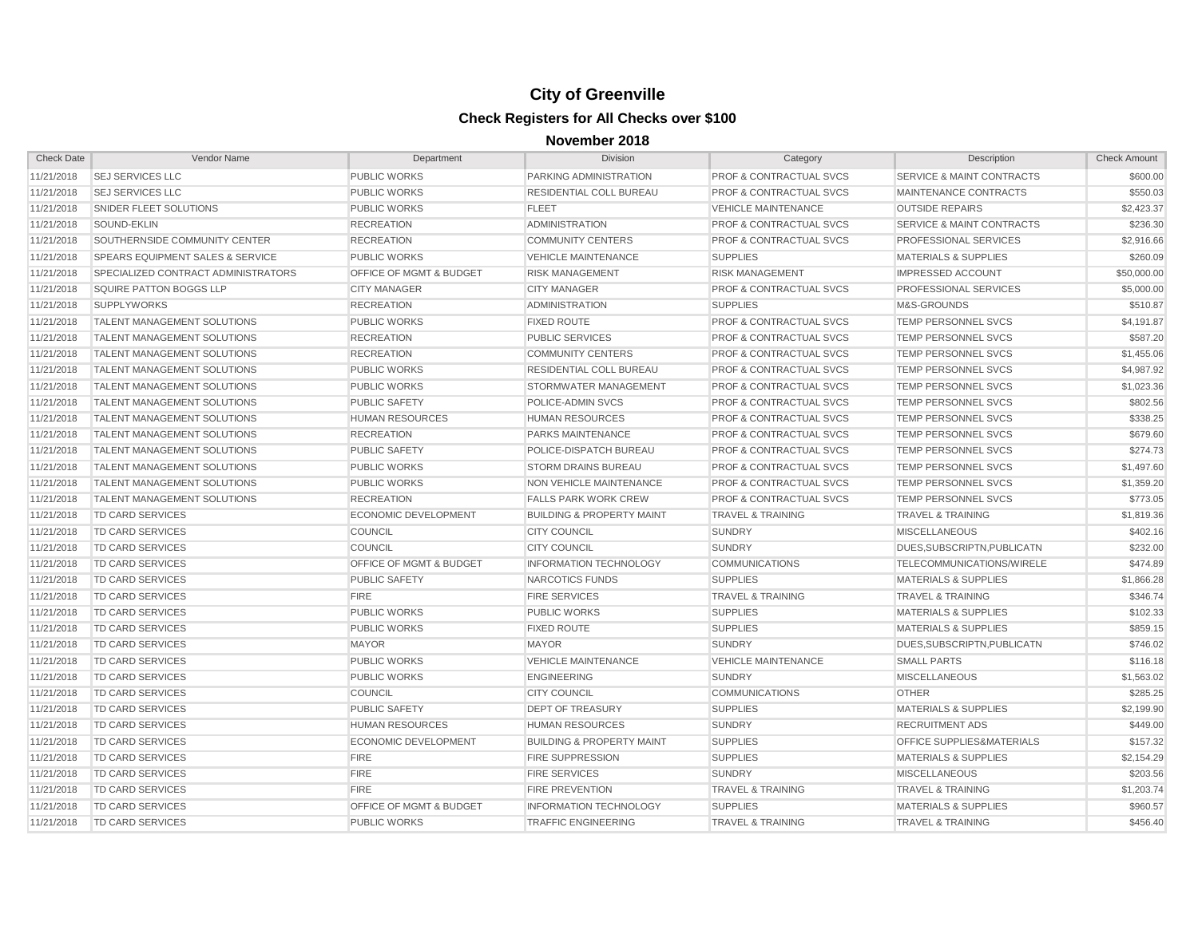# City of Greenville

## Check Registers for All Checks over $100

### November 2018

| Check Date | Vendor Name | Department | Division | Category | Description | Check Amount |
|---|---|---|---|---|---|---|
| 11/21/2018 | SEJ SERVICES LLC | PUBLIC WORKS | PARKING ADMINISTRATION | PROF & CONTRACTUAL SVCS | SERVICE & MAINT CONTRACTS | $600.00 |
| 11/21/2018 | SEJ SERVICES LLC | PUBLIC WORKS | RESIDENTIAL COLL BUREAU | PROF & CONTRACTUAL SVCS | MAINTENANCE CONTRACTS | $550.03 |
| 11/21/2018 | SNIDER FLEET SOLUTIONS | PUBLIC WORKS | FLEET | VEHICLE MAINTENANCE | OUTSIDE REPAIRS | $2,423.37 |
| 11/21/2018 | SOUND-EKLIN | RECREATION | ADMINISTRATION | PROF & CONTRACTUAL SVCS | SERVICE & MAINT CONTRACTS | $236.30 |
| 11/21/2018 | SOUTHERNSIDE COMMUNITY CENTER | RECREATION | COMMUNITY CENTERS | PROF & CONTRACTUAL SVCS | PROFESSIONAL SERVICES | $2,916.66 |
| 11/21/2018 | SPEARS EQUIPMENT SALES & SERVICE | PUBLIC WORKS | VEHICLE MAINTENANCE | SUPPLIES | MATERIALS & SUPPLIES | $260.09 |
| 11/21/2018 | SPECIALIZED CONTRACT ADMINISTRATORS | OFFICE OF MGMT & BUDGET | RISK MANAGEMENT | RISK MANAGEMENT | IMPRESSED ACCOUNT | $50,000.00 |
| 11/21/2018 | SQUIRE PATTON BOGGS LLP | CITY MANAGER | CITY MANAGER | PROF & CONTRACTUAL SVCS | PROFESSIONAL SERVICES | $5,000.00 |
| 11/21/2018 | SUPPLYWORKS | RECREATION | ADMINISTRATION | SUPPLIES | M&S-GROUNDS | $510.87 |
| 11/21/2018 | TALENT MANAGEMENT SOLUTIONS | PUBLIC WORKS | FIXED ROUTE | PROF & CONTRACTUAL SVCS | TEMP PERSONNEL SVCS | $4,191.87 |
| 11/21/2018 | TALENT MANAGEMENT SOLUTIONS | RECREATION | PUBLIC SERVICES | PROF & CONTRACTUAL SVCS | TEMP PERSONNEL SVCS | $587.20 |
| 11/21/2018 | TALENT MANAGEMENT SOLUTIONS | RECREATION | COMMUNITY CENTERS | PROF & CONTRACTUAL SVCS | TEMP PERSONNEL SVCS | $1,455.06 |
| 11/21/2018 | TALENT MANAGEMENT SOLUTIONS | PUBLIC WORKS | RESIDENTIAL COLL BUREAU | PROF & CONTRACTUAL SVCS | TEMP PERSONNEL SVCS | $4,987.92 |
| 11/21/2018 | TALENT MANAGEMENT SOLUTIONS | PUBLIC WORKS | STORMWATER MANAGEMENT | PROF & CONTRACTUAL SVCS | TEMP PERSONNEL SVCS | $1,023.36 |
| 11/21/2018 | TALENT MANAGEMENT SOLUTIONS | PUBLIC SAFETY | POLICE-ADMIN SVCS | PROF & CONTRACTUAL SVCS | TEMP PERSONNEL SVCS | $802.56 |
| 11/21/2018 | TALENT MANAGEMENT SOLUTIONS | HUMAN RESOURCES | HUMAN RESOURCES | PROF & CONTRACTUAL SVCS | TEMP PERSONNEL SVCS | $338.25 |
| 11/21/2018 | TALENT MANAGEMENT SOLUTIONS | RECREATION | PARKS MAINTENANCE | PROF & CONTRACTUAL SVCS | TEMP PERSONNEL SVCS | $679.60 |
| 11/21/2018 | TALENT MANAGEMENT SOLUTIONS | PUBLIC SAFETY | POLICE-DISPATCH BUREAU | PROF & CONTRACTUAL SVCS | TEMP PERSONNEL SVCS | $274.73 |
| 11/21/2018 | TALENT MANAGEMENT SOLUTIONS | PUBLIC WORKS | STORM DRAINS BUREAU | PROF & CONTRACTUAL SVCS | TEMP PERSONNEL SVCS | $1,497.60 |
| 11/21/2018 | TALENT MANAGEMENT SOLUTIONS | PUBLIC WORKS | NON VEHICLE MAINTENANCE | PROF & CONTRACTUAL SVCS | TEMP PERSONNEL SVCS | $1,359.20 |
| 11/21/2018 | TALENT MANAGEMENT SOLUTIONS | RECREATION | FALLS PARK WORK CREW | PROF & CONTRACTUAL SVCS | TEMP PERSONNEL SVCS | $773.05 |
| 11/21/2018 | TD CARD SERVICES | ECONOMIC DEVELOPMENT | BUILDING & PROPERTY MAINT | TRAVEL & TRAINING | TRAVEL & TRAINING | $1,819.36 |
| 11/21/2018 | TD CARD SERVICES | COUNCIL | CITY COUNCIL | SUNDRY | MISCELLANEOUS | $402.16 |
| 11/21/2018 | TD CARD SERVICES | COUNCIL | CITY COUNCIL | SUNDRY | DUES,SUBSCRIPTN,PUBLICATN | $232.00 |
| 11/21/2018 | TD CARD SERVICES | OFFICE OF MGMT & BUDGET | INFORMATION TECHNOLOGY | COMMUNICATIONS | TELECOMMUNICATIONS/WIRELE | $474.89 |
| 11/21/2018 | TD CARD SERVICES | PUBLIC SAFETY | NARCOTICS FUNDS | SUPPLIES | MATERIALS & SUPPLIES | $1,866.28 |
| 11/21/2018 | TD CARD SERVICES | FIRE | FIRE SERVICES | TRAVEL & TRAINING | TRAVEL & TRAINING | $346.74 |
| 11/21/2018 | TD CARD SERVICES | PUBLIC WORKS | PUBLIC WORKS | SUPPLIES | MATERIALS & SUPPLIES | $102.33 |
| 11/21/2018 | TD CARD SERVICES | PUBLIC WORKS | FIXED ROUTE | SUPPLIES | MATERIALS & SUPPLIES | $859.15 |
| 11/21/2018 | TD CARD SERVICES | MAYOR | MAYOR | SUNDRY | DUES,SUBSCRIPTN,PUBLICATN | $746.02 |
| 11/21/2018 | TD CARD SERVICES | PUBLIC WORKS | VEHICLE MAINTENANCE | VEHICLE MAINTENANCE | SMALL PARTS | $116.18 |
| 11/21/2018 | TD CARD SERVICES | PUBLIC WORKS | ENGINEERING | SUNDRY | MISCELLANEOUS | $1,563.02 |
| 11/21/2018 | TD CARD SERVICES | COUNCIL | CITY COUNCIL | COMMUNICATIONS | OTHER | $285.25 |
| 11/21/2018 | TD CARD SERVICES | PUBLIC SAFETY | DEPT OF TREASURY | SUPPLIES | MATERIALS & SUPPLIES | $2,199.90 |
| 11/21/2018 | TD CARD SERVICES | HUMAN RESOURCES | HUMAN RESOURCES | SUNDRY | RECRUITMENT ADS | $449.00 |
| 11/21/2018 | TD CARD SERVICES | ECONOMIC DEVELOPMENT | BUILDING & PROPERTY MAINT | SUPPLIES | OFFICE SUPPLIES&MATERIALS | $157.32 |
| 11/21/2018 | TD CARD SERVICES | FIRE | FIRE SUPPRESSION | SUPPLIES | MATERIALS & SUPPLIES | $2,154.29 |
| 11/21/2018 | TD CARD SERVICES | FIRE | FIRE SERVICES | SUNDRY | MISCELLANEOUS | $203.56 |
| 11/21/2018 | TD CARD SERVICES | FIRE | FIRE PREVENTION | TRAVEL & TRAINING | TRAVEL & TRAINING | $1,203.74 |
| 11/21/2018 | TD CARD SERVICES | OFFICE OF MGMT & BUDGET | INFORMATION TECHNOLOGY | SUPPLIES | MATERIALS & SUPPLIES | $960.57 |
| 11/21/2018 | TD CARD SERVICES | PUBLIC WORKS | TRAFFIC ENGINEERING | TRAVEL & TRAINING | TRAVEL & TRAINING | $456.40 |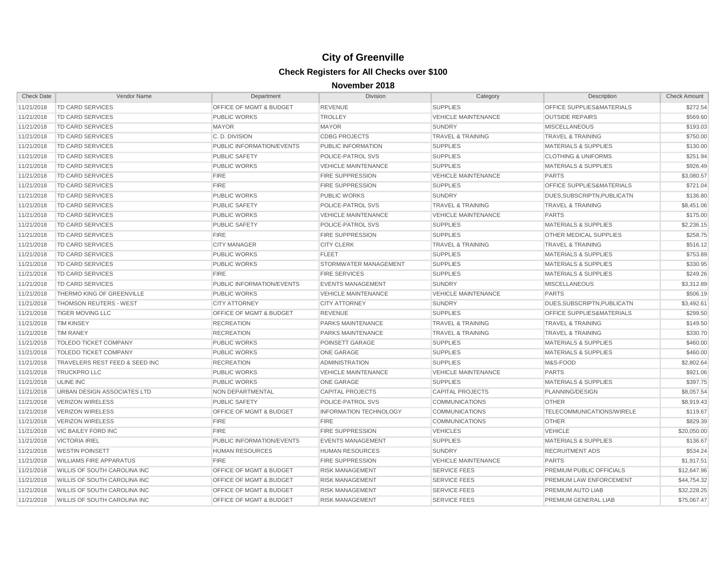# City of Greenville

## Check Registers for All Checks over $100

### November 2018

| Check Date | Vendor Name | Department | Division | Category | Description | Check Amount |
|---|---|---|---|---|---|---|
| 11/21/2018 | TD CARD SERVICES | OFFICE OF MGMT & BUDGET | REVENUE | SUPPLIES | OFFICE SUPPLIES&MATERIALS | $272.54 |
| 11/21/2018 | TD CARD SERVICES | PUBLIC WORKS | TROLLEY | VEHICLE MAINTENANCE | OUTSIDE REPAIRS | $569.60 |
| 11/21/2018 | TD CARD SERVICES | MAYOR | MAYOR | SUNDRY | MISCELLANEOUS | $193.03 |
| 11/21/2018 | TD CARD SERVICES | C. D. DIVISION | CDBG PROJECTS | TRAVEL & TRAINING | TRAVEL & TRAINING | $750.00 |
| 11/21/2018 | TD CARD SERVICES | PUBLIC INFORMATION/EVENTS | PUBLIC INFORMATION | SUPPLIES | MATERIALS & SUPPLIES | $130.00 |
| 11/21/2018 | TD CARD SERVICES | PUBLIC SAFETY | POLICE-PATROL SVS | SUPPLIES | CLOTHING & UNIFORMS | $251.94 |
| 11/21/2018 | TD CARD SERVICES | PUBLIC WORKS | VEHICLE MAINTENANCE | SUPPLIES | MATERIALS & SUPPLIES | $926.49 |
| 11/21/2018 | TD CARD SERVICES | FIRE | FIRE SUPPRESSION | VEHICLE MAINTENANCE | PARTS | $3,080.57 |
| 11/21/2018 | TD CARD SERVICES | FIRE | FIRE SUPPRESSION | SUPPLIES | OFFICE SUPPLIES&MATERIALS | $721.04 |
| 11/21/2018 | TD CARD SERVICES | PUBLIC WORKS | PUBLIC WORKS | SUNDRY | DUES,SUBSCRIPTN,PUBLICATN | $136.80 |
| 11/21/2018 | TD CARD SERVICES | PUBLIC SAFETY | POLICE-PATROL SVS | TRAVEL & TRAINING | TRAVEL & TRAINING | $8,451.06 |
| 11/21/2018 | TD CARD SERVICES | PUBLIC WORKS | VEHICLE MAINTENANCE | VEHICLE MAINTENANCE | PARTS | $175.00 |
| 11/21/2018 | TD CARD SERVICES | PUBLIC SAFETY | POLICE-PATROL SVS | SUPPLIES | MATERIALS & SUPPLIES | $2,236.15 |
| 11/21/2018 | TD CARD SERVICES | FIRE | FIRE SUPPRESSION | SUPPLIES | OTHER MEDICAL SUPPLIES | $258.75 |
| 11/21/2018 | TD CARD SERVICES | CITY MANAGER | CITY CLERK | TRAVEL & TRAINING | TRAVEL & TRAINING | $516.12 |
| 11/21/2018 | TD CARD SERVICES | PUBLIC WORKS | FLEET | SUPPLIES | MATERIALS & SUPPLIES | $753.89 |
| 11/21/2018 | TD CARD SERVICES | PUBLIC WORKS | STORMWATER MANAGEMENT | SUPPLIES | MATERIALS & SUPPLIES | $330.95 |
| 11/21/2018 | TD CARD SERVICES | FIRE | FIRE SERVICES | SUPPLIES | MATERIALS & SUPPLIES | $249.26 |
| 11/21/2018 | TD CARD SERVICES | PUBLIC INFORMATION/EVENTS | EVENTS MANAGEMENT | SUNDRY | MISCELLANEOUS | $3,312.89 |
| 11/21/2018 | THERMO KING OF GREENVILLE | PUBLIC WORKS | VEHICLE MAINTENANCE | VEHICLE MAINTENANCE | PARTS | $506.19 |
| 11/21/2018 | THOMSON REUTERS - WEST | CITY ATTORNEY | CITY ATTORNEY | SUNDRY | DUES,SUBSCRIPTN,PUBLICATN | $3,492.61 |
| 11/21/2018 | TIGER MOVING LLC | OFFICE OF MGMT & BUDGET | REVENUE | SUPPLIES | OFFICE SUPPLIES&MATERIALS | $299.50 |
| 11/21/2018 | TIM KINSEY | RECREATION | PARKS MAINTENANCE | TRAVEL & TRAINING | TRAVEL & TRAINING | $149.50 |
| 11/21/2018 | TIM RANEY | RECREATION | PARKS MAINTENANCE | TRAVEL & TRAINING | TRAVEL & TRAINING | $330.70 |
| 11/21/2018 | TOLEDO TICKET COMPANY | PUBLIC WORKS | POINSETT GARAGE | SUPPLIES | MATERIALS & SUPPLIES | $460.00 |
| 11/21/2018 | TOLEDO TICKET COMPANY | PUBLIC WORKS | ONE GARAGE | SUPPLIES | MATERIALS & SUPPLIES | $460.00 |
| 11/21/2018 | TRAVELERS REST FEED & SEED INC | RECREATION | ADMINISTRATION | SUPPLIES | M&S-FOOD | $2,802.64 |
| 11/21/2018 | TRUCKPRO LLC | PUBLIC WORKS | VEHICLE MAINTENANCE | VEHICLE MAINTENANCE | PARTS | $921.06 |
| 11/21/2018 | ULINE INC | PUBLIC WORKS | ONE GARAGE | SUPPLIES | MATERIALS & SUPPLIES | $397.75 |
| 11/21/2018 | URBAN DESIGN ASSOCIATES LTD | NON DEPARTMENTAL | CAPITAL PROJECTS | CAPITAL PROJECTS | PLANNING/DESIGN | $8,057.54 |
| 11/21/2018 | VERIZON WIRELESS | PUBLIC SAFETY | POLICE-PATROL SVS | COMMUNICATIONS | OTHER | $8,919.43 |
| 11/21/2018 | VERIZON WIRELESS | OFFICE OF MGMT & BUDGET | INFORMATION TECHNOLOGY | COMMUNICATIONS | TELECOMMUNICATIONS/WIRELE | $119.67 |
| 11/21/2018 | VERIZON WIRELESS | FIRE | FIRE | COMMUNICATIONS | OTHER | $829.39 |
| 11/21/2018 | VIC BAILEY FORD INC | FIRE | FIRE SUPPRESSION | VEHICLES | VEHICLE | $20,050.00 |
| 11/21/2018 | VICTORIA IRIEL | PUBLIC INFORMATION/EVENTS | EVENTS MANAGEMENT | SUPPLIES | MATERIALS & SUPPLIES | $136.67 |
| 11/21/2018 | WESTIN POINSETT | HUMAN RESOURCES | HUMAN RESOURCES | SUNDRY | RECRUITMENT ADS | $534.24 |
| 11/21/2018 | WILLIAMS FIRE APPARATUS | FIRE | FIRE SUPPRESSION | VEHICLE MAINTENANCE | PARTS | $1,917.51 |
| 11/21/2018 | WILLIS OF SOUTH CAROLINA INC | OFFICE OF MGMT & BUDGET | RISK MANAGEMENT | SERVICE FEES | PREMIUM PUBLIC OFFICIALS | $12,647.96 |
| 11/21/2018 | WILLIS OF SOUTH CAROLINA INC | OFFICE OF MGMT & BUDGET | RISK MANAGEMENT | SERVICE FEES | PREMIUM LAW ENFORCEMENT | $44,754.32 |
| 11/21/2018 | WILLIS OF SOUTH CAROLINA INC | OFFICE OF MGMT & BUDGET | RISK MANAGEMENT | SERVICE FEES | PREMIUM AUTO LIAB | $32,228.25 |
| 11/21/2018 | WILLIS OF SOUTH CAROLINA INC | OFFICE OF MGMT & BUDGET | RISK MANAGEMENT | SERVICE FEES | PREMIUM GENERAL LIAB | $75,067.47 |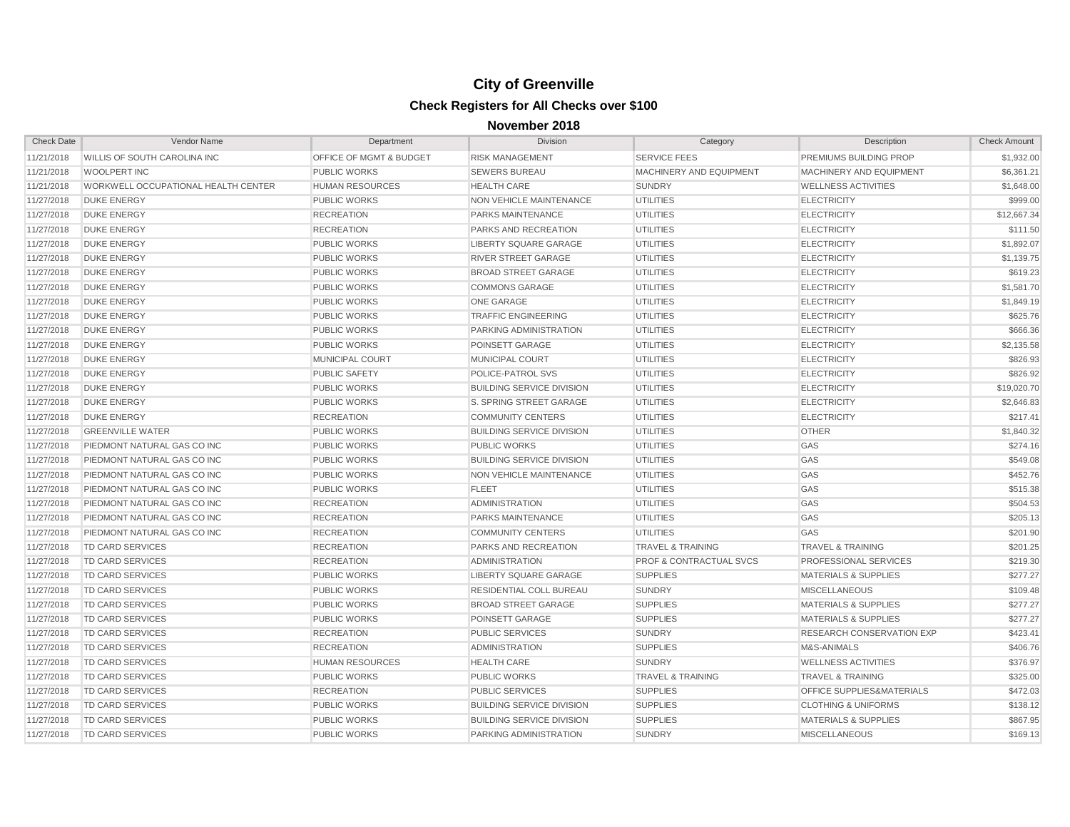# City of Greenville

## Check Registers for All Checks over $100

### November 2018

| Check Date | Vendor Name | Department | Division | Category | Description | Check Amount |
|---|---|---|---|---|---|---|
| 11/21/2018 | WILLIS OF SOUTH CAROLINA INC | OFFICE OF MGMT & BUDGET | RISK MANAGEMENT | SERVICE FEES | PREMIUMS BUILDING PROP | $1,932.00 |
| 11/21/2018 | WOOLPERT INC | PUBLIC WORKS | SEWERS BUREAU | MACHINERY AND EQUIPMENT | MACHINERY AND EQUIPMENT | $6,361.21 |
| 11/21/2018 | WORKWELL OCCUPATIONAL HEALTH CENTER | HUMAN RESOURCES | HEALTH CARE | SUNDRY | WELLNESS ACTIVITIES | $1,648.00 |
| 11/27/2018 | DUKE ENERGY | PUBLIC WORKS | NON VEHICLE MAINTENANCE | UTILITIES | ELECTRICITY | $999.00 |
| 11/27/2018 | DUKE ENERGY | RECREATION | PARKS MAINTENANCE | UTILITIES | ELECTRICITY | $12,667.34 |
| 11/27/2018 | DUKE ENERGY | RECREATION | PARKS AND RECREATION | UTILITIES | ELECTRICITY | $111.50 |
| 11/27/2018 | DUKE ENERGY | PUBLIC WORKS | LIBERTY SQUARE GARAGE | UTILITIES | ELECTRICITY | $1,892.07 |
| 11/27/2018 | DUKE ENERGY | PUBLIC WORKS | RIVER STREET GARAGE | UTILITIES | ELECTRICITY | $1,139.75 |
| 11/27/2018 | DUKE ENERGY | PUBLIC WORKS | BROAD STREET GARAGE | UTILITIES | ELECTRICITY | $619.23 |
| 11/27/2018 | DUKE ENERGY | PUBLIC WORKS | COMMONS GARAGE | UTILITIES | ELECTRICITY | $1,581.70 |
| 11/27/2018 | DUKE ENERGY | PUBLIC WORKS | ONE GARAGE | UTILITIES | ELECTRICITY | $1,849.19 |
| 11/27/2018 | DUKE ENERGY | PUBLIC WORKS | TRAFFIC ENGINEERING | UTILITIES | ELECTRICITY | $625.76 |
| 11/27/2018 | DUKE ENERGY | PUBLIC WORKS | PARKING ADMINISTRATION | UTILITIES | ELECTRICITY | $666.36 |
| 11/27/2018 | DUKE ENERGY | PUBLIC WORKS | POINSETT GARAGE | UTILITIES | ELECTRICITY | $2,135.58 |
| 11/27/2018 | DUKE ENERGY | MUNICIPAL COURT | MUNICIPAL COURT | UTILITIES | ELECTRICITY | $826.93 |
| 11/27/2018 | DUKE ENERGY | PUBLIC SAFETY | POLICE-PATROL SVS | UTILITIES | ELECTRICITY | $826.92 |
| 11/27/2018 | DUKE ENERGY | PUBLIC WORKS | BUILDING SERVICE DIVISION | UTILITIES | ELECTRICITY | $19,020.70 |
| 11/27/2018 | DUKE ENERGY | PUBLIC WORKS | S. SPRING STREET GARAGE | UTILITIES | ELECTRICITY | $2,646.83 |
| 11/27/2018 | DUKE ENERGY | RECREATION | COMMUNITY CENTERS | UTILITIES | ELECTRICITY | $217.41 |
| 11/27/2018 | GREENVILLE WATER | PUBLIC WORKS | BUILDING SERVICE DIVISION | UTILITIES | OTHER | $1,840.32 |
| 11/27/2018 | PIEDMONT NATURAL GAS CO INC | PUBLIC WORKS | PUBLIC WORKS | UTILITIES | GAS | $274.16 |
| 11/27/2018 | PIEDMONT NATURAL GAS CO INC | PUBLIC WORKS | BUILDING SERVICE DIVISION | UTILITIES | GAS | $549.08 |
| 11/27/2018 | PIEDMONT NATURAL GAS CO INC | PUBLIC WORKS | NON VEHICLE MAINTENANCE | UTILITIES | GAS | $452.76 |
| 11/27/2018 | PIEDMONT NATURAL GAS CO INC | PUBLIC WORKS | FLEET | UTILITIES | GAS | $515.38 |
| 11/27/2018 | PIEDMONT NATURAL GAS CO INC | RECREATION | ADMINISTRATION | UTILITIES | GAS | $504.53 |
| 11/27/2018 | PIEDMONT NATURAL GAS CO INC | RECREATION | PARKS MAINTENANCE | UTILITIES | GAS | $205.13 |
| 11/27/2018 | PIEDMONT NATURAL GAS CO INC | RECREATION | COMMUNITY CENTERS | UTILITIES | GAS | $201.90 |
| 11/27/2018 | TD CARD SERVICES | RECREATION | PARKS AND RECREATION | TRAVEL & TRAINING | TRAVEL & TRAINING | $201.25 |
| 11/27/2018 | TD CARD SERVICES | RECREATION | ADMINISTRATION | PROF & CONTRACTUAL SVCS | PROFESSIONAL SERVICES | $219.30 |
| 11/27/2018 | TD CARD SERVICES | PUBLIC WORKS | LIBERTY SQUARE GARAGE | SUPPLIES | MATERIALS & SUPPLIES | $277.27 |
| 11/27/2018 | TD CARD SERVICES | PUBLIC WORKS | RESIDENTIAL COLL BUREAU | SUNDRY | MISCELLANEOUS | $109.48 |
| 11/27/2018 | TD CARD SERVICES | PUBLIC WORKS | BROAD STREET GARAGE | SUPPLIES | MATERIALS & SUPPLIES | $277.27 |
| 11/27/2018 | TD CARD SERVICES | PUBLIC WORKS | POINSETT GARAGE | SUPPLIES | MATERIALS & SUPPLIES | $277.27 |
| 11/27/2018 | TD CARD SERVICES | RECREATION | PUBLIC SERVICES | SUNDRY | RESEARCH CONSERVATION EXP | $423.41 |
| 11/27/2018 | TD CARD SERVICES | RECREATION | ADMINISTRATION | SUPPLIES | M&S-ANIMALS | $406.76 |
| 11/27/2018 | TD CARD SERVICES | HUMAN RESOURCES | HEALTH CARE | SUNDRY | WELLNESS ACTIVITIES | $376.97 |
| 11/27/2018 | TD CARD SERVICES | PUBLIC WORKS | PUBLIC WORKS | TRAVEL & TRAINING | TRAVEL & TRAINING | $325.00 |
| 11/27/2018 | TD CARD SERVICES | RECREATION | PUBLIC SERVICES | SUPPLIES | OFFICE SUPPLIES&MATERIALS | $472.03 |
| 11/27/2018 | TD CARD SERVICES | PUBLIC WORKS | BUILDING SERVICE DIVISION | SUPPLIES | CLOTHING & UNIFORMS | $138.12 |
| 11/27/2018 | TD CARD SERVICES | PUBLIC WORKS | BUILDING SERVICE DIVISION | SUPPLIES | MATERIALS & SUPPLIES | $867.95 |
| 11/27/2018 | TD CARD SERVICES | PUBLIC WORKS | PARKING ADMINISTRATION | SUNDRY | MISCELLANEOUS | $169.13 |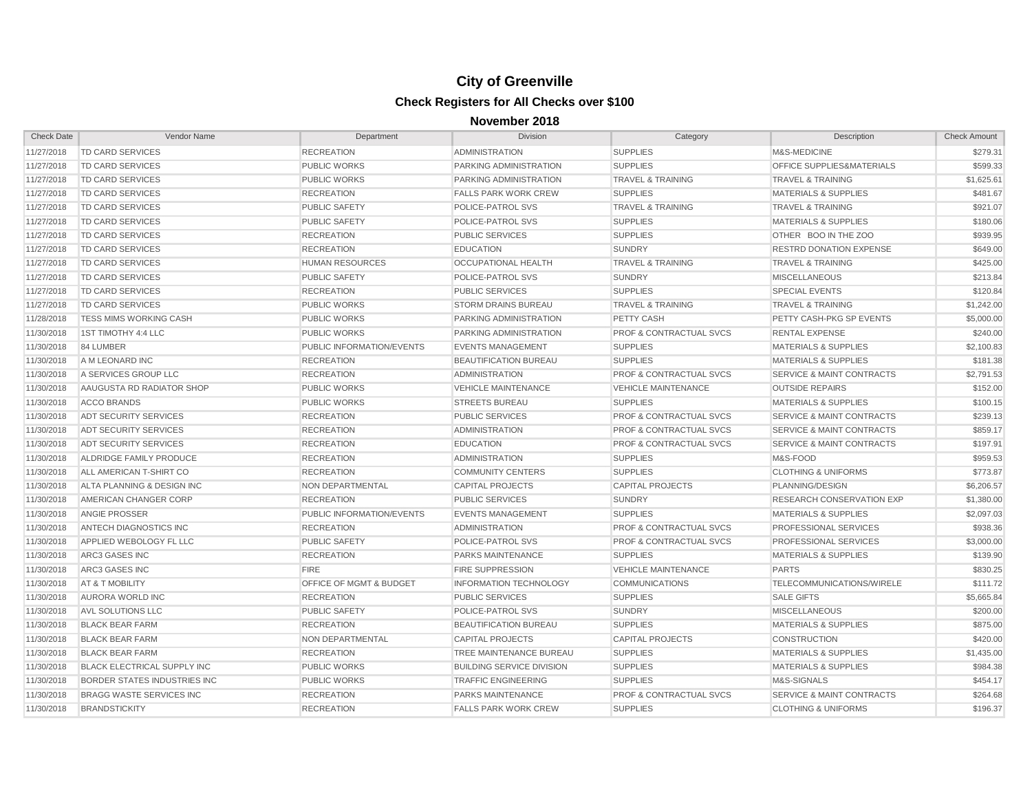# City of Greenville

## Check Registers for All Checks over $100

### November 2018

| Check Date | Vendor Name | Department | Division | Category | Description | Check Amount |
|---|---|---|---|---|---|---|
| 11/27/2018 | TD CARD SERVICES | RECREATION | ADMINISTRATION | SUPPLIES | M&S-MEDICINE | $279.31 |
| 11/27/2018 | TD CARD SERVICES | PUBLIC WORKS | PARKING ADMINISTRATION | SUPPLIES | OFFICE SUPPLIES&MATERIALS | $599.33 |
| 11/27/2018 | TD CARD SERVICES | PUBLIC WORKS | PARKING ADMINISTRATION | TRAVEL & TRAINING | TRAVEL & TRAINING | $1,625.61 |
| 11/27/2018 | TD CARD SERVICES | RECREATION | FALLS PARK WORK CREW | SUPPLIES | MATERIALS & SUPPLIES | $481.67 |
| 11/27/2018 | TD CARD SERVICES | PUBLIC SAFETY | POLICE-PATROL SVS | TRAVEL & TRAINING | TRAVEL & TRAINING | $921.07 |
| 11/27/2018 | TD CARD SERVICES | PUBLIC SAFETY | POLICE-PATROL SVS | SUPPLIES | MATERIALS & SUPPLIES | $180.06 |
| 11/27/2018 | TD CARD SERVICES | RECREATION | PUBLIC SERVICES | SUPPLIES | OTHER BOO IN THE ZOO | $939.95 |
| 11/27/2018 | TD CARD SERVICES | RECREATION | EDUCATION | SUNDRY | RESTRD DONATION EXPENSE | $649.00 |
| 11/27/2018 | TD CARD SERVICES | HUMAN RESOURCES | OCCUPATIONAL HEALTH | TRAVEL & TRAINING | TRAVEL & TRAINING | $425.00 |
| 11/27/2018 | TD CARD SERVICES | PUBLIC SAFETY | POLICE-PATROL SVS | SUNDRY | MISCELLANEOUS | $213.84 |
| 11/27/2018 | TD CARD SERVICES | RECREATION | PUBLIC SERVICES | SUPPLIES | SPECIAL EVENTS | $120.84 |
| 11/27/2018 | TD CARD SERVICES | PUBLIC WORKS | STORM DRAINS BUREAU | TRAVEL & TRAINING | TRAVEL & TRAINING | $1,242.00 |
| 11/28/2018 | TESS MIMS WORKING CASH | PUBLIC WORKS | PARKING ADMINISTRATION | PETTY CASH | PETTY CASH-PKG SP EVENTS | $5,000.00 |
| 11/30/2018 | 1ST TIMOTHY 4:4 LLC | PUBLIC WORKS | PARKING ADMINISTRATION | PROF & CONTRACTUAL SVCS | RENTAL EXPENSE | $240.00 |
| 11/30/2018 | 84 LUMBER | PUBLIC INFORMATION/EVENTS | EVENTS MANAGEMENT | SUPPLIES | MATERIALS & SUPPLIES | $2,100.83 |
| 11/30/2018 | A M LEONARD INC | RECREATION | BEAUTIFICATION BUREAU | SUPPLIES | MATERIALS & SUPPLIES | $181.38 |
| 11/30/2018 | A SERVICES GROUP LLC | RECREATION | ADMINISTRATION | PROF & CONTRACTUAL SVCS | SERVICE & MAINT CONTRACTS | $2,791.53 |
| 11/30/2018 | AAUGUSTA RD RADIATOR SHOP | PUBLIC WORKS | VEHICLE MAINTENANCE | VEHICLE MAINTENANCE | OUTSIDE REPAIRS | $152.00 |
| 11/30/2018 | ACCO BRANDS | PUBLIC WORKS | STREETS BUREAU | SUPPLIES | MATERIALS & SUPPLIES | $100.15 |
| 11/30/2018 | ADT SECURITY SERVICES | RECREATION | PUBLIC SERVICES | PROF & CONTRACTUAL SVCS | SERVICE & MAINT CONTRACTS | $239.13 |
| 11/30/2018 | ADT SECURITY SERVICES | RECREATION | ADMINISTRATION | PROF & CONTRACTUAL SVCS | SERVICE & MAINT CONTRACTS | $859.17 |
| 11/30/2018 | ADT SECURITY SERVICES | RECREATION | EDUCATION | PROF & CONTRACTUAL SVCS | SERVICE & MAINT CONTRACTS | $197.91 |
| 11/30/2018 | ALDRIDGE FAMILY PRODUCE | RECREATION | ADMINISTRATION | SUPPLIES | M&S-FOOD | $959.53 |
| 11/30/2018 | ALL AMERICAN T-SHIRT CO | RECREATION | COMMUNITY CENTERS | SUPPLIES | CLOTHING & UNIFORMS | $773.87 |
| 11/30/2018 | ALTA PLANNING & DESIGN INC | NON DEPARTMENTAL | CAPITAL PROJECTS | CAPITAL PROJECTS | PLANNING/DESIGN | $6,206.57 |
| 11/30/2018 | AMERICAN CHANGER CORP | RECREATION | PUBLIC SERVICES | SUNDRY | RESEARCH CONSERVATION EXP | $1,380.00 |
| 11/30/2018 | ANGIE PROSSER | PUBLIC INFORMATION/EVENTS | EVENTS MANAGEMENT | SUPPLIES | MATERIALS & SUPPLIES | $2,097.03 |
| 11/30/2018 | ANTECH DIAGNOSTICS INC | RECREATION | ADMINISTRATION | PROF & CONTRACTUAL SVCS | PROFESSIONAL SERVICES | $938.36 |
| 11/30/2018 | APPLIED WEBOLOGY FL LLC | PUBLIC SAFETY | POLICE-PATROL SVS | PROF & CONTRACTUAL SVCS | PROFESSIONAL SERVICES | $3,000.00 |
| 11/30/2018 | ARC3 GASES INC | RECREATION | PARKS MAINTENANCE | SUPPLIES | MATERIALS & SUPPLIES | $139.90 |
| 11/30/2018 | ARC3 GASES INC | FIRE | FIRE SUPPRESSION | VEHICLE MAINTENANCE | PARTS | $830.25 |
| 11/30/2018 | AT & T MOBILITY | OFFICE OF MGMT & BUDGET | INFORMATION TECHNOLOGY | COMMUNICATIONS | TELECOMMUNICATIONS/WIRELE | $111.72 |
| 11/30/2018 | AURORA WORLD INC | RECREATION | PUBLIC SERVICES | SUPPLIES | SALE GIFTS | $5,665.84 |
| 11/30/2018 | AVL SOLUTIONS LLC | PUBLIC SAFETY | POLICE-PATROL SVS | SUNDRY | MISCELLANEOUS | $200.00 |
| 11/30/2018 | BLACK BEAR FARM | RECREATION | BEAUTIFICATION BUREAU | SUPPLIES | MATERIALS & SUPPLIES | $875.00 |
| 11/30/2018 | BLACK BEAR FARM | NON DEPARTMENTAL | CAPITAL PROJECTS | CAPITAL PROJECTS | CONSTRUCTION | $420.00 |
| 11/30/2018 | BLACK BEAR FARM | RECREATION | TREE MAINTENANCE BUREAU | SUPPLIES | MATERIALS & SUPPLIES | $1,435.00 |
| 11/30/2018 | BLACK ELECTRICAL SUPPLY INC | PUBLIC WORKS | BUILDING SERVICE DIVISION | SUPPLIES | MATERIALS & SUPPLIES | $984.38 |
| 11/30/2018 | BORDER STATES INDUSTRIES INC | PUBLIC WORKS | TRAFFIC ENGINEERING | SUPPLIES | M&S-SIGNALS | $454.17 |
| 11/30/2018 | BRAGG WASTE SERVICES INC | RECREATION | PARKS MAINTENANCE | PROF & CONTRACTUAL SVCS | SERVICE & MAINT CONTRACTS | $264.68 |
| 11/30/2018 | BRANDSTICKITY | RECREATION | FALLS PARK WORK CREW | SUPPLIES | CLOTHING & UNIFORMS | $196.37 |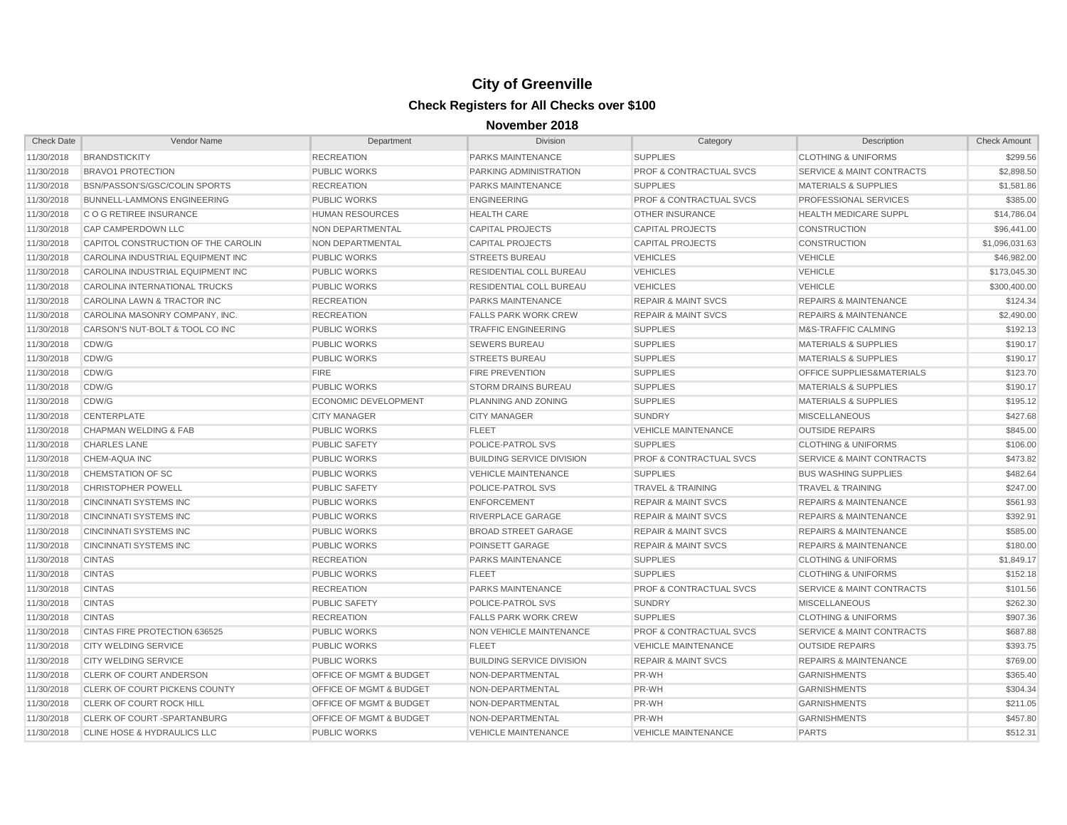# City of Greenville

## Check Registers for All Checks over $100

### November 2018

| Check Date | Vendor Name | Department | Division | Category | Description | Check Amount |
|---|---|---|---|---|---|---|
| 11/30/2018 | BRANDSTICKITY | RECREATION | PARKS MAINTENANCE | SUPPLIES | CLOTHING & UNIFORMS | $299.56 |
| 11/30/2018 | BRAVO1 PROTECTION | PUBLIC WORKS | PARKING ADMINISTRATION | PROF & CONTRACTUAL SVCS | SERVICE & MAINT CONTRACTS | $2,898.50 |
| 11/30/2018 | BSN/PASSON'S/GSC/COLIN SPORTS | RECREATION | PARKS MAINTENANCE | SUPPLIES | MATERIALS & SUPPLIES | $1,581.86 |
| 11/30/2018 | BUNNELL-LAMMONS ENGINEERING | PUBLIC WORKS | ENGINEERING | PROF & CONTRACTUAL SVCS | PROFESSIONAL SERVICES | $385.00 |
| 11/30/2018 | C O G RETIREE INSURANCE | HUMAN RESOURCES | HEALTH CARE | OTHER INSURANCE | HEALTH MEDICARE SUPPL | $14,786.04 |
| 11/30/2018 | CAP CAMPERDOWN LLC | NON DEPARTMENTAL | CAPITAL PROJECTS | CAPITAL PROJECTS | CONSTRUCTION | $96,441.00 |
| 11/30/2018 | CAPITOL CONSTRUCTION OF THE CAROLIN | NON DEPARTMENTAL | CAPITAL PROJECTS | CAPITAL PROJECTS | CONSTRUCTION | $1,096,031.63 |
| 11/30/2018 | CAROLINA INDUSTRIAL EQUIPMENT INC | PUBLIC WORKS | STREETS BUREAU | VEHICLES | VEHICLE | $46,982.00 |
| 11/30/2018 | CAROLINA INDUSTRIAL EQUIPMENT INC | PUBLIC WORKS | RESIDENTIAL COLL BUREAU | VEHICLES | VEHICLE | $173,045.30 |
| 11/30/2018 | CAROLINA INTERNATIONAL TRUCKS | PUBLIC WORKS | RESIDENTIAL COLL BUREAU | VEHICLES | VEHICLE | $300,400.00 |
| 11/30/2018 | CAROLINA LAWN & TRACTOR INC | RECREATION | PARKS MAINTENANCE | REPAIR & MAINT SVCS | REPAIRS & MAINTENANCE | $124.34 |
| 11/30/2018 | CAROLINA MASONRY COMPANY, INC. | RECREATION | FALLS PARK WORK CREW | REPAIR & MAINT SVCS | REPAIRS & MAINTENANCE | $2,490.00 |
| 11/30/2018 | CARSON'S NUT-BOLT & TOOL CO INC | PUBLIC WORKS | TRAFFIC ENGINEERING | SUPPLIES | M&S-TRAFFIC CALMING | $192.13 |
| 11/30/2018 | CDW/G | PUBLIC WORKS | SEWERS BUREAU | SUPPLIES | MATERIALS & SUPPLIES | $190.17 |
| 11/30/2018 | CDW/G | PUBLIC WORKS | STREETS BUREAU | SUPPLIES | MATERIALS & SUPPLIES | $190.17 |
| 11/30/2018 | CDW/G | FIRE | FIRE PREVENTION | SUPPLIES | OFFICE SUPPLIES&MATERIALS | $123.70 |
| 11/30/2018 | CDW/G | PUBLIC WORKS | STORM DRAINS BUREAU | SUPPLIES | MATERIALS & SUPPLIES | $190.17 |
| 11/30/2018 | CDW/G | ECONOMIC DEVELOPMENT | PLANNING AND ZONING | SUPPLIES | MATERIALS & SUPPLIES | $195.12 |
| 11/30/2018 | CENTERPLATE | CITY MANAGER | CITY MANAGER | SUNDRY | MISCELLANEOUS | $427.68 |
| 11/30/2018 | CHAPMAN WELDING & FAB | PUBLIC WORKS | FLEET | VEHICLE MAINTENANCE | OUTSIDE REPAIRS | $845.00 |
| 11/30/2018 | CHARLES LANE | PUBLIC SAFETY | POLICE-PATROL SVS | SUPPLIES | CLOTHING & UNIFORMS | $106.00 |
| 11/30/2018 | CHEM-AQUA INC | PUBLIC WORKS | BUILDING SERVICE DIVISION | PROF & CONTRACTUAL SVCS | SERVICE & MAINT CONTRACTS | $473.82 |
| 11/30/2018 | CHEMSTATION OF SC | PUBLIC WORKS | VEHICLE MAINTENANCE | SUPPLIES | BUS WASHING SUPPLIES | $482.64 |
| 11/30/2018 | CHRISTOPHER POWELL | PUBLIC SAFETY | POLICE-PATROL SVS | TRAVEL & TRAINING | TRAVEL & TRAINING | $247.00 |
| 11/30/2018 | CINCINNATI SYSTEMS INC | PUBLIC WORKS | ENFORCEMENT | REPAIR & MAINT SVCS | REPAIRS & MAINTENANCE | $561.93 |
| 11/30/2018 | CINCINNATI SYSTEMS INC | PUBLIC WORKS | RIVERPLACE GARAGE | REPAIR & MAINT SVCS | REPAIRS & MAINTENANCE | $392.91 |
| 11/30/2018 | CINCINNATI SYSTEMS INC | PUBLIC WORKS | BROAD STREET GARAGE | REPAIR & MAINT SVCS | REPAIRS & MAINTENANCE | $585.00 |
| 11/30/2018 | CINCINNATI SYSTEMS INC | PUBLIC WORKS | POINSETT GARAGE | REPAIR & MAINT SVCS | REPAIRS & MAINTENANCE | $180.00 |
| 11/30/2018 | CINTAS | RECREATION | PARKS MAINTENANCE | SUPPLIES | CLOTHING & UNIFORMS | $1,849.17 |
| 11/30/2018 | CINTAS | PUBLIC WORKS | FLEET | SUPPLIES | CLOTHING & UNIFORMS | $152.18 |
| 11/30/2018 | CINTAS | RECREATION | PARKS MAINTENANCE | PROF & CONTRACTUAL SVCS | SERVICE & MAINT CONTRACTS | $101.56 |
| 11/30/2018 | CINTAS | PUBLIC SAFETY | POLICE-PATROL SVS | SUNDRY | MISCELLANEOUS | $262.30 |
| 11/30/2018 | CINTAS | RECREATION | FALLS PARK WORK CREW | SUPPLIES | CLOTHING & UNIFORMS | $907.36 |
| 11/30/2018 | CINTAS FIRE PROTECTION 636525 | PUBLIC WORKS | NON VEHICLE MAINTENANCE | PROF & CONTRACTUAL SVCS | SERVICE & MAINT CONTRACTS | $687.88 |
| 11/30/2018 | CITY WELDING SERVICE | PUBLIC WORKS | FLEET | VEHICLE MAINTENANCE | OUTSIDE REPAIRS | $393.75 |
| 11/30/2018 | CITY WELDING SERVICE | PUBLIC WORKS | BUILDING SERVICE DIVISION | REPAIR & MAINT SVCS | REPAIRS & MAINTENANCE | $769.00 |
| 11/30/2018 | CLERK OF COURT ANDERSON | OFFICE OF MGMT & BUDGET | NON-DEPARTMENTAL | PR-WH | GARNISHMENTS | $365.40 |
| 11/30/2018 | CLERK OF COURT PICKENS COUNTY | OFFICE OF MGMT & BUDGET | NON-DEPARTMENTAL | PR-WH | GARNISHMENTS | $304.34 |
| 11/30/2018 | CLERK OF COURT ROCK HILL | OFFICE OF MGMT & BUDGET | NON-DEPARTMENTAL | PR-WH | GARNISHMENTS | $211.05 |
| 11/30/2018 | CLERK OF COURT -SPARTANBURG | OFFICE OF MGMT & BUDGET | NON-DEPARTMENTAL | PR-WH | GARNISHMENTS | $457.80 |
| 11/30/2018 | CLINE HOSE & HYDRAULICS LLC | PUBLIC WORKS | VEHICLE MAINTENANCE | VEHICLE MAINTENANCE | PARTS | $512.31 |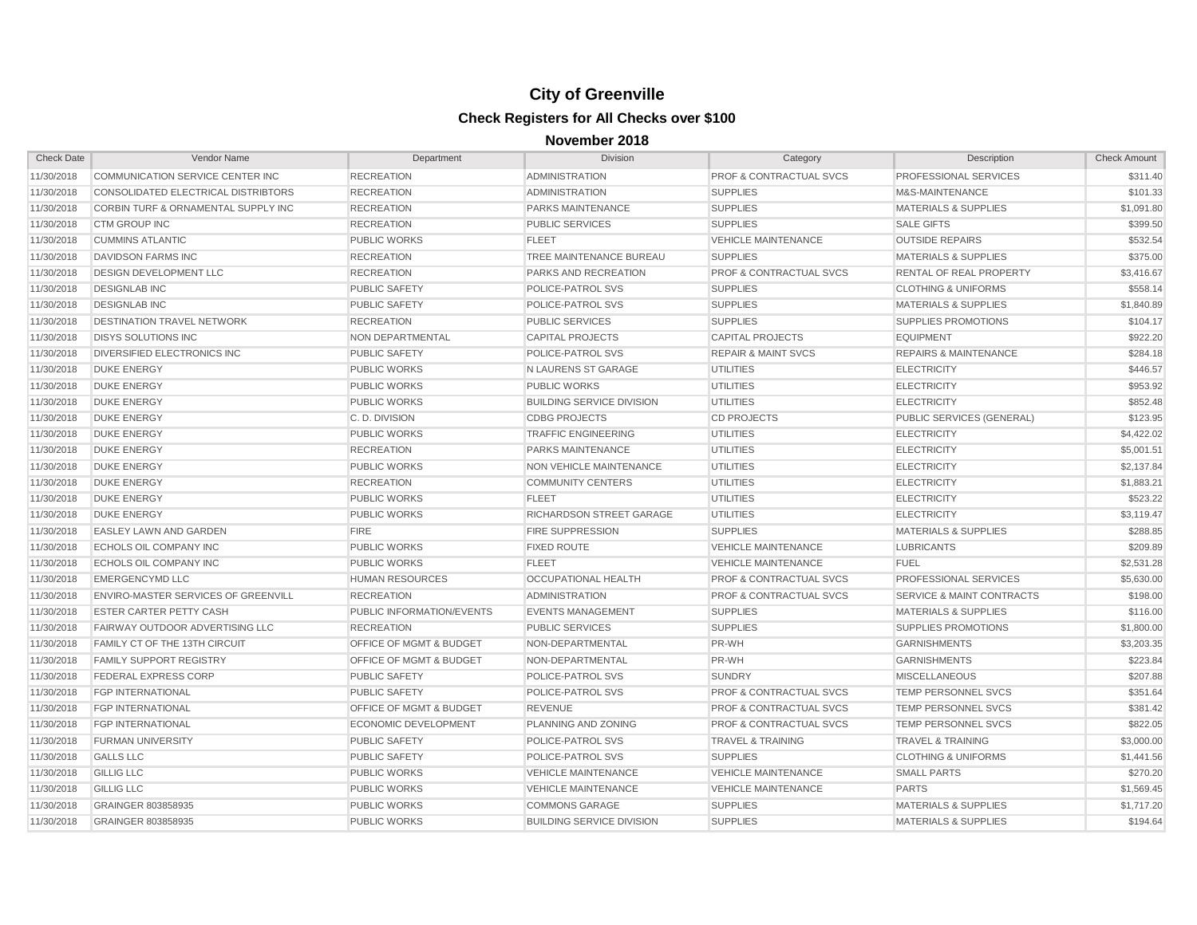# City of Greenville

## Check Registers for All Checks over $100

### November 2018

| Check Date | Vendor Name | Department | Division | Category | Description | Check Amount |
|---|---|---|---|---|---|---|
| 11/30/2018 | COMMUNICATION SERVICE CENTER INC | RECREATION | ADMINISTRATION | PROF & CONTRACTUAL SVCS | PROFESSIONAL SERVICES | $311.40 |
| 11/30/2018 | CONSOLIDATED ELECTRICAL DISTRIBTORS | RECREATION | ADMINISTRATION | SUPPLIES | M&S-MAINTENANCE | $101.33 |
| 11/30/2018 | CORBIN TURF & ORNAMENTAL SUPPLY INC | RECREATION | PARKS MAINTENANCE | SUPPLIES | MATERIALS & SUPPLIES | $1,091.80 |
| 11/30/2018 | CTM GROUP INC | RECREATION | PUBLIC SERVICES | SUPPLIES | SALE GIFTS | $399.50 |
| 11/30/2018 | CUMMINS ATLANTIC | PUBLIC WORKS | FLEET | VEHICLE MAINTENANCE | OUTSIDE REPAIRS | $532.54 |
| 11/30/2018 | DAVIDSON FARMS INC | RECREATION | TREE MAINTENANCE BUREAU | SUPPLIES | MATERIALS & SUPPLIES | $375.00 |
| 11/30/2018 | DESIGN DEVELOPMENT LLC | RECREATION | PARKS AND RECREATION | PROF & CONTRACTUAL SVCS | RENTAL OF REAL PROPERTY | $3,416.67 |
| 11/30/2018 | DESIGNLAB INC | PUBLIC SAFETY | POLICE-PATROL SVS | SUPPLIES | CLOTHING & UNIFORMS | $558.14 |
| 11/30/2018 | DESIGNLAB INC | PUBLIC SAFETY | POLICE-PATROL SVS | SUPPLIES | MATERIALS & SUPPLIES | $1,840.89 |
| 11/30/2018 | DESTINATION TRAVEL NETWORK | RECREATION | PUBLIC SERVICES | SUPPLIES | SUPPLIES PROMOTIONS | $104.17 |
| 11/30/2018 | DISYS SOLUTIONS INC | NON DEPARTMENTAL | CAPITAL PROJECTS | CAPITAL PROJECTS | EQUIPMENT | $922.20 |
| 11/30/2018 | DIVERSIFIED ELECTRONICS INC | PUBLIC SAFETY | POLICE-PATROL SVS | REPAIR & MAINT SVCS | REPAIRS & MAINTENANCE | $284.18 |
| 11/30/2018 | DUKE ENERGY | PUBLIC WORKS | N LAURENS ST GARAGE | UTILITIES | ELECTRICITY | $446.57 |
| 11/30/2018 | DUKE ENERGY | PUBLIC WORKS | PUBLIC WORKS | UTILITIES | ELECTRICITY | $953.92 |
| 11/30/2018 | DUKE ENERGY | PUBLIC WORKS | BUILDING SERVICE DIVISION | UTILITIES | ELECTRICITY | $852.48 |
| 11/30/2018 | DUKE ENERGY | C. D. DIVISION | CDBG PROJECTS | CD PROJECTS | PUBLIC SERVICES (GENERAL) | $123.95 |
| 11/30/2018 | DUKE ENERGY | PUBLIC WORKS | TRAFFIC ENGINEERING | UTILITIES | ELECTRICITY | $4,422.02 |
| 11/30/2018 | DUKE ENERGY | RECREATION | PARKS MAINTENANCE | UTILITIES | ELECTRICITY | $5,001.51 |
| 11/30/2018 | DUKE ENERGY | PUBLIC WORKS | NON VEHICLE MAINTENANCE | UTILITIES | ELECTRICITY | $2,137.84 |
| 11/30/2018 | DUKE ENERGY | RECREATION | COMMUNITY CENTERS | UTILITIES | ELECTRICITY | $1,883.21 |
| 11/30/2018 | DUKE ENERGY | PUBLIC WORKS | FLEET | UTILITIES | ELECTRICITY | $523.22 |
| 11/30/2018 | DUKE ENERGY | PUBLIC WORKS | RICHARDSON STREET GARAGE | UTILITIES | ELECTRICITY | $3,119.47 |
| 11/30/2018 | EASLEY LAWN AND GARDEN | FIRE | FIRE SUPPRESSION | SUPPLIES | MATERIALS & SUPPLIES | $288.85 |
| 11/30/2018 | ECHOLS OIL COMPANY INC | PUBLIC WORKS | FIXED ROUTE | VEHICLE MAINTENANCE | LUBRICANTS | $209.89 |
| 11/30/2018 | ECHOLS OIL COMPANY INC | PUBLIC WORKS | FLEET | VEHICLE MAINTENANCE | FUEL | $2,531.28 |
| 11/30/2018 | EMERGENCYMD LLC | HUMAN RESOURCES | OCCUPATIONAL HEALTH | PROF & CONTRACTUAL SVCS | PROFESSIONAL SERVICES | $5,630.00 |
| 11/30/2018 | ENVIRO-MASTER SERVICES OF GREENVILL | RECREATION | ADMINISTRATION | PROF & CONTRACTUAL SVCS | SERVICE & MAINT CONTRACTS | $198.00 |
| 11/30/2018 | ESTER CARTER PETTY CASH | PUBLIC INFORMATION/EVENTS | EVENTS MANAGEMENT | SUPPLIES | MATERIALS & SUPPLIES | $116.00 |
| 11/30/2018 | FAIRWAY OUTDOOR ADVERTISING LLC | RECREATION | PUBLIC SERVICES | SUPPLIES | SUPPLIES PROMOTIONS | $1,800.00 |
| 11/30/2018 | FAMILY CT OF THE 13TH CIRCUIT | OFFICE OF MGMT & BUDGET | NON-DEPARTMENTAL | PR-WH | GARNISHMENTS | $3,203.35 |
| 11/30/2018 | FAMILY SUPPORT REGISTRY | OFFICE OF MGMT & BUDGET | NON-DEPARTMENTAL | PR-WH | GARNISHMENTS | $223.84 |
| 11/30/2018 | FEDERAL EXPRESS CORP | PUBLIC SAFETY | POLICE-PATROL SVS | SUNDRY | MISCELLANEOUS | $207.88 |
| 11/30/2018 | FGP INTERNATIONAL | PUBLIC SAFETY | POLICE-PATROL SVS | PROF & CONTRACTUAL SVCS | TEMP PERSONNEL SVCS | $351.64 |
| 11/30/2018 | FGP INTERNATIONAL | OFFICE OF MGMT & BUDGET | REVENUE | PROF & CONTRACTUAL SVCS | TEMP PERSONNEL SVCS | $381.42 |
| 11/30/2018 | FGP INTERNATIONAL | ECONOMIC DEVELOPMENT | PLANNING AND ZONING | PROF & CONTRACTUAL SVCS | TEMP PERSONNEL SVCS | $822.05 |
| 11/30/2018 | FURMAN UNIVERSITY | PUBLIC SAFETY | POLICE-PATROL SVS | TRAVEL & TRAINING | TRAVEL & TRAINING | $3,000.00 |
| 11/30/2018 | GALLS LLC | PUBLIC SAFETY | POLICE-PATROL SVS | SUPPLIES | CLOTHING & UNIFORMS | $1,441.56 |
| 11/30/2018 | GILLIG LLC | PUBLIC WORKS | VEHICLE MAINTENANCE | VEHICLE MAINTENANCE | SMALL PARTS | $270.20 |
| 11/30/2018 | GILLIG LLC | PUBLIC WORKS | VEHICLE MAINTENANCE | VEHICLE MAINTENANCE | PARTS | $1,569.45 |
| 11/30/2018 | GRAINGER 803858935 | PUBLIC WORKS | COMMONS GARAGE | SUPPLIES | MATERIALS & SUPPLIES | $1,717.20 |
| 11/30/2018 | GRAINGER 803858935 | PUBLIC WORKS | BUILDING SERVICE DIVISION | SUPPLIES | MATERIALS & SUPPLIES | $194.64 |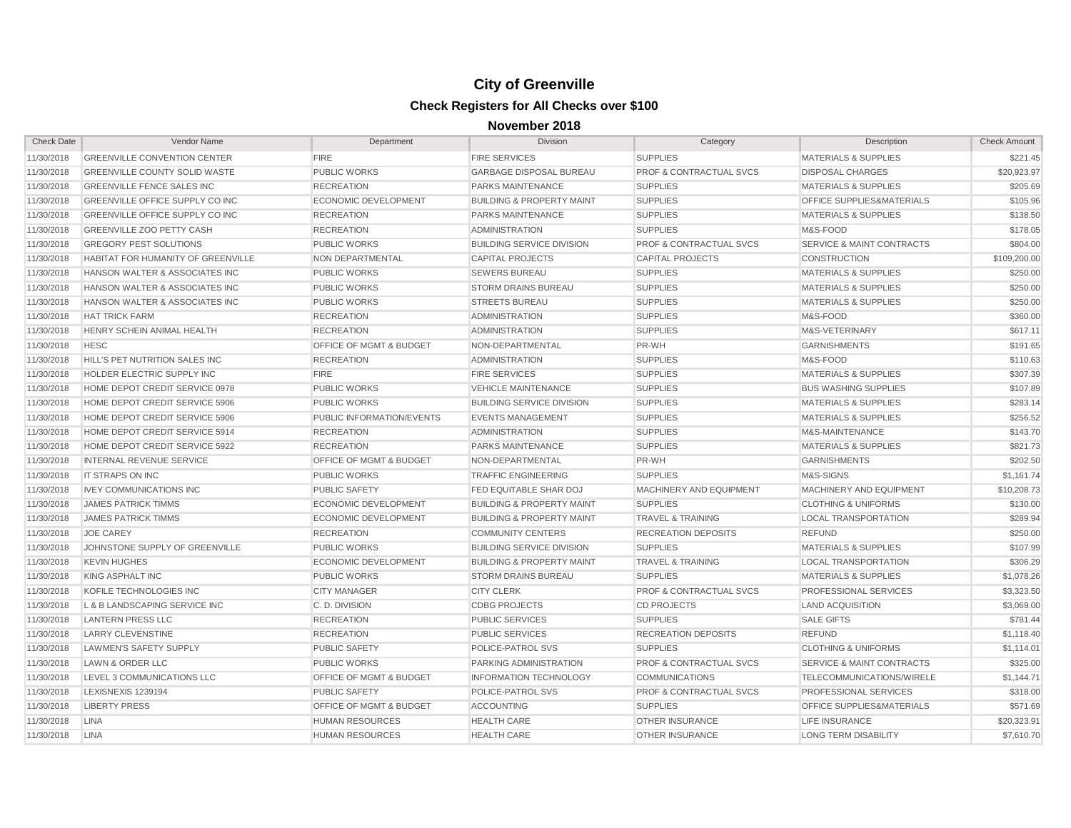# City of Greenville

## Check Registers for All Checks over $100

### November 2018

| Check Date | Vendor Name | Department | Division | Category | Description | Check Amount |
|---|---|---|---|---|---|---|
| 11/30/2018 | GREENVILLE CONVENTION CENTER | FIRE | FIRE SERVICES | SUPPLIES | MATERIALS & SUPPLIES | $221.45 |
| 11/30/2018 | GREENVILLE COUNTY SOLID WASTE | PUBLIC WORKS | GARBAGE DISPOSAL BUREAU | PROF & CONTRACTUAL SVCS | DISPOSAL CHARGES | $20,923.97 |
| 11/30/2018 | GREENVILLE FENCE SALES INC | RECREATION | PARKS MAINTENANCE | SUPPLIES | MATERIALS & SUPPLIES | $205.69 |
| 11/30/2018 | GREENVILLE OFFICE SUPPLY CO INC | ECONOMIC DEVELOPMENT | BUILDING & PROPERTY MAINT | SUPPLIES | OFFICE SUPPLIES&MATERIALS | $105.96 |
| 11/30/2018 | GREENVILLE OFFICE SUPPLY CO INC | RECREATION | PARKS MAINTENANCE | SUPPLIES | MATERIALS & SUPPLIES | $138.50 |
| 11/30/2018 | GREENVILLE ZOO PETTY CASH | RECREATION | ADMINISTRATION | SUPPLIES | M&S-FOOD | $178.05 |
| 11/30/2018 | GREGORY PEST SOLUTIONS | PUBLIC WORKS | BUILDING SERVICE DIVISION | PROF & CONTRACTUAL SVCS | SERVICE & MAINT CONTRACTS | $804.00 |
| 11/30/2018 | HABITAT FOR HUMANITY OF GREENVILLE | NON DEPARTMENTAL | CAPITAL PROJECTS | CAPITAL PROJECTS | CONSTRUCTION | $109,200.00 |
| 11/30/2018 | HANSON WALTER & ASSOCIATES INC | PUBLIC WORKS | SEWERS BUREAU | SUPPLIES | MATERIALS & SUPPLIES | $250.00 |
| 11/30/2018 | HANSON WALTER & ASSOCIATES INC | PUBLIC WORKS | STORM DRAINS BUREAU | SUPPLIES | MATERIALS & SUPPLIES | $250.00 |
| 11/30/2018 | HANSON WALTER & ASSOCIATES INC | PUBLIC WORKS | STREETS BUREAU | SUPPLIES | MATERIALS & SUPPLIES | $250.00 |
| 11/30/2018 | HAT TRICK FARM | RECREATION | ADMINISTRATION | SUPPLIES | M&S-FOOD | $360.00 |
| 11/30/2018 | HENRY SCHEIN ANIMAL HEALTH | RECREATION | ADMINISTRATION | SUPPLIES | M&S-VETERINARY | $617.11 |
| 11/30/2018 | HESC | OFFICE OF MGMT & BUDGET | NON-DEPARTMENTAL | PR-WH | GARNISHMENTS | $191.65 |
| 11/30/2018 | HILL'S PET NUTRITION SALES INC | RECREATION | ADMINISTRATION | SUPPLIES | M&S-FOOD | $110.63 |
| 11/30/2018 | HOLDER ELECTRIC SUPPLY INC | FIRE | FIRE SERVICES | SUPPLIES | MATERIALS & SUPPLIES | $307.39 |
| 11/30/2018 | HOME DEPOT CREDIT SERVICE 0978 | PUBLIC WORKS | VEHICLE MAINTENANCE | SUPPLIES | BUS WASHING SUPPLIES | $107.89 |
| 11/30/2018 | HOME DEPOT CREDIT SERVICE 5906 | PUBLIC WORKS | BUILDING SERVICE DIVISION | SUPPLIES | MATERIALS & SUPPLIES | $283.14 |
| 11/30/2018 | HOME DEPOT CREDIT SERVICE 5906 | PUBLIC INFORMATION/EVENTS | EVENTS MANAGEMENT | SUPPLIES | MATERIALS & SUPPLIES | $256.52 |
| 11/30/2018 | HOME DEPOT CREDIT SERVICE 5914 | RECREATION | ADMINISTRATION | SUPPLIES | M&S-MAINTENANCE | $143.70 |
| 11/30/2018 | HOME DEPOT CREDIT SERVICE 5922 | RECREATION | PARKS MAINTENANCE | SUPPLIES | MATERIALS & SUPPLIES | $821.73 |
| 11/30/2018 | INTERNAL REVENUE SERVICE | OFFICE OF MGMT & BUDGET | NON-DEPARTMENTAL | PR-WH | GARNISHMENTS | $202.50 |
| 11/30/2018 | IT STRAPS ON INC | PUBLIC WORKS | TRAFFIC ENGINEERING | SUPPLIES | M&S-SIGNS | $1,161.74 |
| 11/30/2018 | IVEY COMMUNICATIONS INC | PUBLIC SAFETY | FED EQUITABLE SHAR DOJ | MACHINERY AND EQUIPMENT | MACHINERY AND EQUIPMENT | $10,208.73 |
| 11/30/2018 | JAMES PATRICK TIMMS | ECONOMIC DEVELOPMENT | BUILDING & PROPERTY MAINT | SUPPLIES | CLOTHING & UNIFORMS | $130.00 |
| 11/30/2018 | JAMES PATRICK TIMMS | ECONOMIC DEVELOPMENT | BUILDING & PROPERTY MAINT | TRAVEL & TRAINING | LOCAL TRANSPORTATION | $289.94 |
| 11/30/2018 | JOE CAREY | RECREATION | COMMUNITY CENTERS | RECREATION DEPOSITS | REFUND | $250.00 |
| 11/30/2018 | JOHNSTONE SUPPLY OF GREENVILLE | PUBLIC WORKS | BUILDING SERVICE DIVISION | SUPPLIES | MATERIALS & SUPPLIES | $107.99 |
| 11/30/2018 | KEVIN HUGHES | ECONOMIC DEVELOPMENT | BUILDING & PROPERTY MAINT | TRAVEL & TRAINING | LOCAL TRANSPORTATION | $306.29 |
| 11/30/2018 | KING ASPHALT INC | PUBLIC WORKS | STORM DRAINS BUREAU | SUPPLIES | MATERIALS & SUPPLIES | $1,078.26 |
| 11/30/2018 | KOFILE TECHNOLOGIES INC | CITY MANAGER | CITY CLERK | PROF & CONTRACTUAL SVCS | PROFESSIONAL SERVICES | $3,323.50 |
| 11/30/2018 | L & B LANDSCAPING SERVICE INC | C. D. DIVISION | CDBG PROJECTS | CD PROJECTS | LAND ACQUISITION | $3,069.00 |
| 11/30/2018 | LANTERN PRESS LLC | RECREATION | PUBLIC SERVICES | SUPPLIES | SALE GIFTS | $781.44 |
| 11/30/2018 | LARRY CLEVENSTINE | RECREATION | PUBLIC SERVICES | RECREATION DEPOSITS | REFUND | $1,118.40 |
| 11/30/2018 | LAWMEN'S SAFETY SUPPLY | PUBLIC SAFETY | POLICE-PATROL SVS | SUPPLIES | CLOTHING & UNIFORMS | $1,114.01 |
| 11/30/2018 | LAWN & ORDER LLC | PUBLIC WORKS | PARKING ADMINISTRATION | PROF & CONTRACTUAL SVCS | SERVICE & MAINT CONTRACTS | $325.00 |
| 11/30/2018 | LEVEL 3 COMMUNICATIONS LLC | OFFICE OF MGMT & BUDGET | INFORMATION TECHNOLOGY | COMMUNICATIONS | TELECOMMUNICATIONS/WIRELE | $1,144.71 |
| 11/30/2018 | LEXISNEXIS 1239194 | PUBLIC SAFETY | POLICE-PATROL SVS | PROF & CONTRACTUAL SVCS | PROFESSIONAL SERVICES | $318.00 |
| 11/30/2018 | LIBERTY PRESS | OFFICE OF MGMT & BUDGET | ACCOUNTING | SUPPLIES | OFFICE SUPPLIES&MATERIALS | $571.69 |
| 11/30/2018 | LINA | HUMAN RESOURCES | HEALTH CARE | OTHER INSURANCE | LIFE INSURANCE | $20,323.91 |
| 11/30/2018 | LINA | HUMAN RESOURCES | HEALTH CARE | OTHER INSURANCE | LONG TERM DISABILITY | $7,610.70 |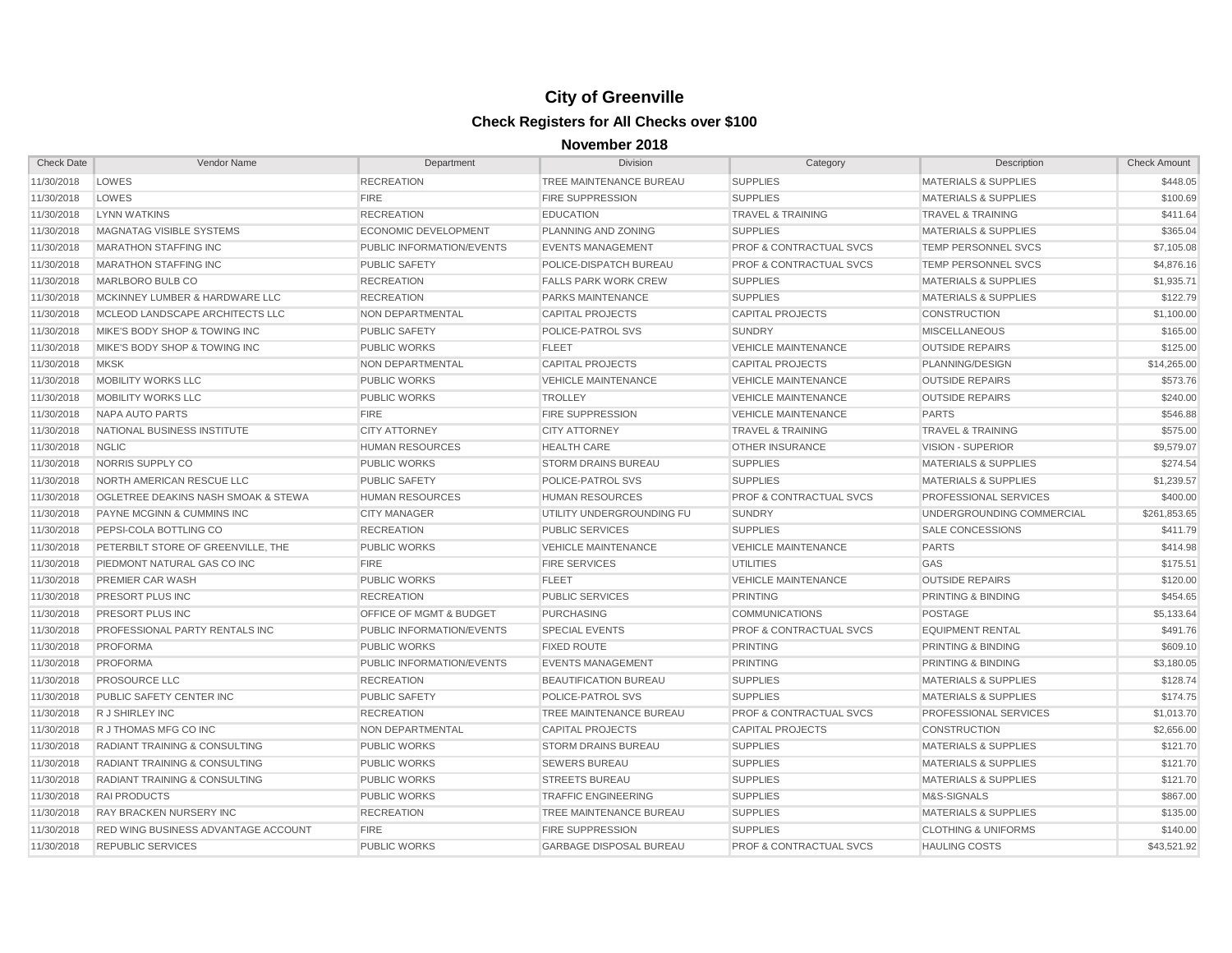# City of Greenville

## Check Registers for All Checks over $100

### November 2018

| Check Date | Vendor Name | Department | Division | Category | Description | Check Amount |
|---|---|---|---|---|---|---|
| 11/30/2018 | LOWES | RECREATION | TREE MAINTENANCE BUREAU | SUPPLIES | MATERIALS & SUPPLIES | $448.05 |
| 11/30/2018 | LOWES | FIRE | FIRE SUPPRESSION | SUPPLIES | MATERIALS & SUPPLIES | $100.69 |
| 11/30/2018 | LYNN WATKINS | RECREATION | EDUCATION | TRAVEL & TRAINING | TRAVEL & TRAINING | $411.64 |
| 11/30/2018 | MAGNATAG VISIBLE SYSTEMS | ECONOMIC DEVELOPMENT | PLANNING AND ZONING | SUPPLIES | MATERIALS & SUPPLIES | $365.04 |
| 11/30/2018 | MARATHON STAFFING INC | PUBLIC INFORMATION/EVENTS | EVENTS MANAGEMENT | PROF & CONTRACTUAL SVCS | TEMP PERSONNEL SVCS | $7,105.08 |
| 11/30/2018 | MARATHON STAFFING INC | PUBLIC SAFETY | POLICE-DISPATCH BUREAU | PROF & CONTRACTUAL SVCS | TEMP PERSONNEL SVCS | $4,876.16 |
| 11/30/2018 | MARLBORO BULB CO | RECREATION | FALLS PARK WORK CREW | SUPPLIES | MATERIALS & SUPPLIES | $1,935.71 |
| 11/30/2018 | MCKINNEY LUMBER & HARDWARE LLC | RECREATION | PARKS MAINTENANCE | SUPPLIES | MATERIALS & SUPPLIES | $122.79 |
| 11/30/2018 | MCLEOD LANDSCAPE ARCHITECTS LLC | NON DEPARTMENTAL | CAPITAL PROJECTS | CAPITAL PROJECTS | CONSTRUCTION | $1,100.00 |
| 11/30/2018 | MIKE'S BODY SHOP & TOWING INC | PUBLIC SAFETY | POLICE-PATROL SVS | SUNDRY | MISCELLANEOUS | $165.00 |
| 11/30/2018 | MIKE'S BODY SHOP & TOWING INC | PUBLIC WORKS | FLEET | VEHICLE MAINTENANCE | OUTSIDE REPAIRS | $125.00 |
| 11/30/2018 | MKSK | NON DEPARTMENTAL | CAPITAL PROJECTS | CAPITAL PROJECTS | PLANNING/DESIGN | $14,265.00 |
| 11/30/2018 | MOBILITY WORKS LLC | PUBLIC WORKS | VEHICLE MAINTENANCE | VEHICLE MAINTENANCE | OUTSIDE REPAIRS | $573.76 |
| 11/30/2018 | MOBILITY WORKS LLC | PUBLIC WORKS | TROLLEY | VEHICLE MAINTENANCE | OUTSIDE REPAIRS | $240.00 |
| 11/30/2018 | NAPA AUTO PARTS | FIRE | FIRE SUPPRESSION | VEHICLE MAINTENANCE | PARTS | $546.88 |
| 11/30/2018 | NATIONAL BUSINESS INSTITUTE | CITY ATTORNEY | CITY ATTORNEY | TRAVEL & TRAINING | TRAVEL & TRAINING | $575.00 |
| 11/30/2018 | NGLIC | HUMAN RESOURCES | HEALTH CARE | OTHER INSURANCE | VISION - SUPERIOR | $9,579.07 |
| 11/30/2018 | NORRIS SUPPLY CO | PUBLIC WORKS | STORM DRAINS BUREAU | SUPPLIES | MATERIALS & SUPPLIES | $274.54 |
| 11/30/2018 | NORTH AMERICAN RESCUE LLC | PUBLIC SAFETY | POLICE-PATROL SVS | SUPPLIES | MATERIALS & SUPPLIES | $1,239.57 |
| 11/30/2018 | OGLETREE DEAKINS NASH SMOAK & STEWA | HUMAN RESOURCES | HUMAN RESOURCES | PROF & CONTRACTUAL SVCS | PROFESSIONAL SERVICES | $400.00 |
| 11/30/2018 | PAYNE MCGINN & CUMMINS INC | CITY MANAGER | UTILITY UNDERGROUNDING FU | SUNDRY | UNDERGROUNDING COMMERCIAL | $261,853.65 |
| 11/30/2018 | PEPSI-COLA BOTTLING CO | RECREATION | PUBLIC SERVICES | SUPPLIES | SALE CONCESSIONS | $411.79 |
| 11/30/2018 | PETERBILT STORE OF GREENVILLE, THE | PUBLIC WORKS | VEHICLE MAINTENANCE | VEHICLE MAINTENANCE | PARTS | $414.98 |
| 11/30/2018 | PIEDMONT NATURAL GAS CO INC | FIRE | FIRE SERVICES | UTILITIES | GAS | $175.51 |
| 11/30/2018 | PREMIER CAR WASH | PUBLIC WORKS | FLEET | VEHICLE MAINTENANCE | OUTSIDE REPAIRS | $120.00 |
| 11/30/2018 | PRESORT PLUS INC | RECREATION | PUBLIC SERVICES | PRINTING | PRINTING & BINDING | $454.65 |
| 11/30/2018 | PRESORT PLUS INC | OFFICE OF MGMT & BUDGET | PURCHASING | COMMUNICATIONS | POSTAGE | $5,133.64 |
| 11/30/2018 | PROFESSIONAL PARTY RENTALS INC | PUBLIC INFORMATION/EVENTS | SPECIAL EVENTS | PROF & CONTRACTUAL SVCS | EQUIPMENT RENTAL | $491.76 |
| 11/30/2018 | PROFORMA | PUBLIC WORKS | FIXED ROUTE | PRINTING | PRINTING & BINDING | $609.10 |
| 11/30/2018 | PROFORMA | PUBLIC INFORMATION/EVENTS | EVENTS MANAGEMENT | PRINTING | PRINTING & BINDING | $3,180.05 |
| 11/30/2018 | PROSOURCE LLC | RECREATION | BEAUTIFICATION BUREAU | SUPPLIES | MATERIALS & SUPPLIES | $128.74 |
| 11/30/2018 | PUBLIC SAFETY CENTER INC | PUBLIC SAFETY | POLICE-PATROL SVS | SUPPLIES | MATERIALS & SUPPLIES | $174.75 |
| 11/30/2018 | R J SHIRLEY INC | RECREATION | TREE MAINTENANCE BUREAU | PROF & CONTRACTUAL SVCS | PROFESSIONAL SERVICES | $1,013.70 |
| 11/30/2018 | R J THOMAS MFG CO INC | NON DEPARTMENTAL | CAPITAL PROJECTS | CAPITAL PROJECTS | CONSTRUCTION | $2,656.00 |
| 11/30/2018 | RADIANT TRAINING & CONSULTING | PUBLIC WORKS | STORM DRAINS BUREAU | SUPPLIES | MATERIALS & SUPPLIES | $121.70 |
| 11/30/2018 | RADIANT TRAINING & CONSULTING | PUBLIC WORKS | SEWERS BUREAU | SUPPLIES | MATERIALS & SUPPLIES | $121.70 |
| 11/30/2018 | RADIANT TRAINING & CONSULTING | PUBLIC WORKS | STREETS BUREAU | SUPPLIES | MATERIALS & SUPPLIES | $121.70 |
| 11/30/2018 | RAI PRODUCTS | PUBLIC WORKS | TRAFFIC ENGINEERING | SUPPLIES | M&S-SIGNALS | $867.00 |
| 11/30/2018 | RAY BRACKEN NURSERY INC | RECREATION | TREE MAINTENANCE BUREAU | SUPPLIES | MATERIALS & SUPPLIES | $135.00 |
| 11/30/2018 | RED WING BUSINESS ADVANTAGE ACCOUNT | FIRE | FIRE SUPPRESSION | SUPPLIES | CLOTHING & UNIFORMS | $140.00 |
| 11/30/2018 | REPUBLIC SERVICES | PUBLIC WORKS | GARBAGE DISPOSAL BUREAU | PROF & CONTRACTUAL SVCS | HAULING COSTS | $43,521.92 |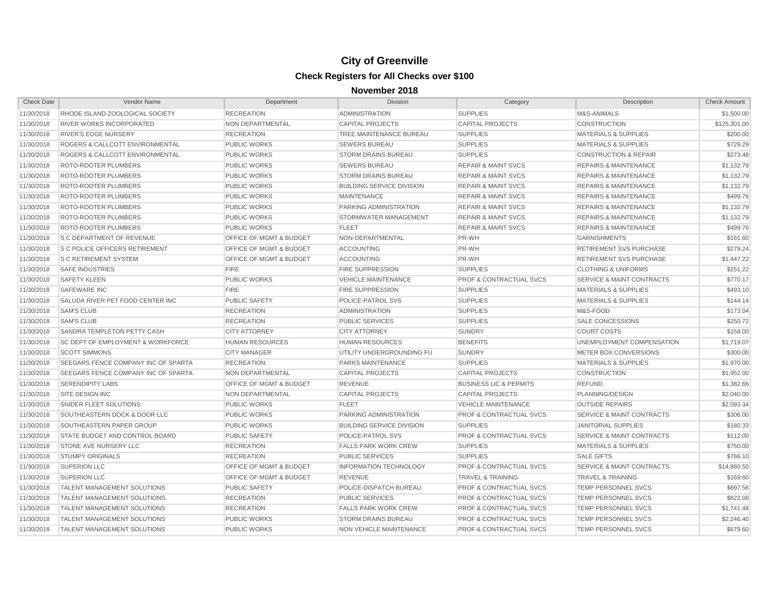# City of Greenville

## Check Registers for All Checks over $100

### November 2018

| Check Date | Vendor Name | Department | Division | Category | Description | Check Amount |
|---|---|---|---|---|---|---|
| 11/30/2018 | RHODE ISLAND ZOOLOGICAL SOCIETY | RECREATION | ADMINISTRATION | SUPPLIES | M&S-ANIMALS | $1,500.00 |
| 11/30/2018 | RIVER WORKS INCORPORATED | NON DEPARTMENTAL | CAPITAL PROJECTS | CAPITAL PROJECTS | CONSTRUCTION | $125,301.00 |
| 11/30/2018 | RIVER'S EDGE NURSERY | RECREATION | TREE MAINTENANCE BUREAU | SUPPLIES | MATERIALS & SUPPLIES | $200.00 |
| 11/30/2018 | ROGERS & CALLCOTT ENVIRONMENTAL | PUBLIC WORKS | SEWERS BUREAU | SUPPLIES | MATERIALS & SUPPLIES | $729.29 |
| 11/30/2018 | ROGERS & CALLCOTT ENVIRONMENTAL | PUBLIC WORKS | STORM DRAINS BUREAU | SUPPLIES | CONSTRUCTION & REPAIR | $273.48 |
| 11/30/2018 | ROTO-ROOTER PLUMBERS | PUBLIC WORKS | SEWERS BUREAU | REPAIR & MAINT SVCS | REPAIRS & MAINTENANCE | $1,132.79 |
| 11/30/2018 | ROTO-ROOTER PLUMBERS | PUBLIC WORKS | STORM DRAINS BUREAU | REPAIR & MAINT SVCS | REPAIRS & MAINTENANCE | $1,132.79 |
| 11/30/2018 | ROTO-ROOTER PLUMBERS | PUBLIC WORKS | BUILDING SERVICE DIVISION | REPAIR & MAINT SVCS | REPAIRS & MAINTENANCE | $1,132.79 |
| 11/30/2018 | ROTO-ROOTER PLUMBERS | PUBLIC WORKS | MAINTENANCE | REPAIR & MAINT SVCS | REPAIRS & MAINTENANCE | $499.76 |
| 11/30/2018 | ROTO-ROOTER PLUMBERS | PUBLIC WORKS | PARKING ADMINISTRATION | REPAIR & MAINT SVCS | REPAIRS & MAINTENANCE | $1,132.79 |
| 11/30/2018 | ROTO-ROOTER PLUMBERS | PUBLIC WORKS | STORMWATER MANAGEMENT | REPAIR & MAINT SVCS | REPAIRS & MAINTENANCE | $1,132.79 |
| 11/30/2018 | ROTO-ROOTER PLUMBERS | PUBLIC WORKS | FLEET | REPAIR & MAINT SVCS | REPAIRS & MAINTENANCE | $499.76 |
| 11/30/2018 | S C DEPARTMENT OF REVENUE | OFFICE OF MGMT & BUDGET | NON-DEPARTMENTAL | PR-WH | GARNISHMENTS | $161.60 |
| 11/30/2018 | S C POLICE OFFICERS RETIREMENT | OFFICE OF MGMT & BUDGET | ACCOUNTING | PR-WH | RETIREMENT SVS PURCHASE | $279.24 |
| 11/30/2018 | S C RETIREMENT SYSTEM | OFFICE OF MGMT & BUDGET | ACCOUNTING | PR-WH | RETIREMENT SVS PURCHASE | $1,447.22 |
| 11/30/2018 | SAFE INDUSTRIES | FIRE | FIRE SUPPRESSION | SUPPLIES | CLOTHING & UNIFORMS | $251.22 |
| 11/30/2018 | SAFETY KLEEN | PUBLIC WORKS | VEHICLE MAINTENANCE | PROF & CONTRACTUAL SVCS | SERVICE & MAINT CONTRACTS | $770.17 |
| 11/30/2018 | SAFEWARE INC | FIRE | FIRE SUPPRESSION | SUPPLIES | MATERIALS & SUPPLIES | $493.10 |
| 11/30/2018 | SALUDA RIVER PET FOOD CENTER INC | PUBLIC SAFETY | POLICE-PATROL SVS | SUPPLIES | MATERIALS & SUPPLIES | $144.14 |
| 11/30/2018 | SAM'S CLUB | RECREATION | ADMINISTRATION | SUPPLIES | M&S-FOOD | $173.04 |
| 11/30/2018 | SAM'S CLUB | RECREATION | PUBLIC SERVICES | SUPPLIES | SALE CONCESSIONS | $250.72 |
| 11/30/2018 | SANDRA TEMPLETON PETTY CASH | CITY ATTORNEY | CITY ATTORNEY | SUNDRY | COURT COSTS | $158.00 |
| 11/30/2018 | SC DEPT OF EMPLOYMENT & WORKFORCE | HUMAN RESOURCES | HUMAN RESOURCES | BENEFITS | UNEMPLOYMENT COMPENSATION | $1,719.07 |
| 11/30/2018 | SCOTT SIMMONS | CITY MANAGER | UTILITY UNDERGROUNDING FU | SUNDRY | METER BOX CONVERSIONS | $300.00 |
| 11/30/2018 | SEEGARS FENCE COMPANY INC OF SPARTA | RECREATION | PARKS MAINTENANCE | SUPPLIES | MATERIALS & SUPPLIES | $1,970.00 |
| 11/30/2018 | SEEGARS FENCE COMPANY INC OF SPARTA | NON DEPARTMENTAL | CAPITAL PROJECTS | CAPITAL PROJECTS | CONSTRUCTION | $1,952.00 |
| 11/30/2018 | SERENDIPITY LABS | OFFICE OF MGMT & BUDGET | REVENUE | BUSINESS LIC & PERMITS | REFUND | $1,382.66 |
| 11/30/2018 | SITE DESIGN INC | NON DEPARTMENTAL | CAPITAL PROJECTS | CAPITAL PROJECTS | PLANNING/DESIGN | $2,040.00 |
| 11/30/2018 | SNIDER FLEET SOLUTIONS | PUBLIC WORKS | FLEET | VEHICLE MAINTENANCE | OUTSIDE REPAIRS | $2,093.34 |
| 11/30/2018 | SOUTHEASTERN DOCK & DOOR LLC | PUBLIC WORKS | PARKING ADMINISTRATION | PROF & CONTRACTUAL SVCS | SERVICE & MAINT CONTRACTS | $306.00 |
| 11/30/2018 | SOUTHEASTERN PAPER GROUP | PUBLIC WORKS | BUILDING SERVICE DIVISION | SUPPLIES | JANITORIAL SUPPLIES | $180.33 |
| 11/30/2018 | STATE BUDGET AND CONTROL BOARD | PUBLIC SAFETY | POLICE-PATROL SVS | PROF & CONTRACTUAL SVCS | SERVICE & MAINT CONTRACTS | $112.00 |
| 11/30/2018 | STONE AVE NURSERY LLC | RECREATION | FALLS PARK WORK CREW | SUPPLIES | MATERIALS & SUPPLIES | $750.00 |
| 11/30/2018 | STUMPY ORIGINALS | RECREATION | PUBLIC SERVICES | SUPPLIES | SALE GIFTS | $766.10 |
| 11/30/2018 | SUPERION LLC | OFFICE OF MGMT & BUDGET | INFORMATION TECHNOLOGY | PROF & CONTRACTUAL SVCS | SERVICE & MAINT CONTRACTS | $14,880.50 |
| 11/30/2018 | SUPERION LLC | OFFICE OF MGMT & BUDGET | REVENUE | TRAVEL & TRAINING | TRAVEL & TRAINING | $169.60 |
| 11/30/2018 | TALENT MANAGEMENT SOLUTIONS | PUBLIC SAFETY | POLICE-DISPATCH BUREAU | PROF & CONTRACTUAL SVCS | TEMP PERSONNEL SVCS | $697.56 |
| 11/30/2018 | TALENT MANAGEMENT SOLUTIONS | RECREATION | PUBLIC SERVICES | PROF & CONTRACTUAL SVCS | TEMP PERSONNEL SVCS | $822.08 |
| 11/30/2018 | TALENT MANAGEMENT SOLUTIONS | RECREATION | FALLS PARK WORK CREW | PROF & CONTRACTUAL SVCS | TEMP PERSONNEL SVCS | $1,741.48 |
| 11/30/2018 | TALENT MANAGEMENT SOLUTIONS | PUBLIC WORKS | STORM DRAINS BUREAU | PROF & CONTRACTUAL SVCS | TEMP PERSONNEL SVCS | $2,246.40 |
| 11/30/2018 | TALENT MANAGEMENT SOLUTIONS | PUBLIC WORKS | NON VEHICLE MAINTENANCE | PROF & CONTRACTUAL SVCS | TEMP PERSONNEL SVCS | $679.60 |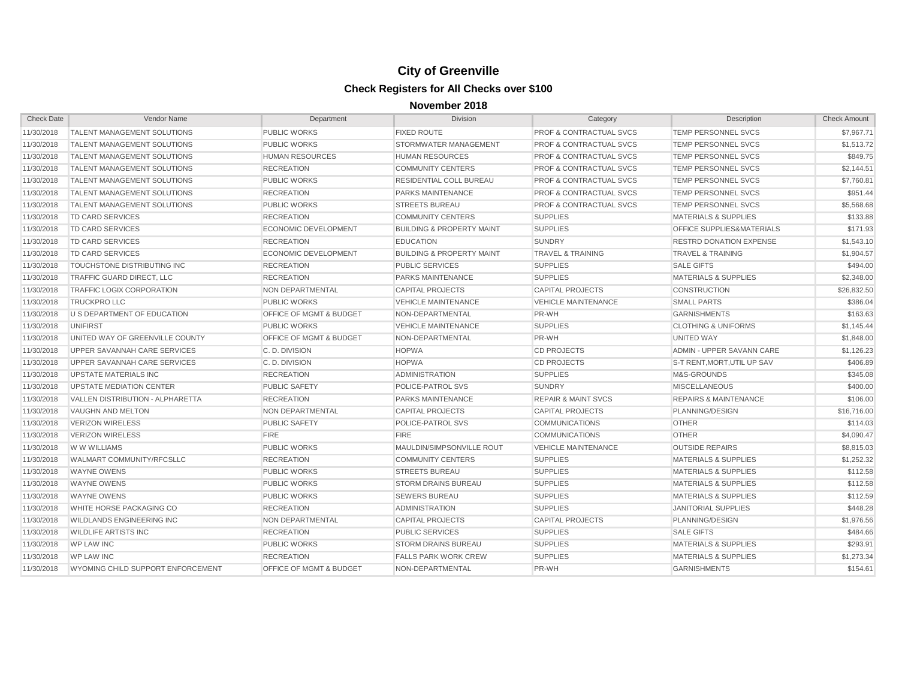# City of Greenville

## Check Registers for All Checks over $100

### November 2018

| Check Date | Vendor Name | Department | Division | Category | Description | Check Amount |
|---|---|---|---|---|---|---|
| 11/30/2018 | TALENT MANAGEMENT SOLUTIONS | PUBLIC WORKS | FIXED ROUTE | PROF & CONTRACTUAL SVCS | TEMP PERSONNEL SVCS | $7,967.71 |
| 11/30/2018 | TALENT MANAGEMENT SOLUTIONS | PUBLIC WORKS | STORMWATER MANAGEMENT | PROF & CONTRACTUAL SVCS | TEMP PERSONNEL SVCS | $1,513.72 |
| 11/30/2018 | TALENT MANAGEMENT SOLUTIONS | HUMAN RESOURCES | HUMAN RESOURCES | PROF & CONTRACTUAL SVCS | TEMP PERSONNEL SVCS | $849.75 |
| 11/30/2018 | TALENT MANAGEMENT SOLUTIONS | RECREATION | COMMUNITY CENTERS | PROF & CONTRACTUAL SVCS | TEMP PERSONNEL SVCS | $2,144.51 |
| 11/30/2018 | TALENT MANAGEMENT SOLUTIONS | PUBLIC WORKS | RESIDENTIAL COLL BUREAU | PROF & CONTRACTUAL SVCS | TEMP PERSONNEL SVCS | $7,760.81 |
| 11/30/2018 | TALENT MANAGEMENT SOLUTIONS | RECREATION | PARKS MAINTENANCE | PROF & CONTRACTUAL SVCS | TEMP PERSONNEL SVCS | $951.44 |
| 11/30/2018 | TALENT MANAGEMENT SOLUTIONS | PUBLIC WORKS | STREETS BUREAU | PROF & CONTRACTUAL SVCS | TEMP PERSONNEL SVCS | $5,568.68 |
| 11/30/2018 | TD CARD SERVICES | RECREATION | COMMUNITY CENTERS | SUPPLIES | MATERIALS & SUPPLIES | $133.88 |
| 11/30/2018 | TD CARD SERVICES | ECONOMIC DEVELOPMENT | BUILDING & PROPERTY MAINT | SUPPLIES | OFFICE SUPPLIES&MATERIALS | $171.93 |
| 11/30/2018 | TD CARD SERVICES | RECREATION | EDUCATION | SUNDRY | RESTRD DONATION EXPENSE | $1,543.10 |
| 11/30/2018 | TD CARD SERVICES | ECONOMIC DEVELOPMENT | BUILDING & PROPERTY MAINT | TRAVEL & TRAINING | TRAVEL & TRAINING | $1,904.57 |
| 11/30/2018 | TOUCHSTONE DISTRIBUTING INC | RECREATION | PUBLIC SERVICES | SUPPLIES | SALE GIFTS | $494.00 |
| 11/30/2018 | TRAFFIC GUARD DIRECT, LLC | RECREATION | PARKS MAINTENANCE | SUPPLIES | MATERIALS & SUPPLIES | $2,348.00 |
| 11/30/2018 | TRAFFIC LOGIX CORPORATION | NON DEPARTMENTAL | CAPITAL PROJECTS | CAPITAL PROJECTS | CONSTRUCTION | $26,832.50 |
| 11/30/2018 | TRUCKPRO LLC | PUBLIC WORKS | VEHICLE MAINTENANCE | VEHICLE MAINTENANCE | SMALL PARTS | $386.04 |
| 11/30/2018 | U S DEPARTMENT OF EDUCATION | OFFICE OF MGMT & BUDGET | NON-DEPARTMENTAL | PR-WH | GARNISHMENTS | $163.63 |
| 11/30/2018 | UNIFIRST | PUBLIC WORKS | VEHICLE MAINTENANCE | SUPPLIES | CLOTHING & UNIFORMS | $1,145.44 |
| 11/30/2018 | UNITED WAY OF GREENVILLE COUNTY | OFFICE OF MGMT & BUDGET | NON-DEPARTMENTAL | PR-WH | UNITED WAY | $1,848.00 |
| 11/30/2018 | UPPER SAVANNAH CARE SERVICES | C. D. DIVISION | HOPWA | CD PROJECTS | ADMIN - UPPER SAVANN CARE | $1,126.23 |
| 11/30/2018 | UPPER SAVANNAH CARE SERVICES | C. D. DIVISION | HOPWA | CD PROJECTS | S-T RENT,MORT,UTIL UP SAV | $406.89 |
| 11/30/2018 | UPSTATE MATERIALS INC | RECREATION | ADMINISTRATION | SUPPLIES | M&S-GROUNDS | $345.08 |
| 11/30/2018 | UPSTATE MEDIATION CENTER | PUBLIC SAFETY | POLICE-PATROL SVS | SUNDRY | MISCELLANEOUS | $400.00 |
| 11/30/2018 | VALLEN DISTRIBUTION - ALPHARETTA | RECREATION | PARKS MAINTENANCE | REPAIR & MAINT SVCS | REPAIRS & MAINTENANCE | $106.00 |
| 11/30/2018 | VAUGHN AND MELTON | NON DEPARTMENTAL | CAPITAL PROJECTS | CAPITAL PROJECTS | PLANNING/DESIGN | $16,716.00 |
| 11/30/2018 | VERIZON WIRELESS | PUBLIC SAFETY | POLICE-PATROL SVS | COMMUNICATIONS | OTHER | $114.03 |
| 11/30/2018 | VERIZON WIRELESS | FIRE | FIRE | COMMUNICATIONS | OTHER | $4,090.47 |
| 11/30/2018 | W W WILLIAMS | PUBLIC WORKS | MAULDIN/SIMPSONVILLE ROUT | VEHICLE MAINTENANCE | OUTSIDE REPAIRS | $8,815.03 |
| 11/30/2018 | WALMART COMMUNITY/RFCSLLC | RECREATION | COMMUNITY CENTERS | SUPPLIES | MATERIALS & SUPPLIES | $1,252.32 |
| 11/30/2018 | WAYNE OWENS | PUBLIC WORKS | STREETS BUREAU | SUPPLIES | MATERIALS & SUPPLIES | $112.58 |
| 11/30/2018 | WAYNE OWENS | PUBLIC WORKS | STORM DRAINS BUREAU | SUPPLIES | MATERIALS & SUPPLIES | $112.58 |
| 11/30/2018 | WAYNE OWENS | PUBLIC WORKS | SEWERS BUREAU | SUPPLIES | MATERIALS & SUPPLIES | $112.59 |
| 11/30/2018 | WHITE HORSE PACKAGING CO | RECREATION | ADMINISTRATION | SUPPLIES | JANITORIAL SUPPLIES | $448.28 |
| 11/30/2018 | WILDLANDS ENGINEERING INC | NON DEPARTMENTAL | CAPITAL PROJECTS | CAPITAL PROJECTS | PLANNING/DESIGN | $1,976.56 |
| 11/30/2018 | WILDLIFE ARTISTS INC | RECREATION | PUBLIC SERVICES | SUPPLIES | SALE GIFTS | $484.66 |
| 11/30/2018 | WP LAW INC | PUBLIC WORKS | STORM DRAINS BUREAU | SUPPLIES | MATERIALS & SUPPLIES | $293.91 |
| 11/30/2018 | WP LAW INC | RECREATION | FALLS PARK WORK CREW | SUPPLIES | MATERIALS & SUPPLIES | $1,273.34 |
| 11/30/2018 | WYOMING CHILD SUPPORT ENFORCEMENT | OFFICE OF MGMT & BUDGET | NON-DEPARTMENTAL | PR-WH | GARNISHMENTS | $154.61 |